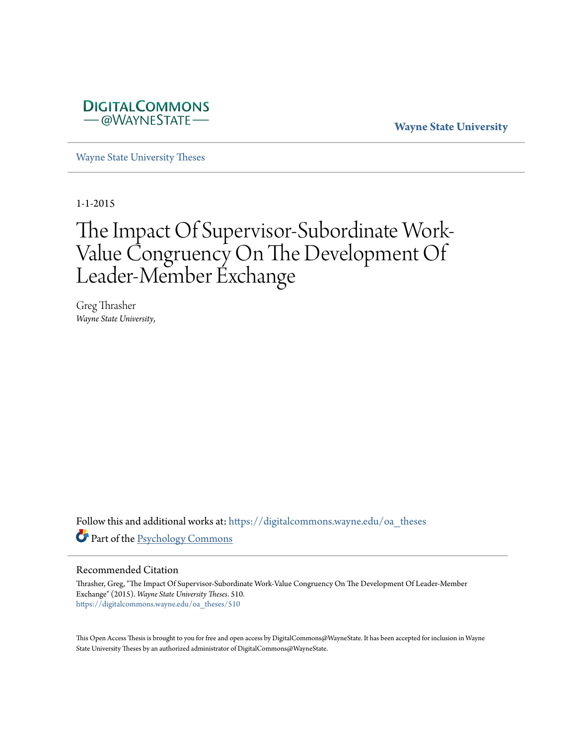DigitalCommons@WayneState

Wayne State University

Wayne State University Theses

1-1-2015

# The Impact Of Supervisor-Subordinate Work-Value Congruency On The Development Of Leader-Member Exchange

Greg Thrasher
*Wayne State University,*

Follow this and additional works at: https://digitalcommons.wayne.edu/oa_theses

Part of the Psychology Commons

## Recommended Citation

Thrasher, Greg, "The Impact Of Supervisor-Subordinate Work-Value Congruency On The Development Of Leader-Member Exchange" (2015). *Wayne State University Theses*. 510.
https://digitalcommons.wayne.edu/oa_theses/510

This Open Access Thesis is brought to you for free and open access by DigitalCommons@WayneState. It has been accepted for inclusion in Wayne State University Theses by an authorized administrator of DigitalCommons@WayneState.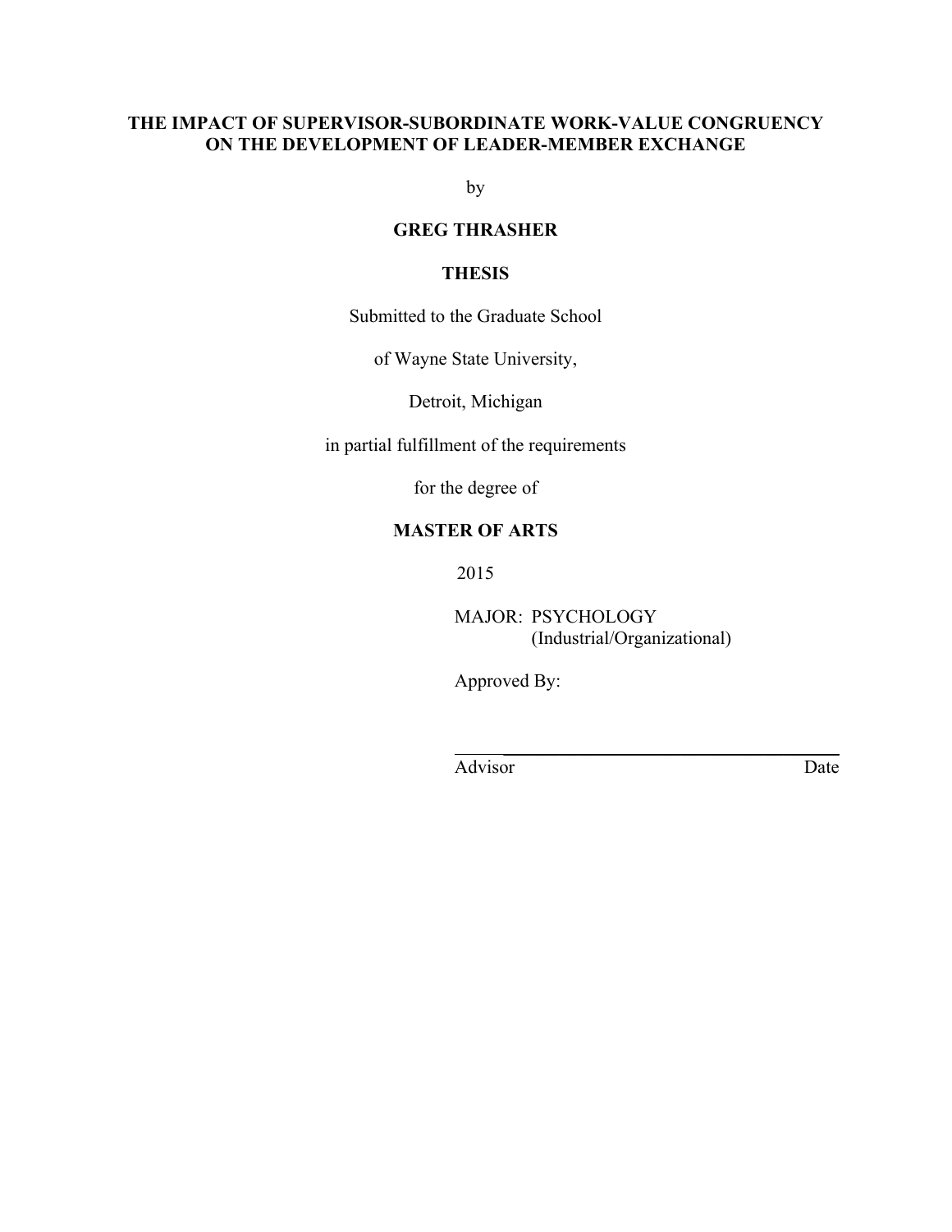**THE IMPACT OF SUPERVISOR-SUBORDINATE WORK-VALUE CONGRUENCY ON THE DEVELOPMENT OF LEADER-MEMBER EXCHANGE**

by

**GREG THRASHER**

**THESIS**

Submitted to the Graduate School

of Wayne State University,

Detroit, Michigan

in partial fulfillment of the requirements

for the degree of

**MASTER OF ARTS**

2015

MAJOR: PSYCHOLOGY
(Industrial/Organizational)

Approved By:

_________________________________________

Advisor Date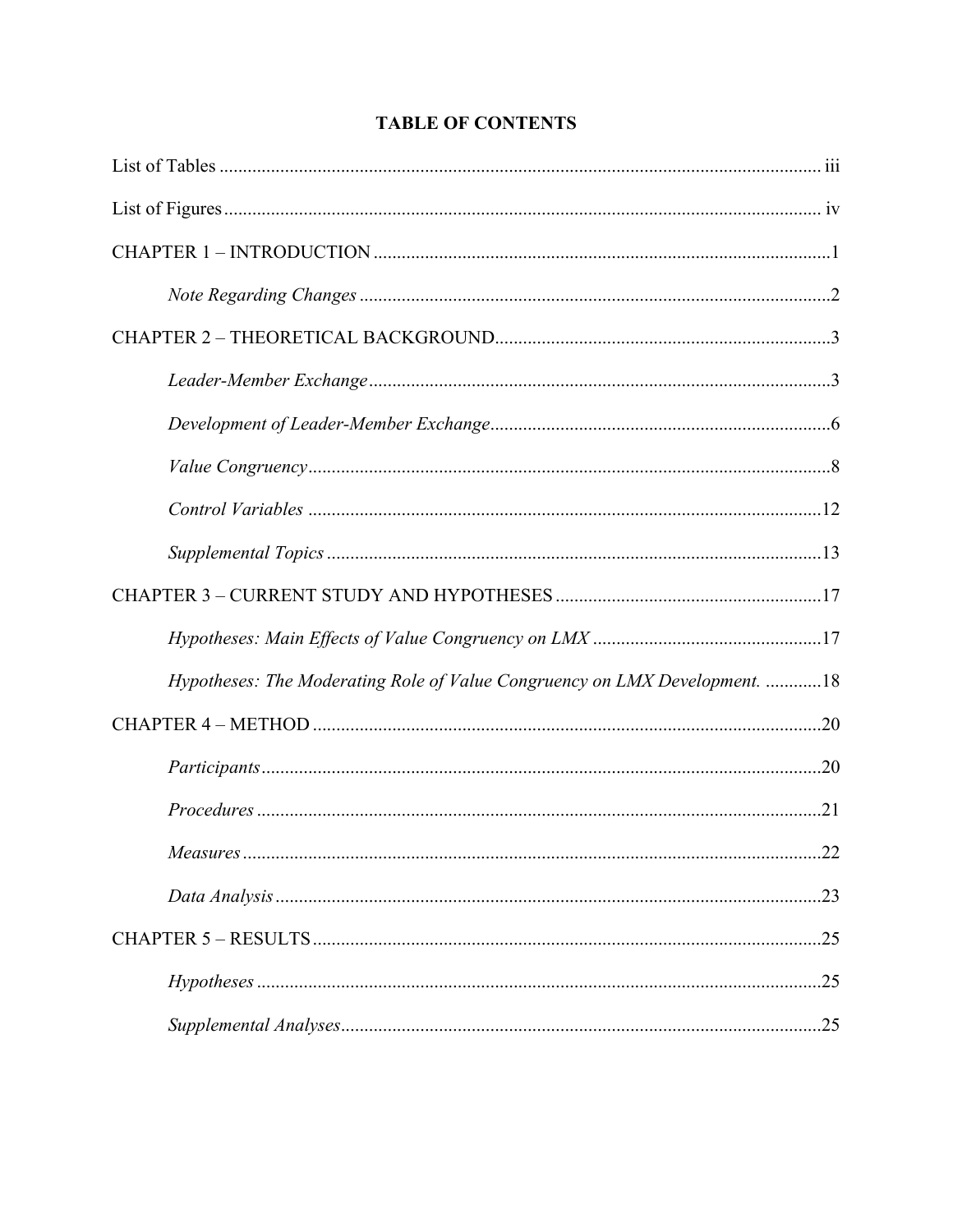# TABLE OF CONTENTS

List of Tables ............................................................................................................. iii

List of Figures ............................................................................................................. iv

CHAPTER 1 – INTRODUCTION ...............................................................................1

*Note Regarding Changes* ...............................................................................2

CHAPTER 2 – THEORETICAL BACKGROUND.....................................................3

*Leader-Member Exchange* ...........................................................................3

*Development of Leader-Member Exchange* ..................................................6

*Value Congruency* ..........................................................................................8

*Control Variables* ..........................................................................................12

*Supplemental Topics* ....................................................................................13

CHAPTER 3 – CURRENT STUDY AND HYPOTHESES ......................................17

*Hypotheses: Main Effects of Value Congruency on LMX* ...........................17

*Hypotheses: The Moderating Role of Value Congruency on LMX Development.* ............18

CHAPTER 4 – METHOD ..........................................................................................20

*Participants* ...................................................................................................20

*Procedures* ....................................................................................................21

*Measures* .......................................................................................................22

*Data Analysis* ................................................................................................23

CHAPTER 5 – RESULTS ..........................................................................................25

*Hypotheses* ....................................................................................................25

*Supplemental Analyses* .................................................................................25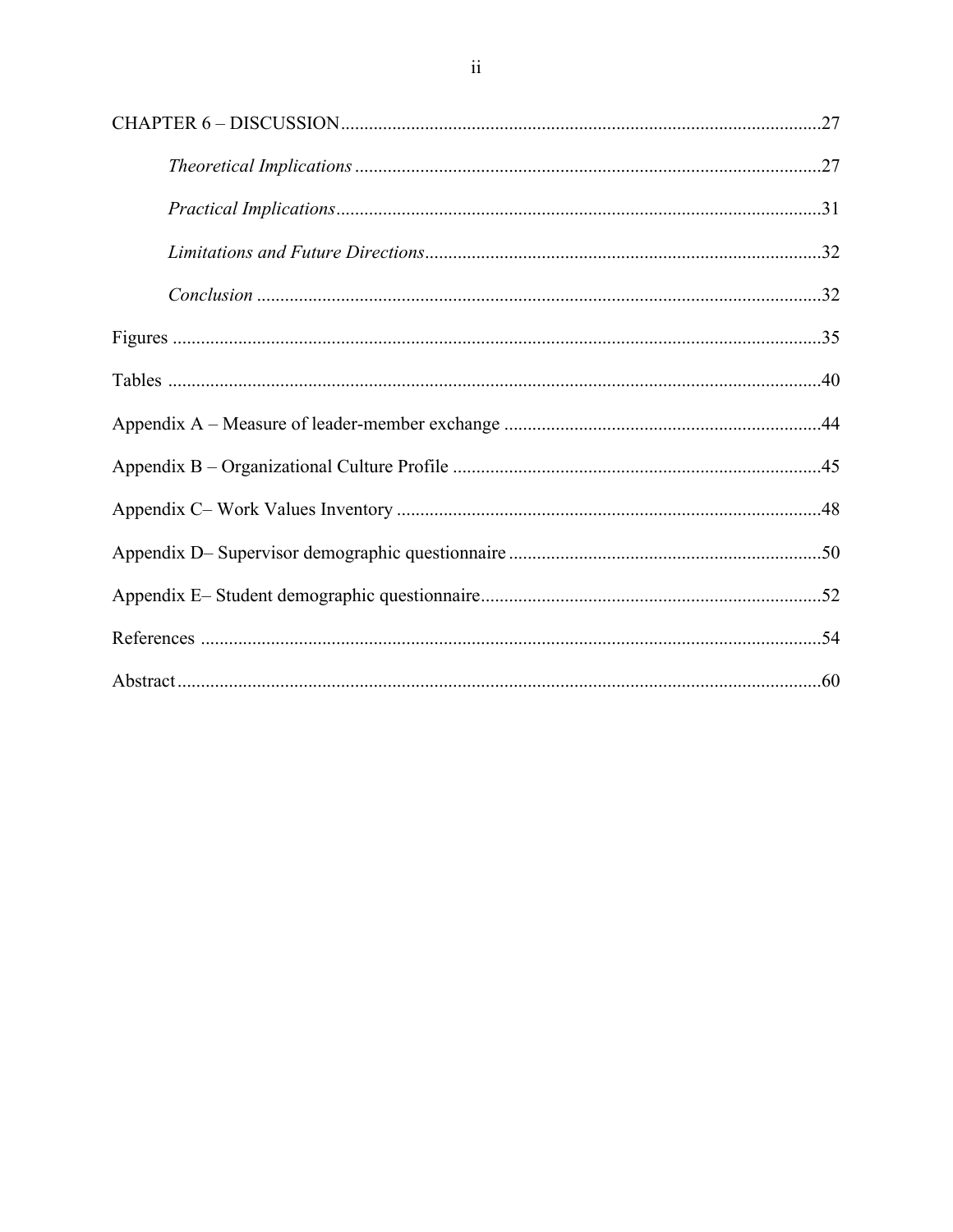CHAPTER 6 – DISCUSSION .....27

*Theoretical Implications* .....27

*Practical Implications* .....31

*Limitations and Future Directions* .....32

*Conclusion* .....32

Figures .....35

Tables .....40

Appendix A – Measure of leader-member exchange .....44

Appendix B – Organizational Culture Profile .....45

Appendix C– Work Values Inventory .....48

Appendix D– Supervisor demographic questionnaire .....50

Appendix E– Student demographic questionnaire .....52

References .....54

Abstract .....60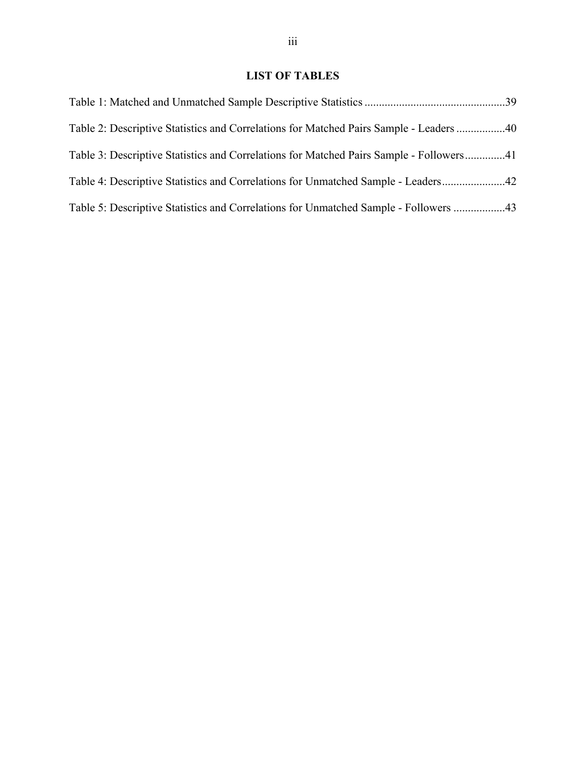## LIST OF TABLES

Table 1: Matched and Unmatched Sample Descriptive Statistics ................................................39

Table 2: Descriptive Statistics and Correlations for Matched Pairs Sample - Leaders ................40

Table 3: Descriptive Statistics and Correlations for Matched Pairs Sample - Followers.............41

Table 4: Descriptive Statistics and Correlations for Unmatched Sample - Leaders.....................42

Table 5: Descriptive Statistics and Correlations for Unmatched Sample - Followers .................43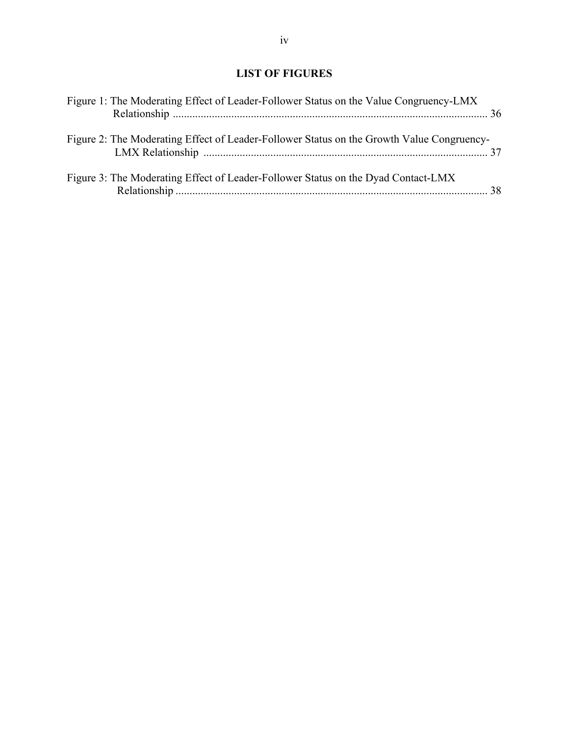## LIST OF FIGURES

Figure 1: The Moderating Effect of Leader-Follower Status on the Value Congruency-LMX Relationship ........................................................................................................ 36

Figure 2: The Moderating Effect of Leader-Follower Status on the Growth Value Congruency-LMX Relationship ........................................................................................................ 37

Figure 3: The Moderating Effect of Leader-Follower Status on the Dyad Contact-LMX Relationship ........................................................................................................ 38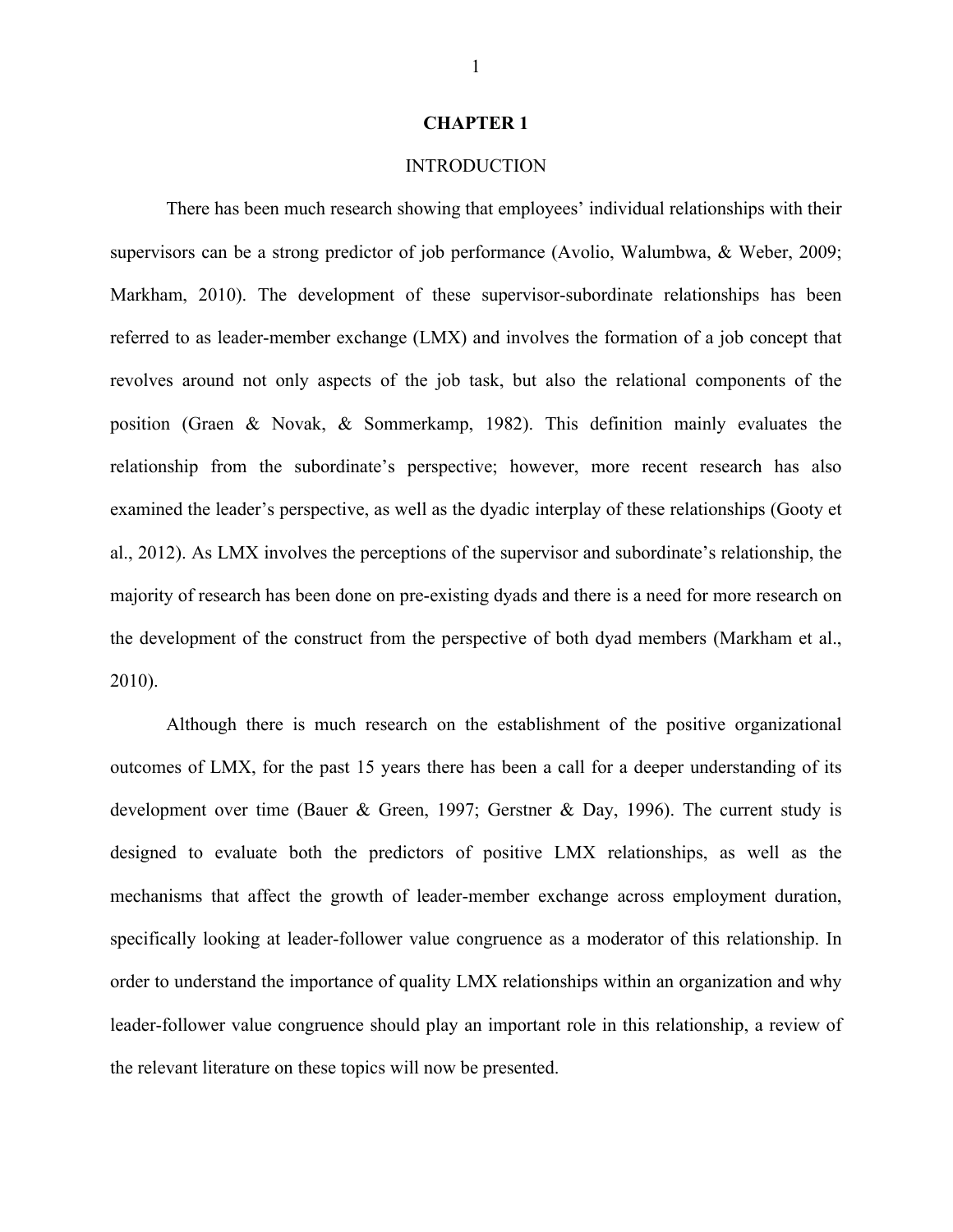# CHAPTER 1

## INTRODUCTION

There has been much research showing that employees' individual relationships with their supervisors can be a strong predictor of job performance (Avolio, Walumbwa, & Weber, 2009; Markham, 2010). The development of these supervisor-subordinate relationships has been referred to as leader-member exchange (LMX) and involves the formation of a job concept that revolves around not only aspects of the job task, but also the relational components of the position (Graen & Novak, & Sommerkamp, 1982). This definition mainly evaluates the relationship from the subordinate's perspective; however, more recent research has also examined the leader's perspective, as well as the dyadic interplay of these relationships (Gooty et al., 2012). As LMX involves the perceptions of the supervisor and subordinate's relationship, the majority of research has been done on pre-existing dyads and there is a need for more research on the development of the construct from the perspective of both dyad members (Markham et al., 2010).

Although there is much research on the establishment of the positive organizational outcomes of LMX, for the past 15 years there has been a call for a deeper understanding of its development over time (Bauer & Green, 1997; Gerstner & Day, 1996). The current study is designed to evaluate both the predictors of positive LMX relationships, as well as the mechanisms that affect the growth of leader-member exchange across employment duration, specifically looking at leader-follower value congruence as a moderator of this relationship. In order to understand the importance of quality LMX relationships within an organization and why leader-follower value congruence should play an important role in this relationship, a review of the relevant literature on these topics will now be presented.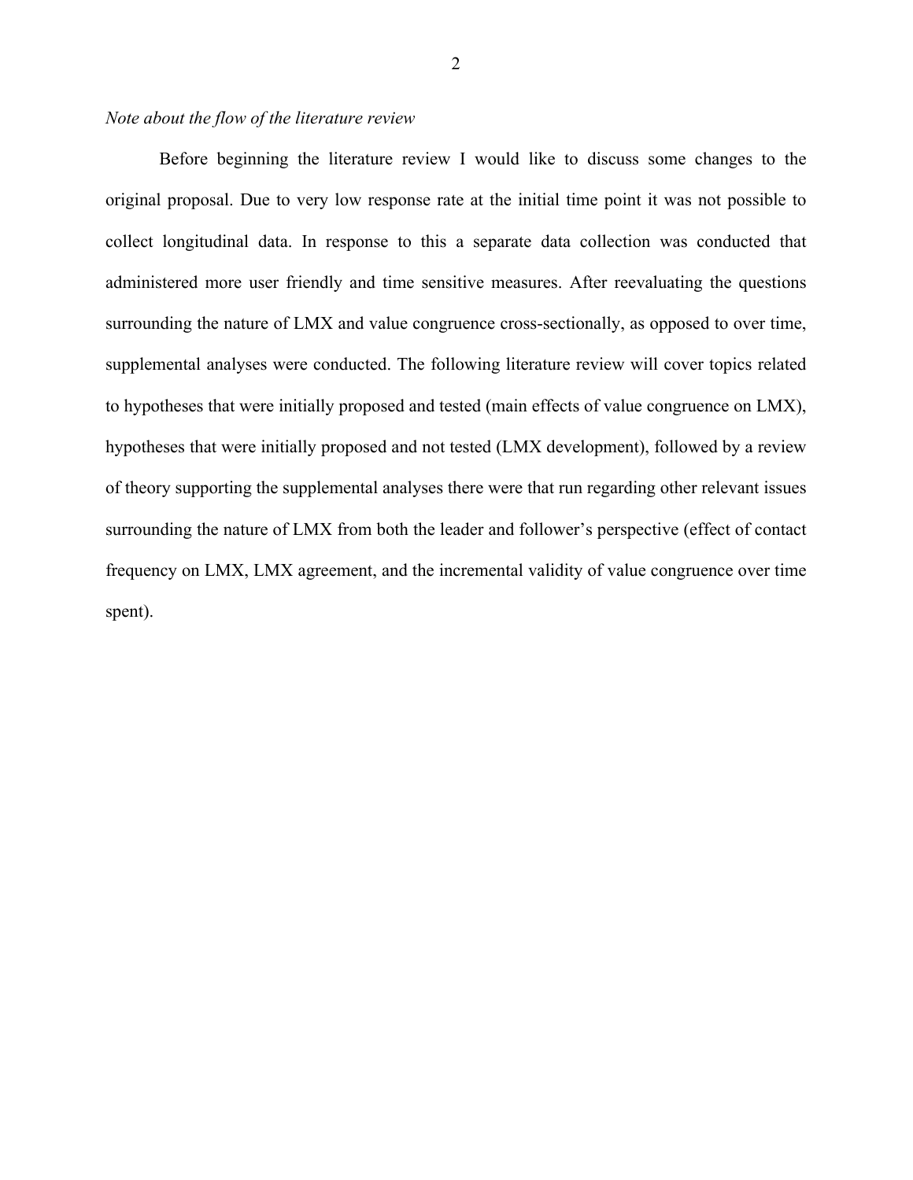*Note about the flow of the literature review*

Before beginning the literature review I would like to discuss some changes to the original proposal. Due to very low response rate at the initial time point it was not possible to collect longitudinal data. In response to this a separate data collection was conducted that administered more user friendly and time sensitive measures. After reevaluating the questions surrounding the nature of LMX and value congruence cross-sectionally, as opposed to over time, supplemental analyses were conducted. The following literature review will cover topics related to hypotheses that were initially proposed and tested (main effects of value congruence on LMX), hypotheses that were initially proposed and not tested (LMX development), followed by a review of theory supporting the supplemental analyses there were that run regarding other relevant issues surrounding the nature of LMX from both the leader and follower's perspective (effect of contact frequency on LMX, LMX agreement, and the incremental validity of value congruence over time spent).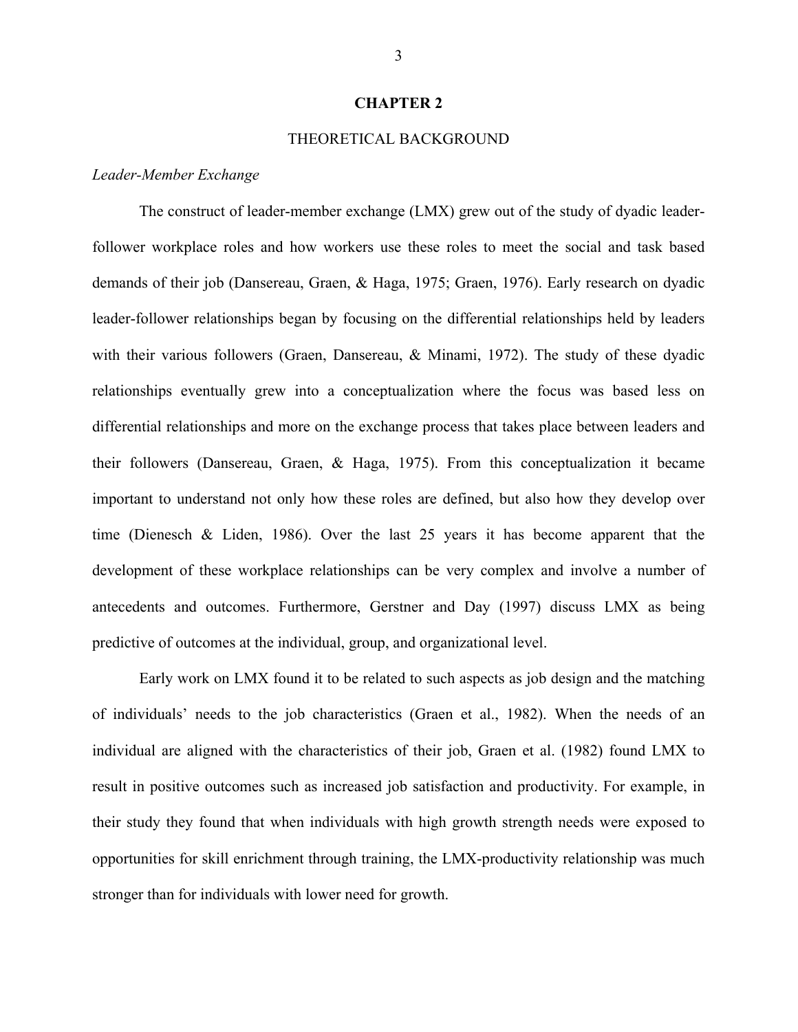# CHAPTER 2

## THEORETICAL BACKGROUND

### *Leader-Member Exchange*

The construct of leader-member exchange (LMX) grew out of the study of dyadic leader-follower workplace roles and how workers use these roles to meet the social and task based demands of their job (Dansereau, Graen, & Haga, 1975; Graen, 1976). Early research on dyadic leader-follower relationships began by focusing on the differential relationships held by leaders with their various followers (Graen, Dansereau, & Minami, 1972). The study of these dyadic relationships eventually grew into a conceptualization where the focus was based less on differential relationships and more on the exchange process that takes place between leaders and their followers (Dansereau, Graen, & Haga, 1975). From this conceptualization it became important to understand not only how these roles are defined, but also how they develop over time (Dienesch & Liden, 1986). Over the last 25 years it has become apparent that the development of these workplace relationships can be very complex and involve a number of antecedents and outcomes. Furthermore, Gerstner and Day (1997) discuss LMX as being predictive of outcomes at the individual, group, and organizational level.

Early work on LMX found it to be related to such aspects as job design and the matching of individuals' needs to the job characteristics (Graen et al., 1982). When the needs of an individual are aligned with the characteristics of their job, Graen et al. (1982) found LMX to result in positive outcomes such as increased job satisfaction and productivity. For example, in their study they found that when individuals with high growth strength needs were exposed to opportunities for skill enrichment through training, the LMX-productivity relationship was much stronger than for individuals with lower need for growth.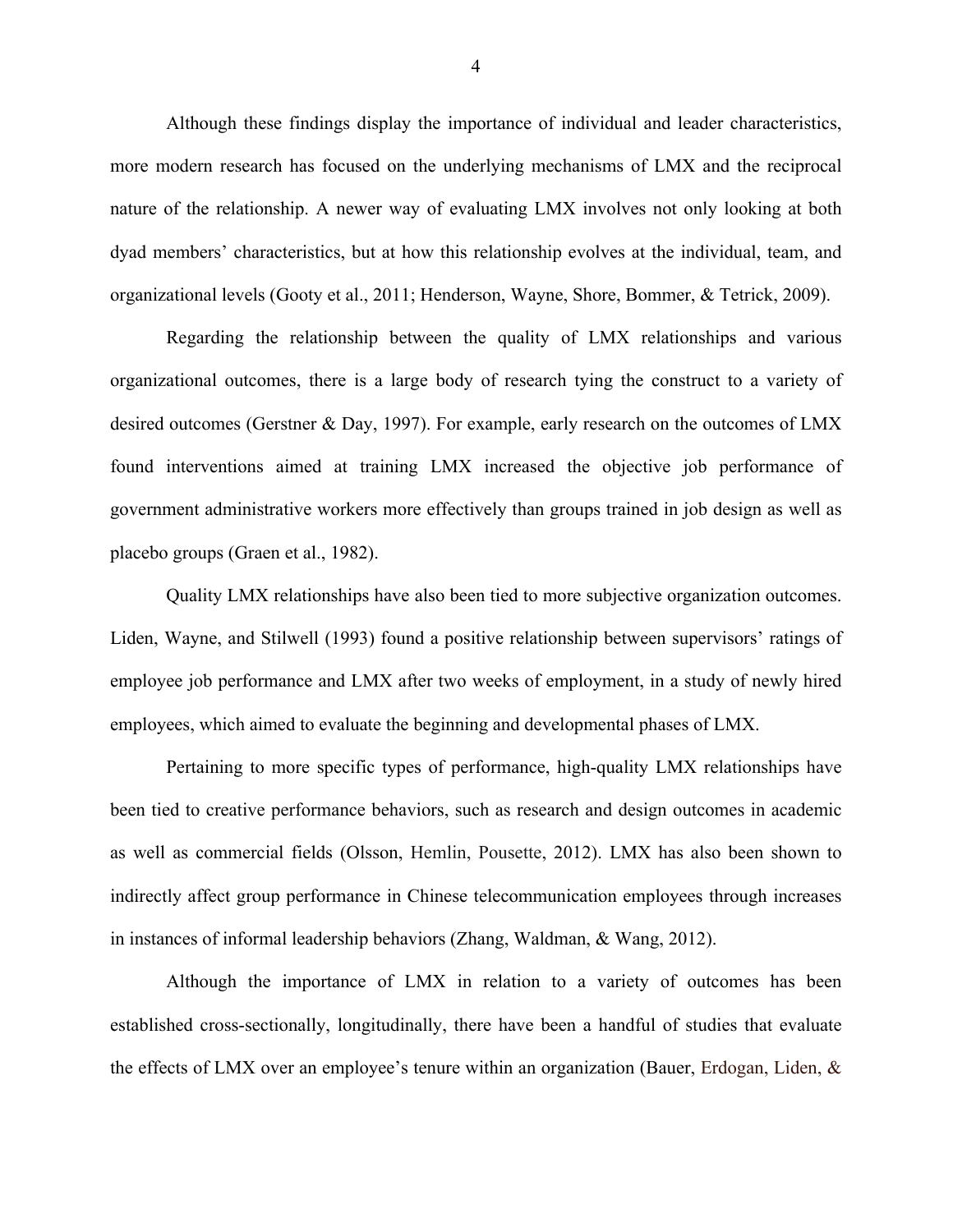Although these findings display the importance of individual and leader characteristics, more modern research has focused on the underlying mechanisms of LMX and the reciprocal nature of the relationship. A newer way of evaluating LMX involves not only looking at both dyad members' characteristics, but at how this relationship evolves at the individual, team, and organizational levels (Gooty et al., 2011; Henderson, Wayne, Shore, Bommer, & Tetrick, 2009).

Regarding the relationship between the quality of LMX relationships and various organizational outcomes, there is a large body of research tying the construct to a variety of desired outcomes (Gerstner & Day, 1997). For example, early research on the outcomes of LMX found interventions aimed at training LMX increased the objective job performance of government administrative workers more effectively than groups trained in job design as well as placebo groups (Graen et al., 1982).

Quality LMX relationships have also been tied to more subjective organization outcomes. Liden, Wayne, and Stilwell (1993) found a positive relationship between supervisors' ratings of employee job performance and LMX after two weeks of employment, in a study of newly hired employees, which aimed to evaluate the beginning and developmental phases of LMX.

Pertaining to more specific types of performance, high-quality LMX relationships have been tied to creative performance behaviors, such as research and design outcomes in academic as well as commercial fields (Olsson, Hemlin, Pousette, 2012). LMX has also been shown to indirectly affect group performance in Chinese telecommunication employees through increases in instances of informal leadership behaviors (Zhang, Waldman, & Wang, 2012).

Although the importance of LMX in relation to a variety of outcomes has been established cross-sectionally, longitudinally, there have been a handful of studies that evaluate the effects of LMX over an employee's tenure within an organization (Bauer, Erdogan, Liden, &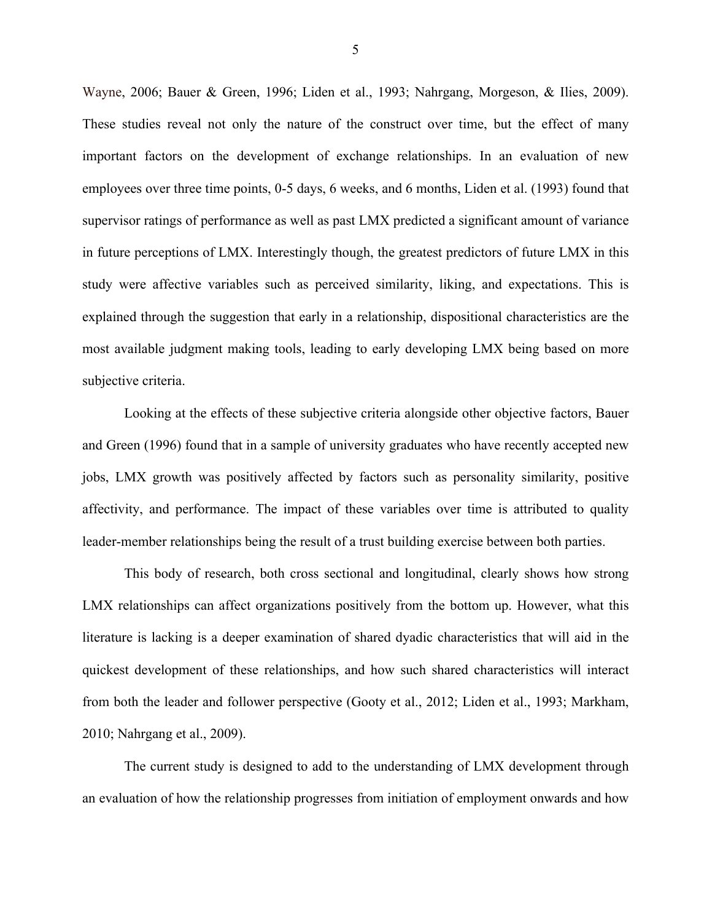Wayne, 2006; Bauer & Green, 1996; Liden et al., 1993; Nahrgang, Morgeson, & Ilies, 2009). These studies reveal not only the nature of the construct over time, but the effect of many important factors on the development of exchange relationships. In an evaluation of new employees over three time points, 0-5 days, 6 weeks, and 6 months, Liden et al. (1993) found that supervisor ratings of performance as well as past LMX predicted a significant amount of variance in future perceptions of LMX. Interestingly though, the greatest predictors of future LMX in this study were affective variables such as perceived similarity, liking, and expectations. This is explained through the suggestion that early in a relationship, dispositional characteristics are the most available judgment making tools, leading to early developing LMX being based on more subjective criteria.

Looking at the effects of these subjective criteria alongside other objective factors, Bauer and Green (1996) found that in a sample of university graduates who have recently accepted new jobs, LMX growth was positively affected by factors such as personality similarity, positive affectivity, and performance. The impact of these variables over time is attributed to quality leader-member relationships being the result of a trust building exercise between both parties.

This body of research, both cross sectional and longitudinal, clearly shows how strong LMX relationships can affect organizations positively from the bottom up. However, what this literature is lacking is a deeper examination of shared dyadic characteristics that will aid in the quickest development of these relationships, and how such shared characteristics will interact from both the leader and follower perspective (Gooty et al., 2012; Liden et al., 1993; Markham, 2010; Nahrgang et al., 2009).

The current study is designed to add to the understanding of LMX development through an evaluation of how the relationship progresses from initiation of employment onwards and how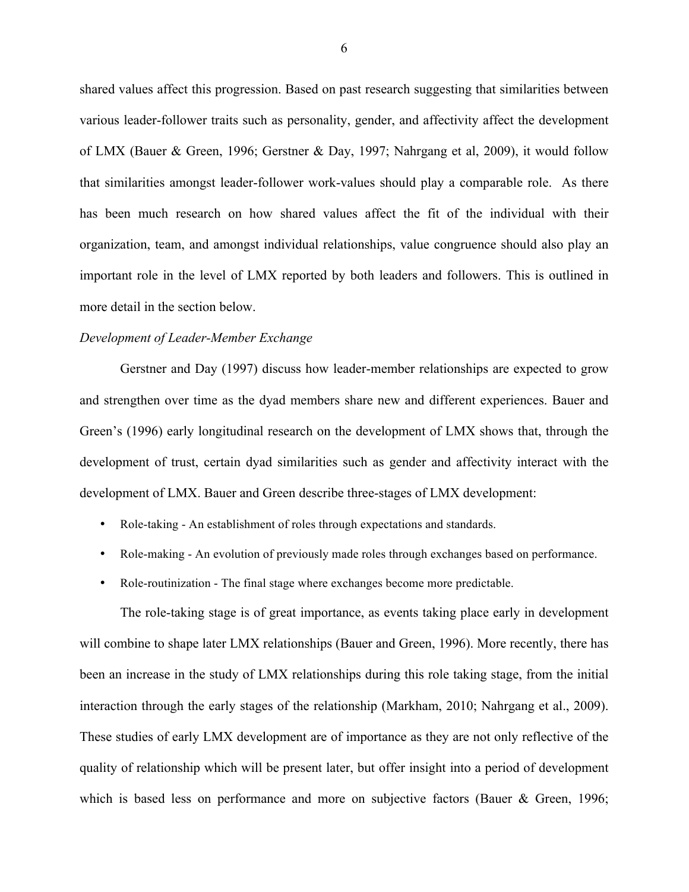shared values affect this progression. Based on past research suggesting that similarities between various leader-follower traits such as personality, gender, and affectivity affect the development of LMX (Bauer & Green, 1996; Gerstner & Day, 1997; Nahrgang et al, 2009), it would follow that similarities amongst leader-follower work-values should play a comparable role. As there has been much research on how shared values affect the fit of the individual with their organization, team, and amongst individual relationships, value congruence should also play an important role in the level of LMX reported by both leaders and followers. This is outlined in more detail in the section below.

*Development of Leader-Member Exchange*

Gerstner and Day (1997) discuss how leader-member relationships are expected to grow and strengthen over time as the dyad members share new and different experiences. Bauer and Green's (1996) early longitudinal research on the development of LMX shows that, through the development of trust, certain dyad similarities such as gender and affectivity interact with the development of LMX. Bauer and Green describe three-stages of LMX development:

- Role-taking - An establishment of roles through expectations and standards.
- Role-making - An evolution of previously made roles through exchanges based on performance.
- Role-routinization - The final stage where exchanges become more predictable.

The role-taking stage is of great importance, as events taking place early in development will combine to shape later LMX relationships (Bauer and Green, 1996). More recently, there has been an increase in the study of LMX relationships during this role taking stage, from the initial interaction through the early stages of the relationship (Markham, 2010; Nahrgang et al., 2009). These studies of early LMX development are of importance as they are not only reflective of the quality of relationship which will be present later, but offer insight into a period of development which is based less on performance and more on subjective factors (Bauer & Green, 1996;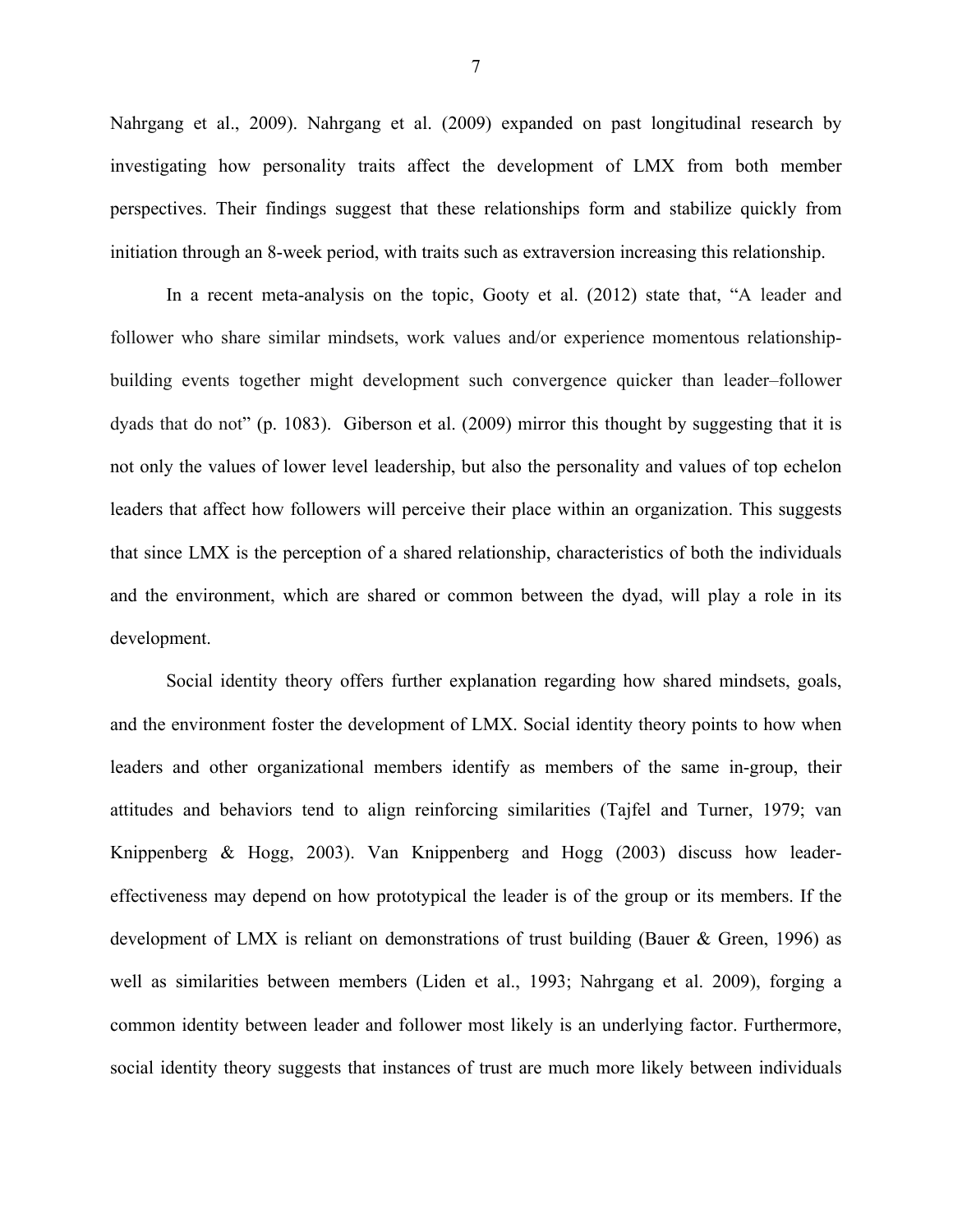Nahrgang et al., 2009). Nahrgang et al. (2009) expanded on past longitudinal research by investigating how personality traits affect the development of LMX from both member perspectives. Their findings suggest that these relationships form and stabilize quickly from initiation through an 8-week period, with traits such as extraversion increasing this relationship.

In a recent meta-analysis on the topic, Gooty et al. (2012) state that, "A leader and follower who share similar mindsets, work values and/or experience momentous relationship-building events together might development such convergence quicker than leader–follower dyads that do not" (p. 1083). Giberson et al. (2009) mirror this thought by suggesting that it is not only the values of lower level leadership, but also the personality and values of top echelon leaders that affect how followers will perceive their place within an organization. This suggests that since LMX is the perception of a shared relationship, characteristics of both the individuals and the environment, which are shared or common between the dyad, will play a role in its development.

Social identity theory offers further explanation regarding how shared mindsets, goals, and the environment foster the development of LMX. Social identity theory points to how when leaders and other organizational members identify as members of the same in-group, their attitudes and behaviors tend to align reinforcing similarities (Tajfel and Turner, 1979; van Knippenberg & Hogg, 2003). Van Knippenberg and Hogg (2003) discuss how leader-effectiveness may depend on how prototypical the leader is of the group or its members. If the development of LMX is reliant on demonstrations of trust building (Bauer & Green, 1996) as well as similarities between members (Liden et al., 1993; Nahrgang et al. 2009), forging a common identity between leader and follower most likely is an underlying factor. Furthermore, social identity theory suggests that instances of trust are much more likely between individuals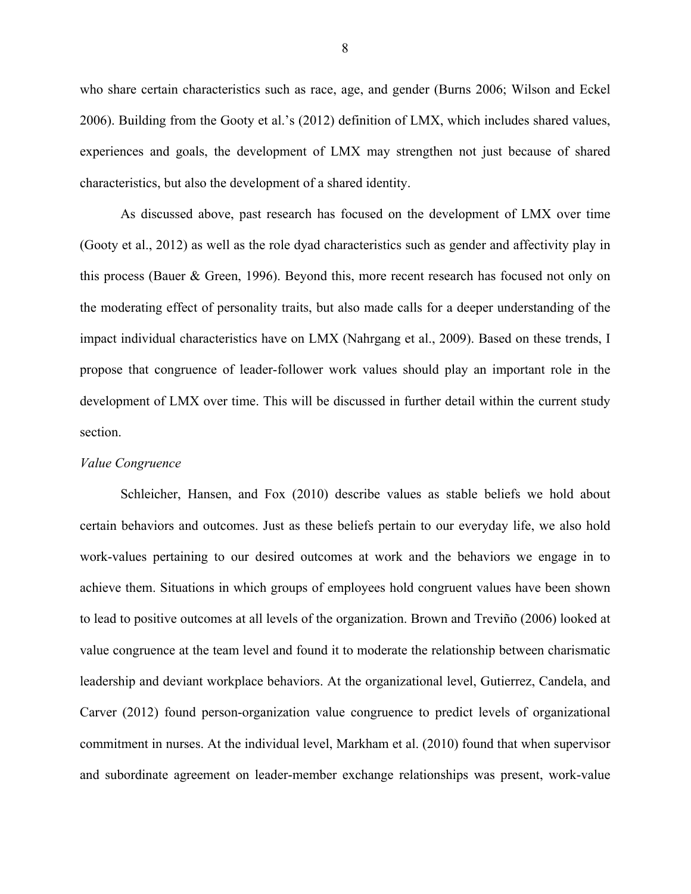who share certain characteristics such as race, age, and gender (Burns 2006; Wilson and Eckel 2006). Building from the Gooty et al.'s (2012) definition of LMX, which includes shared values, experiences and goals, the development of LMX may strengthen not just because of shared characteristics, but also the development of a shared identity.

As discussed above, past research has focused on the development of LMX over time (Gooty et al., 2012) as well as the role dyad characteristics such as gender and affectivity play in this process (Bauer & Green, 1996). Beyond this, more recent research has focused not only on the moderating effect of personality traits, but also made calls for a deeper understanding of the impact individual characteristics have on LMX (Nahrgang et al., 2009). Based on these trends, I propose that congruence of leader-follower work values should play an important role in the development of LMX over time. This will be discussed in further detail within the current study section.

*Value Congruence*

Schleicher, Hansen, and Fox (2010) describe values as stable beliefs we hold about certain behaviors and outcomes. Just as these beliefs pertain to our everyday life, we also hold work-values pertaining to our desired outcomes at work and the behaviors we engage in to achieve them. Situations in which groups of employees hold congruent values have been shown to lead to positive outcomes at all levels of the organization. Brown and Treviño (2006) looked at value congruence at the team level and found it to moderate the relationship between charismatic leadership and deviant workplace behaviors. At the organizational level, Gutierrez, Candela, and Carver (2012) found person-organization value congruence to predict levels of organizational commitment in nurses. At the individual level, Markham et al. (2010) found that when supervisor and subordinate agreement on leader-member exchange relationships was present, work-value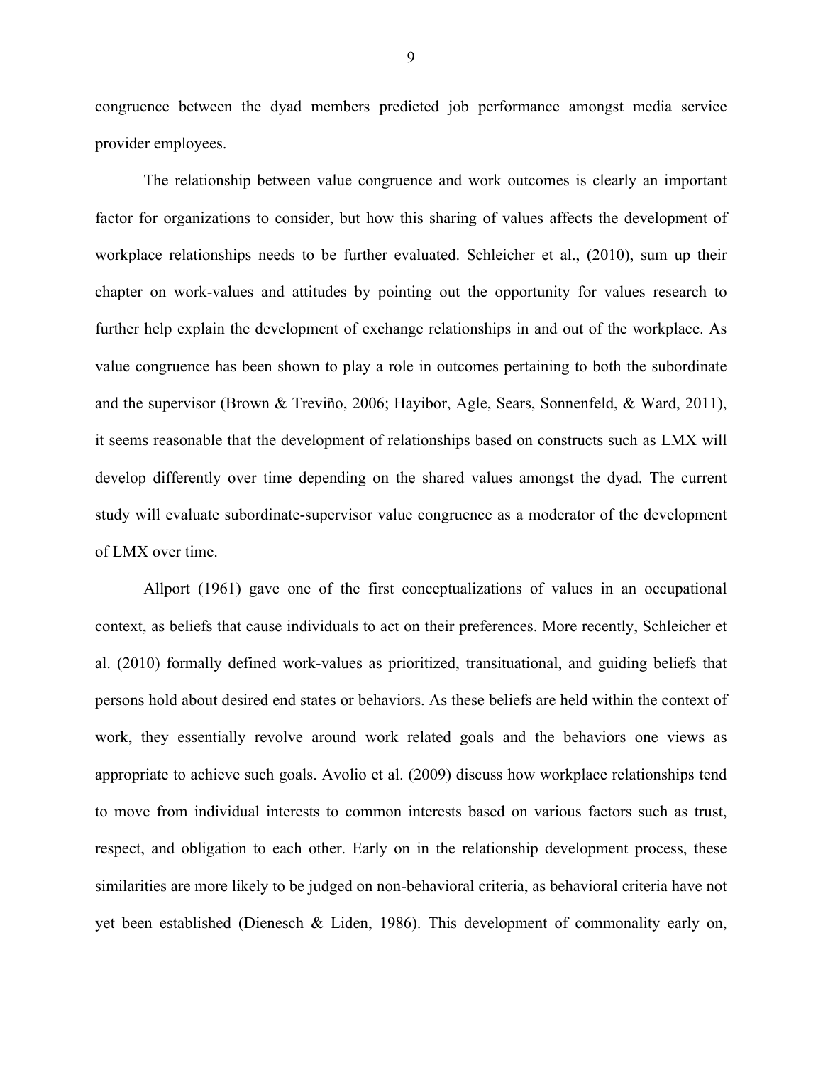congruence between the dyad members predicted job performance amongst media service provider employees.

The relationship between value congruence and work outcomes is clearly an important factor for organizations to consider, but how this sharing of values affects the development of workplace relationships needs to be further evaluated. Schleicher et al., (2010), sum up their chapter on work-values and attitudes by pointing out the opportunity for values research to further help explain the development of exchange relationships in and out of the workplace. As value congruence has been shown to play a role in outcomes pertaining to both the subordinate and the supervisor (Brown & Treviño, 2006; Hayibor, Agle, Sears, Sonnenfeld, & Ward, 2011), it seems reasonable that the development of relationships based on constructs such as LMX will develop differently over time depending on the shared values amongst the dyad. The current study will evaluate subordinate-supervisor value congruence as a moderator of the development of LMX over time.

Allport (1961) gave one of the first conceptualizations of values in an occupational context, as beliefs that cause individuals to act on their preferences. More recently, Schleicher et al. (2010) formally defined work-values as prioritized, transituational, and guiding beliefs that persons hold about desired end states or behaviors. As these beliefs are held within the context of work, they essentially revolve around work related goals and the behaviors one views as appropriate to achieve such goals. Avolio et al. (2009) discuss how workplace relationships tend to move from individual interests to common interests based on various factors such as trust, respect, and obligation to each other. Early on in the relationship development process, these similarities are more likely to be judged on non-behavioral criteria, as behavioral criteria have not yet been established (Dienesch & Liden, 1986). This development of commonality early on,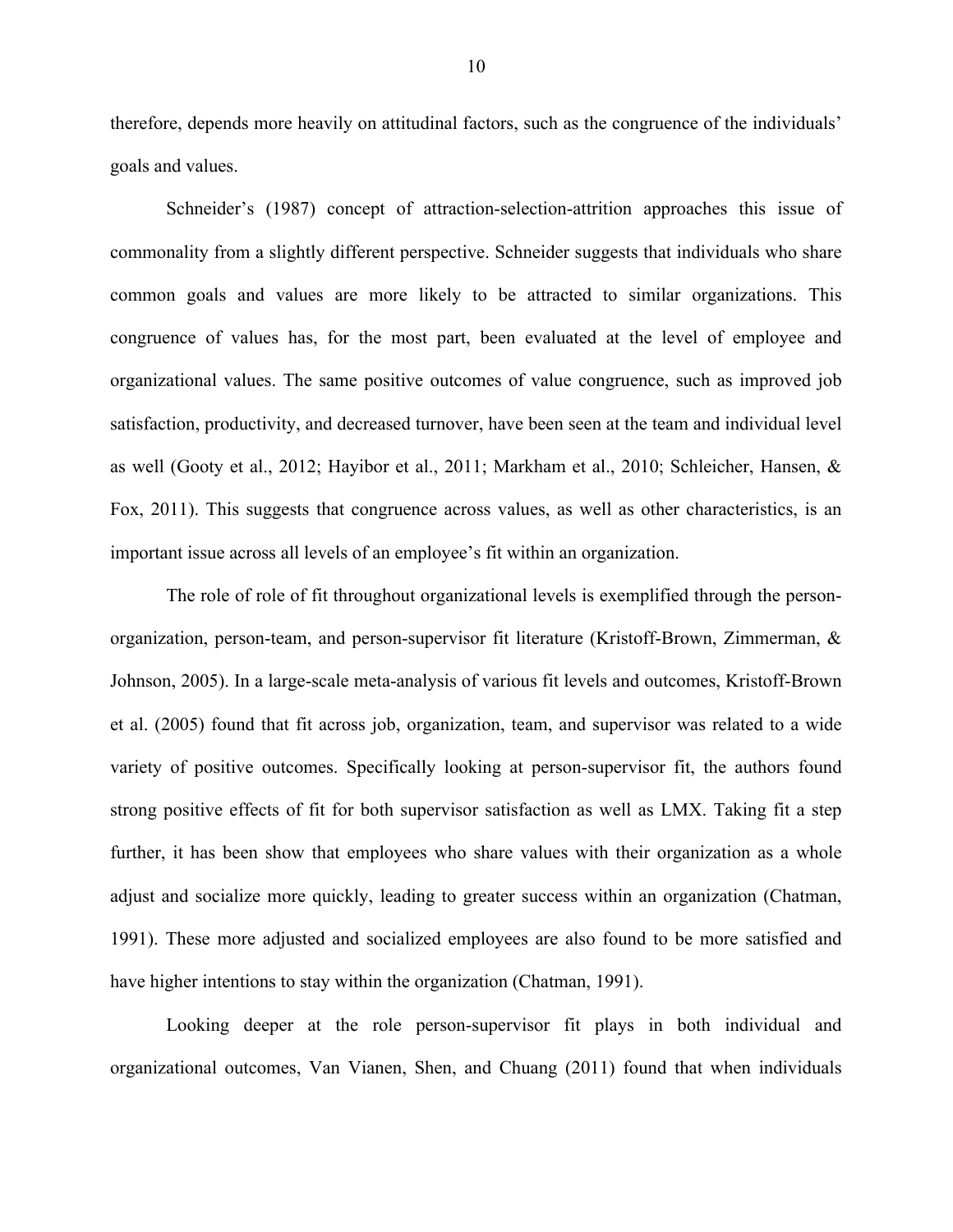therefore, depends more heavily on attitudinal factors, such as the congruence of the individuals' goals and values.

Schneider's (1987) concept of attraction-selection-attrition approaches this issue of commonality from a slightly different perspective. Schneider suggests that individuals who share common goals and values are more likely to be attracted to similar organizations. This congruence of values has, for the most part, been evaluated at the level of employee and organizational values. The same positive outcomes of value congruence, such as improved job satisfaction, productivity, and decreased turnover, have been seen at the team and individual level as well (Gooty et al., 2012; Hayibor et al., 2011; Markham et al., 2010; Schleicher, Hansen, & Fox, 2011). This suggests that congruence across values, as well as other characteristics, is an important issue across all levels of an employee's fit within an organization.

The role of role of fit throughout organizational levels is exemplified through the person-organization, person-team, and person-supervisor fit literature (Kristoff-Brown, Zimmerman, & Johnson, 2005). In a large-scale meta-analysis of various fit levels and outcomes, Kristoff-Brown et al. (2005) found that fit across job, organization, team, and supervisor was related to a wide variety of positive outcomes. Specifically looking at person-supervisor fit, the authors found strong positive effects of fit for both supervisor satisfaction as well as LMX. Taking fit a step further, it has been show that employees who share values with their organization as a whole adjust and socialize more quickly, leading to greater success within an organization (Chatman, 1991). These more adjusted and socialized employees are also found to be more satisfied and have higher intentions to stay within the organization (Chatman, 1991).

Looking deeper at the role person-supervisor fit plays in both individual and organizational outcomes, Van Vianen, Shen, and Chuang (2011) found that when individuals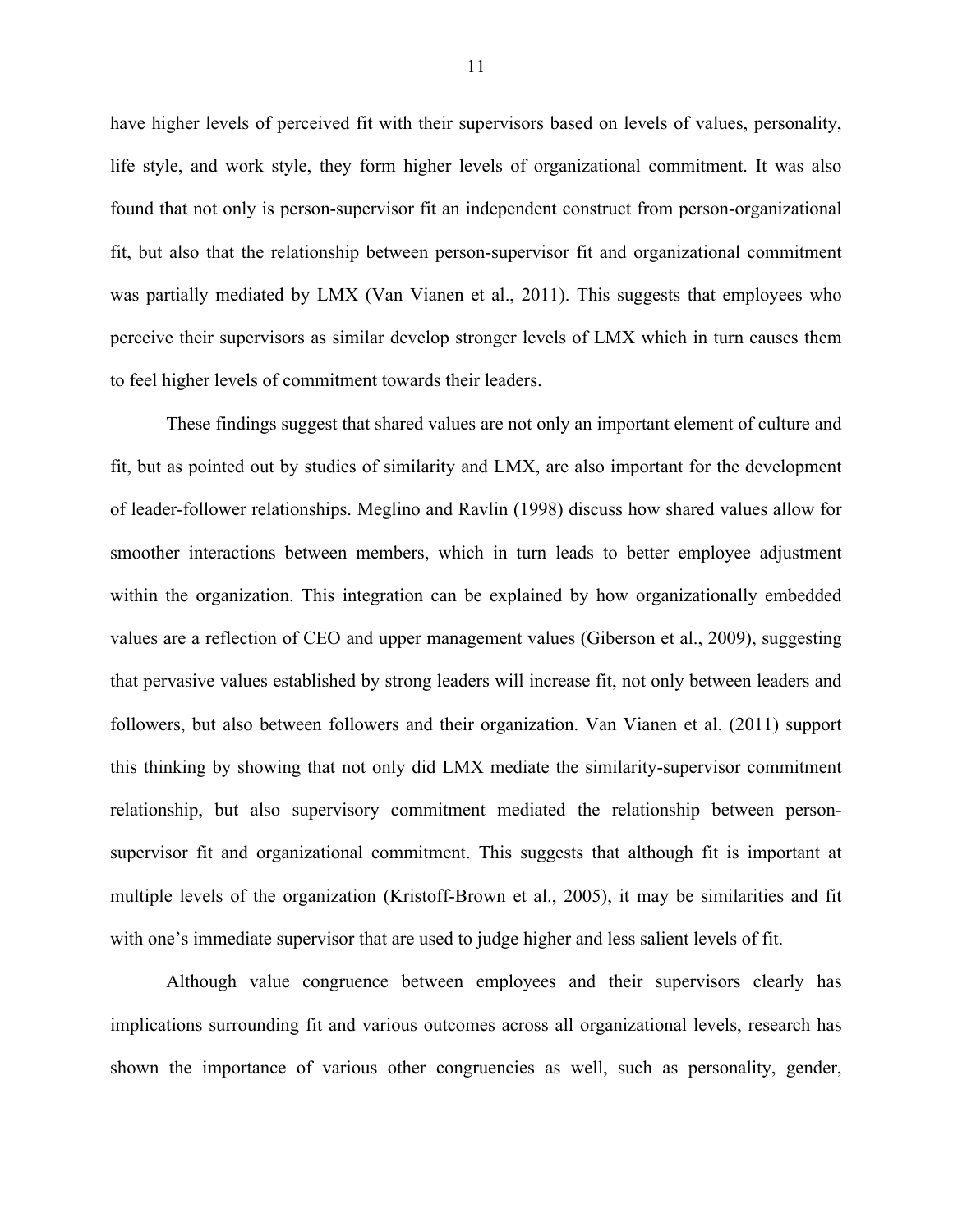have higher levels of perceived fit with their supervisors based on levels of values, personality, life style, and work style, they form higher levels of organizational commitment. It was also found that not only is person-supervisor fit an independent construct from person-organizational fit, but also that the relationship between person-supervisor fit and organizational commitment was partially mediated by LMX (Van Vianen et al., 2011). This suggests that employees who perceive their supervisors as similar develop stronger levels of LMX which in turn causes them to feel higher levels of commitment towards their leaders.

These findings suggest that shared values are not only an important element of culture and fit, but as pointed out by studies of similarity and LMX, are also important for the development of leader-follower relationships. Meglino and Ravlin (1998) discuss how shared values allow for smoother interactions between members, which in turn leads to better employee adjustment within the organization. This integration can be explained by how organizationally embedded values are a reflection of CEO and upper management values (Giberson et al., 2009), suggesting that pervasive values established by strong leaders will increase fit, not only between leaders and followers, but also between followers and their organization. Van Vianen et al. (2011) support this thinking by showing that not only did LMX mediate the similarity-supervisor commitment relationship, but also supervisory commitment mediated the relationship between person-supervisor fit and organizational commitment. This suggests that although fit is important at multiple levels of the organization (Kristoff-Brown et al., 2005), it may be similarities and fit with one's immediate supervisor that are used to judge higher and less salient levels of fit.

Although value congruence between employees and their supervisors clearly has implications surrounding fit and various outcomes across all organizational levels, research has shown the importance of various other congruencies as well, such as personality, gender,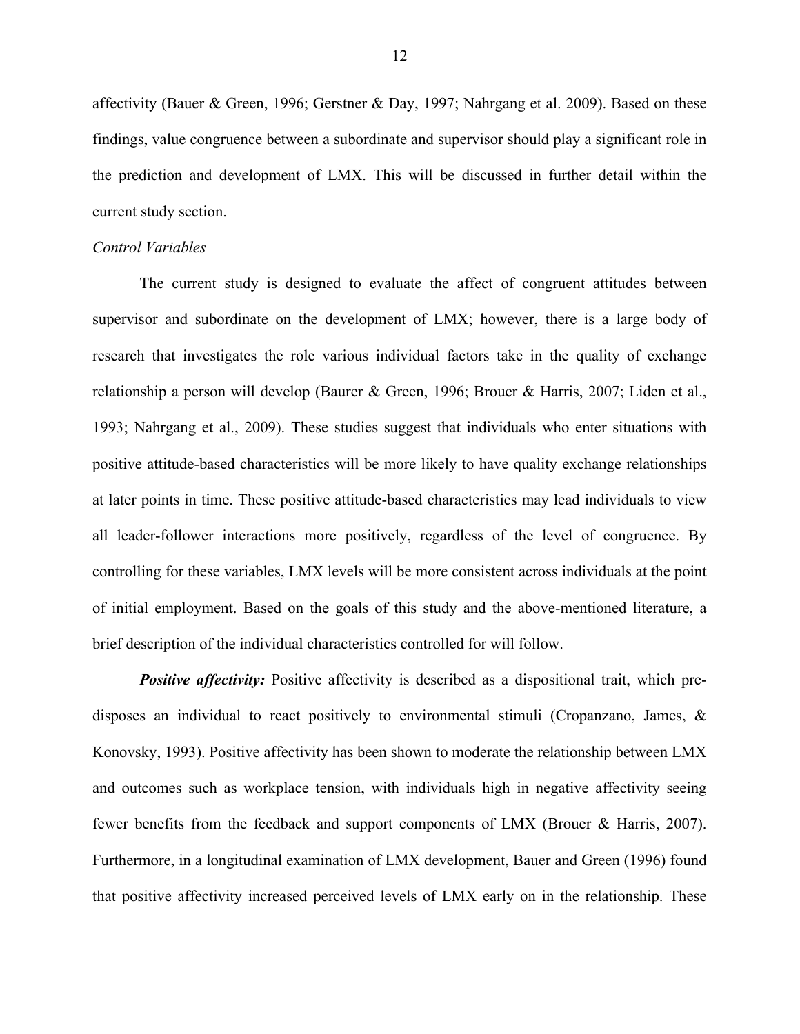affectivity (Bauer & Green, 1996; Gerstner & Day, 1997; Nahrgang et al. 2009). Based on these findings, value congruence between a subordinate and supervisor should play a significant role in the prediction and development of LMX. This will be discussed in further detail within the current study section.

*Control Variables*

The current study is designed to evaluate the affect of congruent attitudes between supervisor and subordinate on the development of LMX; however, there is a large body of research that investigates the role various individual factors take in the quality of exchange relationship a person will develop (Baurer & Green, 1996; Brouer & Harris, 2007; Liden et al., 1993; Nahrgang et al., 2009). These studies suggest that individuals who enter situations with positive attitude-based characteristics will be more likely to have quality exchange relationships at later points in time. These positive attitude-based characteristics may lead individuals to view all leader-follower interactions more positively, regardless of the level of congruence. By controlling for these variables, LMX levels will be more consistent across individuals at the point of initial employment. Based on the goals of this study and the above-mentioned literature, a brief description of the individual characteristics controlled for will follow.

***Positive affectivity:*** Positive affectivity is described as a dispositional trait, which pre-disposes an individual to react positively to environmental stimuli (Cropanzano, James, & Konovsky, 1993). Positive affectivity has been shown to moderate the relationship between LMX and outcomes such as workplace tension, with individuals high in negative affectivity seeing fewer benefits from the feedback and support components of LMX (Brouer & Harris, 2007). Furthermore, in a longitudinal examination of LMX development, Bauer and Green (1996) found that positive affectivity increased perceived levels of LMX early on in the relationship. These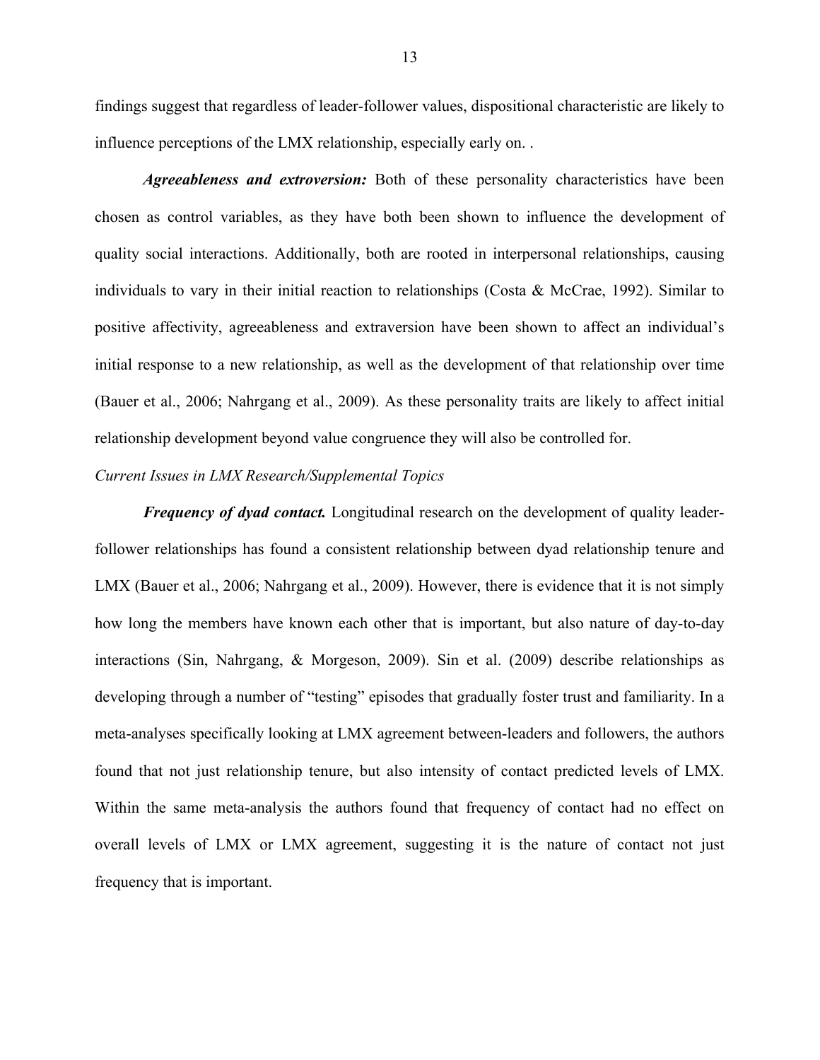findings suggest that regardless of leader-follower values, dispositional characteristic are likely to influence perceptions of the LMX relationship, especially early on. .

***Agreeableness and extroversion:*** Both of these personality characteristics have been chosen as control variables, as they have both been shown to influence the development of quality social interactions. Additionally, both are rooted in interpersonal relationships, causing individuals to vary in their initial reaction to relationships (Costa & McCrae, 1992). Similar to positive affectivity, agreeableness and extraversion have been shown to affect an individual's initial response to a new relationship, as well as the development of that relationship over time (Bauer et al., 2006; Nahrgang et al., 2009). As these personality traits are likely to affect initial relationship development beyond value congruence they will also be controlled for.

*Current Issues in LMX Research/Supplemental Topics*

***Frequency of dyad contact.*** Longitudinal research on the development of quality leader-follower relationships has found a consistent relationship between dyad relationship tenure and LMX (Bauer et al., 2006; Nahrgang et al., 2009). However, there is evidence that it is not simply how long the members have known each other that is important, but also nature of day-to-day interactions (Sin, Nahrgang, & Morgeson, 2009). Sin et al. (2009) describe relationships as developing through a number of "testing" episodes that gradually foster trust and familiarity. In a meta-analyses specifically looking at LMX agreement between-leaders and followers, the authors found that not just relationship tenure, but also intensity of contact predicted levels of LMX. Within the same meta-analysis the authors found that frequency of contact had no effect on overall levels of LMX or LMX agreement, suggesting it is the nature of contact not just frequency that is important.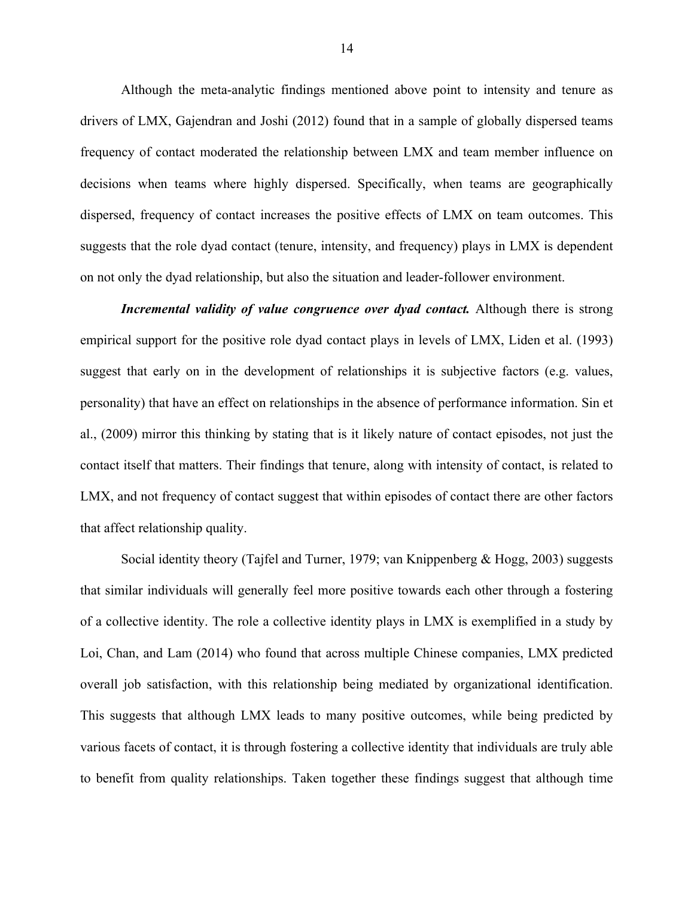Although the meta-analytic findings mentioned above point to intensity and tenure as drivers of LMX, Gajendran and Joshi (2012) found that in a sample of globally dispersed teams frequency of contact moderated the relationship between LMX and team member influence on decisions when teams where highly dispersed. Specifically, when teams are geographically dispersed, frequency of contact increases the positive effects of LMX on team outcomes. This suggests that the role dyad contact (tenure, intensity, and frequency) plays in LMX is dependent on not only the dyad relationship, but also the situation and leader-follower environment.

***Incremental validity of value congruence over dyad contact.*** Although there is strong empirical support for the positive role dyad contact plays in levels of LMX, Liden et al. (1993) suggest that early on in the development of relationships it is subjective factors (e.g. values, personality) that have an effect on relationships in the absence of performance information. Sin et al., (2009) mirror this thinking by stating that is it likely nature of contact episodes, not just the contact itself that matters. Their findings that tenure, along with intensity of contact, is related to LMX, and not frequency of contact suggest that within episodes of contact there are other factors that affect relationship quality.

Social identity theory (Tajfel and Turner, 1979; van Knippenberg & Hogg, 2003) suggests that similar individuals will generally feel more positive towards each other through a fostering of a collective identity. The role a collective identity plays in LMX is exemplified in a study by Loi, Chan, and Lam (2014) who found that across multiple Chinese companies, LMX predicted overall job satisfaction, with this relationship being mediated by organizational identification. This suggests that although LMX leads to many positive outcomes, while being predicted by various facets of contact, it is through fostering a collective identity that individuals are truly able to benefit from quality relationships. Taken together these findings suggest that although time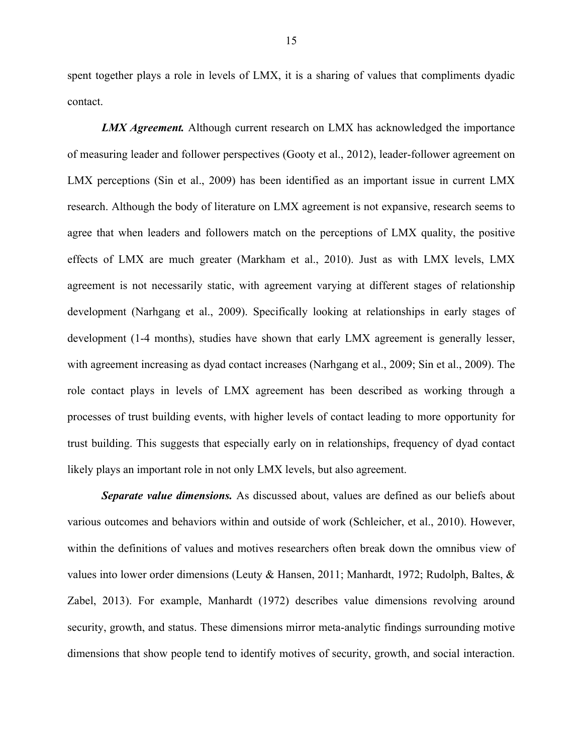spent together plays a role in levels of LMX, it is a sharing of values that compliments dyadic contact.

***LMX Agreement.*** Although current research on LMX has acknowledged the importance of measuring leader and follower perspectives (Gooty et al., 2012), leader-follower agreement on LMX perceptions (Sin et al., 2009) has been identified as an important issue in current LMX research. Although the body of literature on LMX agreement is not expansive, research seems to agree that when leaders and followers match on the perceptions of LMX quality, the positive effects of LMX are much greater (Markham et al., 2010). Just as with LMX levels, LMX agreement is not necessarily static, with agreement varying at different stages of relationship development (Narhgang et al., 2009). Specifically looking at relationships in early stages of development (1-4 months), studies have shown that early LMX agreement is generally lesser, with agreement increasing as dyad contact increases (Narhgang et al., 2009; Sin et al., 2009). The role contact plays in levels of LMX agreement has been described as working through a processes of trust building events, with higher levels of contact leading to more opportunity for trust building. This suggests that especially early on in relationships, frequency of dyad contact likely plays an important role in not only LMX levels, but also agreement.

***Separate value dimensions.*** As discussed about, values are defined as our beliefs about various outcomes and behaviors within and outside of work (Schleicher, et al., 2010). However, within the definitions of values and motives researchers often break down the omnibus view of values into lower order dimensions (Leuty & Hansen, 2011; Manhardt, 1972; Rudolph, Baltes, & Zabel, 2013). For example, Manhardt (1972) describes value dimensions revolving around security, growth, and status. These dimensions mirror meta-analytic findings surrounding motive dimensions that show people tend to identify motives of security, growth, and social interaction.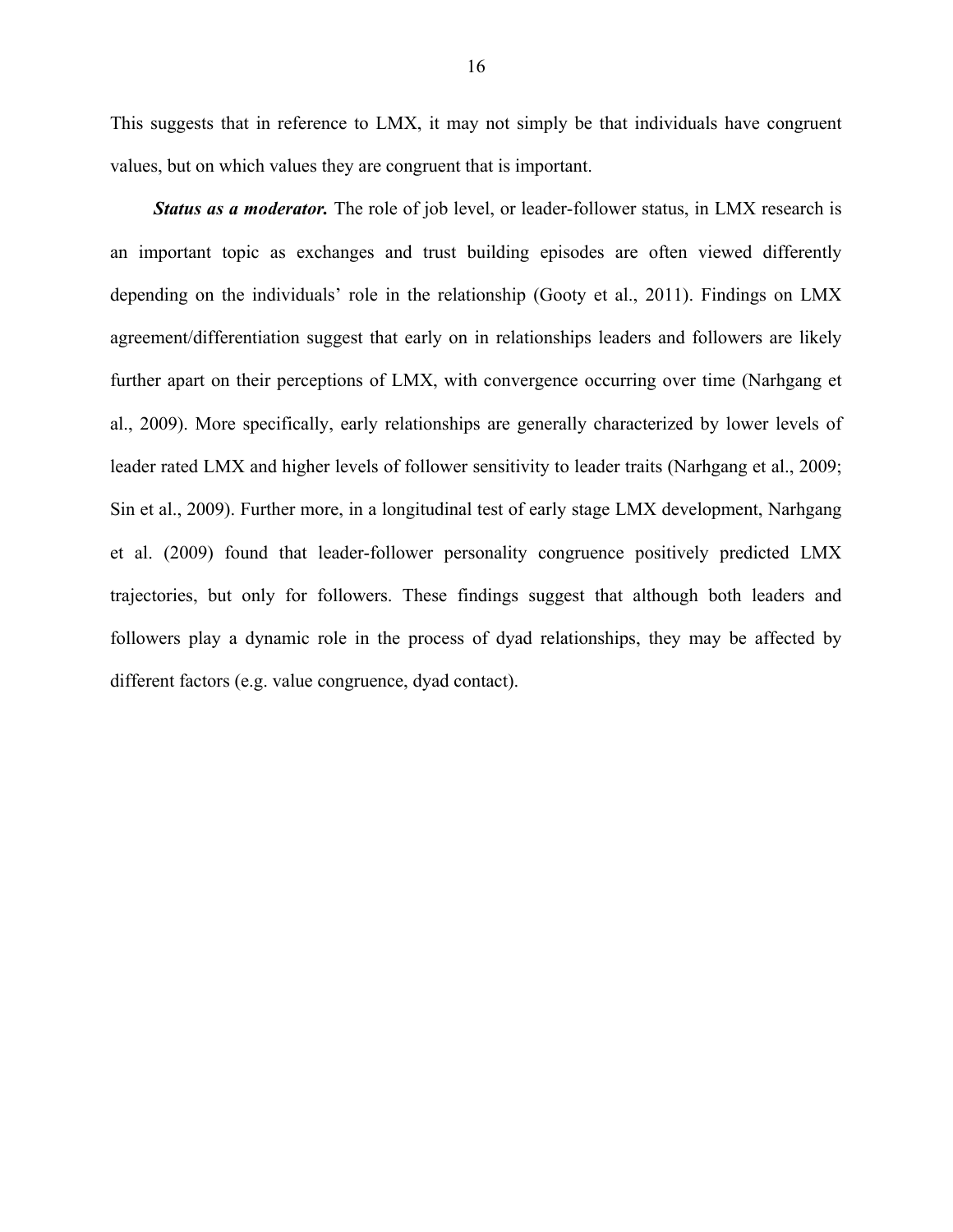This suggests that in reference to LMX, it may not simply be that individuals have congruent values, but on which values they are congruent that is important.

***Status as a moderator.*** The role of job level, or leader-follower status, in LMX research is an important topic as exchanges and trust building episodes are often viewed differently depending on the individuals' role in the relationship (Gooty et al., 2011). Findings on LMX agreement/differentiation suggest that early on in relationships leaders and followers are likely further apart on their perceptions of LMX, with convergence occurring over time (Narhgang et al., 2009). More specifically, early relationships are generally characterized by lower levels of leader rated LMX and higher levels of follower sensitivity to leader traits (Narhgang et al., 2009; Sin et al., 2009). Further more, in a longitudinal test of early stage LMX development, Narhgang et al. (2009) found that leader-follower personality congruence positively predicted LMX trajectories, but only for followers. These findings suggest that although both leaders and followers play a dynamic role in the process of dyad relationships, they may be affected by different factors (e.g. value congruence, dyad contact).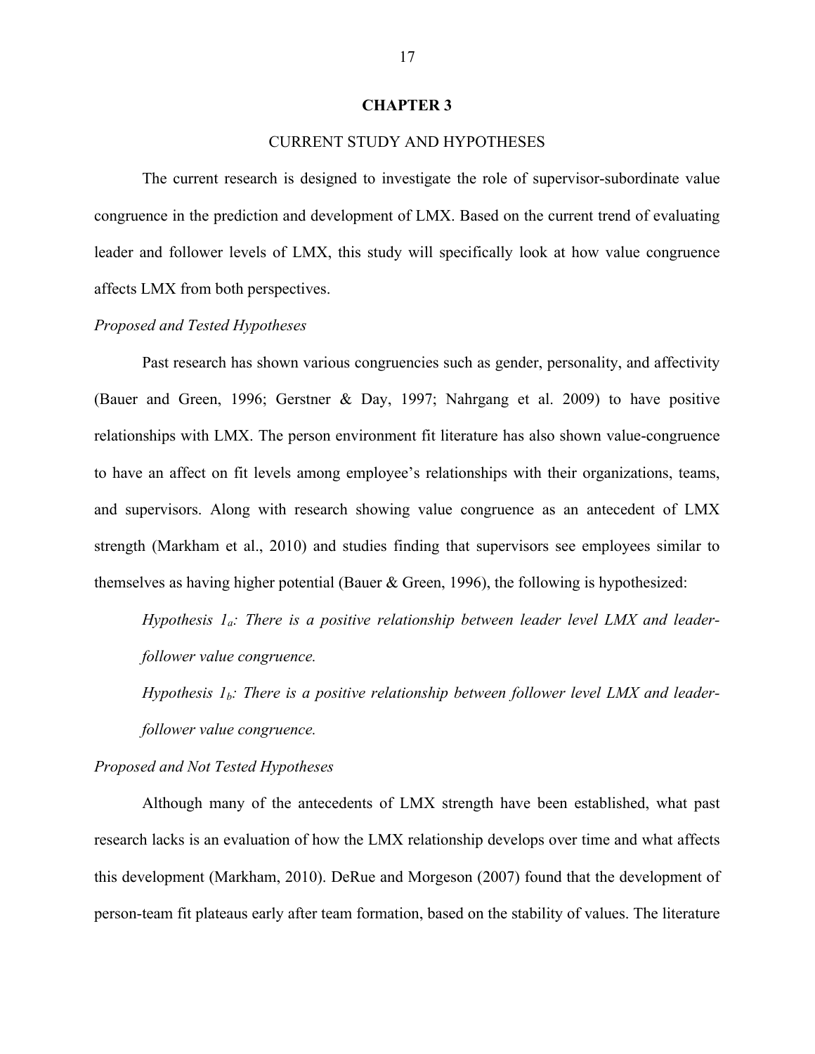# CHAPTER 3

## CURRENT STUDY AND HYPOTHESES

The current research is designed to investigate the role of supervisor-subordinate value congruence in the prediction and development of LMX. Based on the current trend of evaluating leader and follower levels of LMX, this study will specifically look at how value congruence affects LMX from both perspectives.

*Proposed and Tested Hypotheses*

Past research has shown various congruencies such as gender, personality, and affectivity (Bauer and Green, 1996; Gerstner & Day, 1997; Nahrgang et al. 2009) to have positive relationships with LMX. The person environment fit literature has also shown value-congruence to have an affect on fit levels among employee's relationships with their organizations, teams, and supervisors. Along with research showing value congruence as an antecedent of LMX strength (Markham et al., 2010) and studies finding that supervisors see employees similar to themselves as having higher potential (Bauer & Green, 1996), the following is hypothesized:

*Hypothesis $1_a$: There is a positive relationship between leader level LMX and leader-follower value congruence.*

*Hypothesis $1_b$: There is a positive relationship between follower level LMX and leader-follower value congruence.*

*Proposed and Not Tested Hypotheses*

Although many of the antecedents of LMX strength have been established, what past research lacks is an evaluation of how the LMX relationship develops over time and what affects this development (Markham, 2010). DeRue and Morgeson (2007) found that the development of person-team fit plateaus early after team formation, based on the stability of values. The literature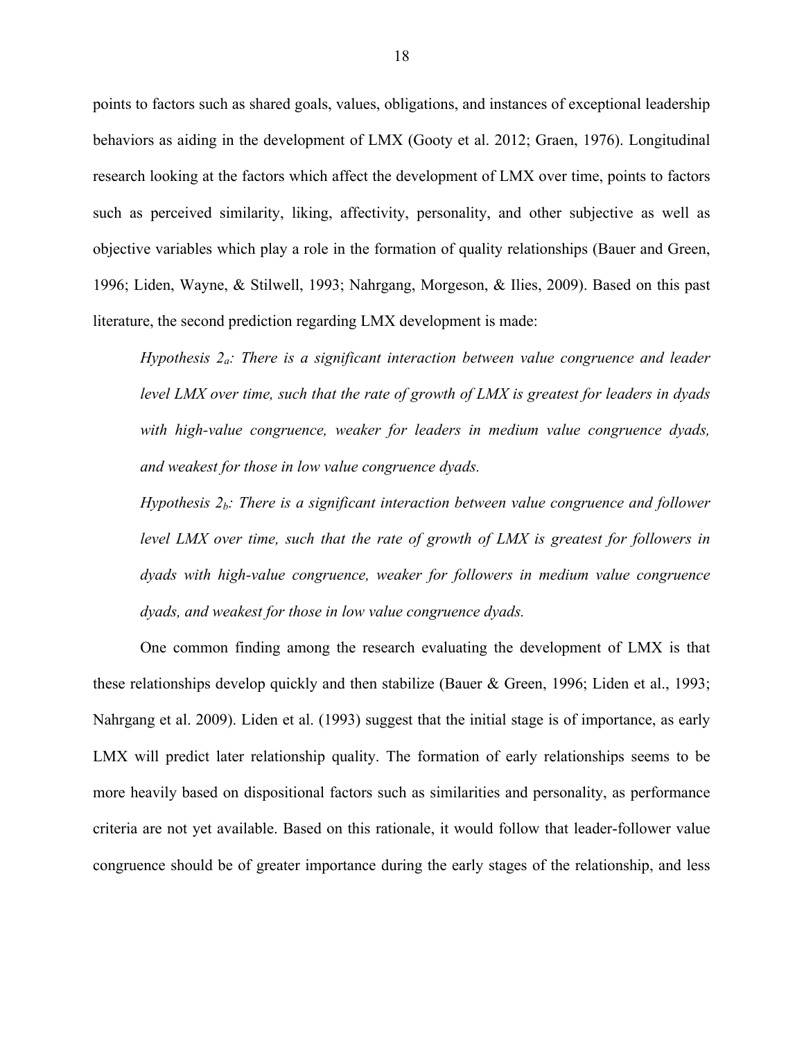points to factors such as shared goals, values, obligations, and instances of exceptional leadership behaviors as aiding in the development of LMX (Gooty et al. 2012; Graen, 1976). Longitudinal research looking at the factors which affect the development of LMX over time, points to factors such as perceived similarity, liking, affectivity, personality, and other subjective as well as objective variables which play a role in the formation of quality relationships (Bauer and Green, 1996; Liden, Wayne, & Stilwell, 1993; Nahrgang, Morgeson, & Ilies, 2009). Based on this past literature, the second prediction regarding LMX development is made:

*Hypothesis $2_a$: There is a significant interaction between value congruence and leader level LMX over time, such that the rate of growth of LMX is greatest for leaders in dyads with high-value congruence, weaker for leaders in medium value congruence dyads, and weakest for those in low value congruence dyads.*

*Hypothesis $2_b$: There is a significant interaction between value congruence and follower level LMX over time, such that the rate of growth of LMX is greatest for followers in dyads with high-value congruence, weaker for followers in medium value congruence dyads, and weakest for those in low value congruence dyads.*

One common finding among the research evaluating the development of LMX is that these relationships develop quickly and then stabilize (Bauer & Green, 1996; Liden et al., 1993; Nahrgang et al. 2009). Liden et al. (1993) suggest that the initial stage is of importance, as early LMX will predict later relationship quality. The formation of early relationships seems to be more heavily based on dispositional factors such as similarities and personality, as performance criteria are not yet available. Based on this rationale, it would follow that leader-follower value congruence should be of greater importance during the early stages of the relationship, and less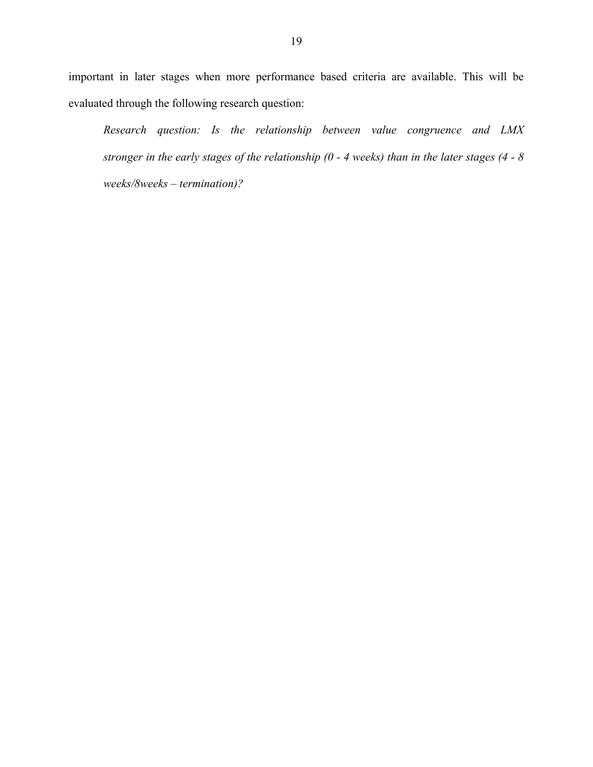important in later stages when more performance based criteria are available. This will be evaluated through the following research question:

> *Research question: Is the relationship between value congruence and LMX stronger in the early stages of the relationship (0 - 4 weeks) than in the later stages (4 - 8 weeks/8weeks – termination)?*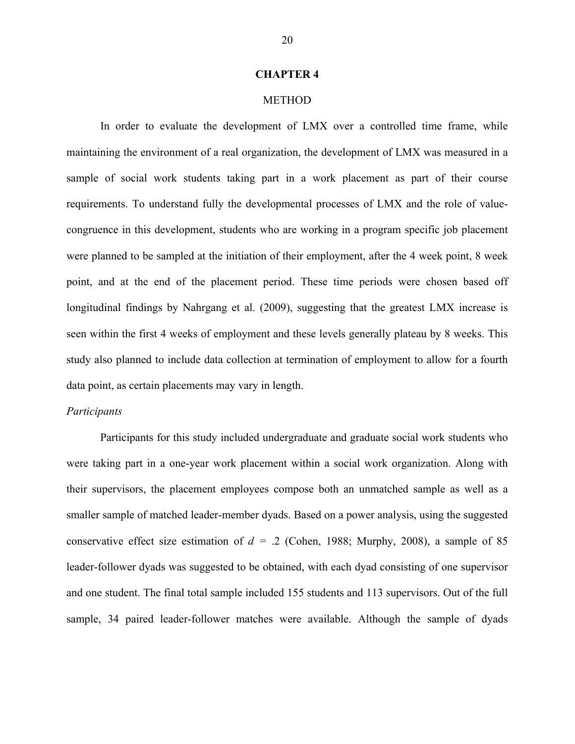# CHAPTER 4

## METHOD

In order to evaluate the development of LMX over a controlled time frame, while maintaining the environment of a real organization, the development of LMX was measured in a sample of social work students taking part in a work placement as part of their course requirements. To understand fully the developmental processes of LMX and the role of value-congruence in this development, students who are working in a program specific job placement were planned to be sampled at the initiation of their employment, after the 4 week point, 8 week point, and at the end of the placement period. These time periods were chosen based off longitudinal findings by Nahrgang et al. (2009), suggesting that the greatest LMX increase is seen within the first 4 weeks of employment and these levels generally plateau by 8 weeks. This study also planned to include data collection at termination of employment to allow for a fourth data point, as certain placements may vary in length.

### *Participants*

Participants for this study included undergraduate and graduate social work students who were taking part in a one-year work placement within a social work organization. Along with their supervisors, the placement employees compose both an unmatched sample as well as a smaller sample of matched leader-member dyads. Based on a power analysis, using the suggested conservative effect size estimation of $d = .2$ (Cohen, 1988; Murphy, 2008), a sample of 85 leader-follower dyads was suggested to be obtained, with each dyad consisting of one supervisor and one student. The final total sample included 155 students and 113 supervisors. Out of the full sample, 34 paired leader-follower matches were available. Although the sample of dyads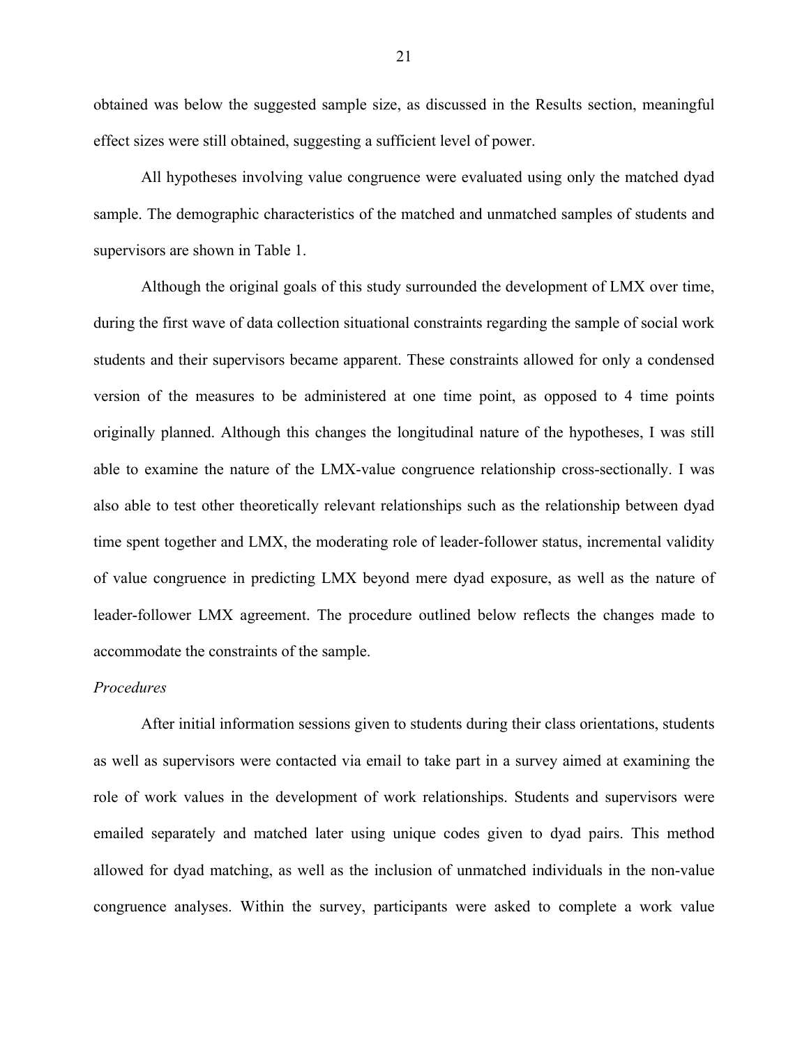obtained was below the suggested sample size, as discussed in the Results section, meaningful effect sizes were still obtained, suggesting a sufficient level of power.

All hypotheses involving value congruence were evaluated using only the matched dyad sample. The demographic characteristics of the matched and unmatched samples of students and supervisors are shown in Table 1.

Although the original goals of this study surrounded the development of LMX over time, during the first wave of data collection situational constraints regarding the sample of social work students and their supervisors became apparent. These constraints allowed for only a condensed version of the measures to be administered at one time point, as opposed to 4 time points originally planned. Although this changes the longitudinal nature of the hypotheses, I was still able to examine the nature of the LMX-value congruence relationship cross-sectionally. I was also able to test other theoretically relevant relationships such as the relationship between dyad time spent together and LMX, the moderating role of leader-follower status, incremental validity of value congruence in predicting LMX beyond mere dyad exposure, as well as the nature of leader-follower LMX agreement. The procedure outlined below reflects the changes made to accommodate the constraints of the sample.

*Procedures*

After initial information sessions given to students during their class orientations, students as well as supervisors were contacted via email to take part in a survey aimed at examining the role of work values in the development of work relationships. Students and supervisors were emailed separately and matched later using unique codes given to dyad pairs. This method allowed for dyad matching, as well as the inclusion of unmatched individuals in the non-value congruence analyses. Within the survey, participants were asked to complete a work value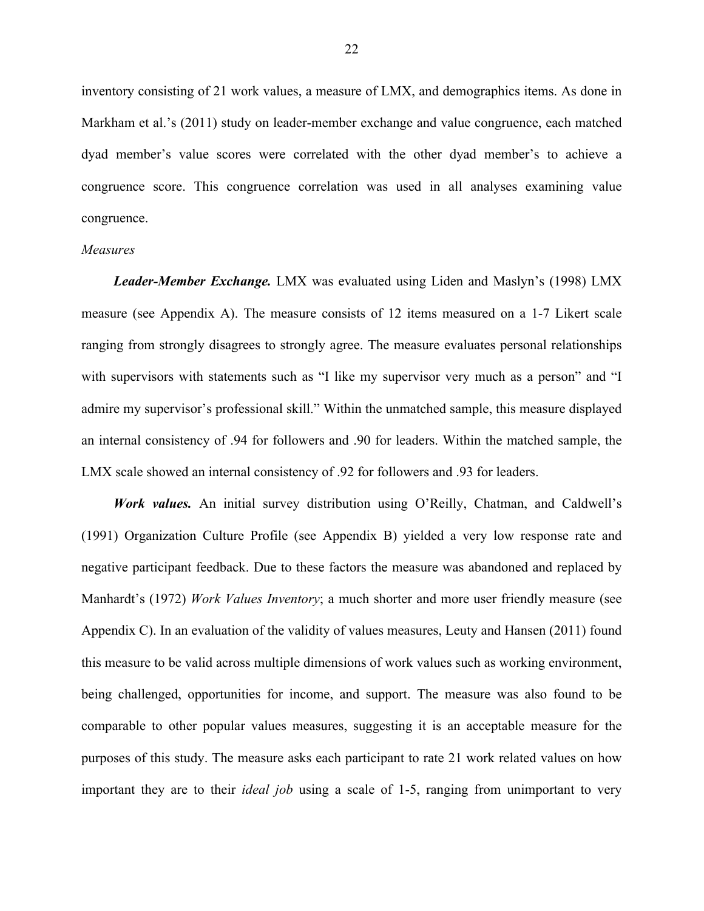inventory consisting of 21 work values, a measure of LMX, and demographics items. As done in Markham et al.'s (2011) study on leader-member exchange and value congruence, each matched dyad member's value scores were correlated with the other dyad member's to achieve a congruence score. This congruence correlation was used in all analyses examining value congruence.

*Measures*

***Leader-Member Exchange.*** LMX was evaluated using Liden and Maslyn's (1998) LMX measure (see Appendix A). The measure consists of 12 items measured on a 1-7 Likert scale ranging from strongly disagrees to strongly agree. The measure evaluates personal relationships with supervisors with statements such as "I like my supervisor very much as a person" and "I admire my supervisor's professional skill." Within the unmatched sample, this measure displayed an internal consistency of .94 for followers and .90 for leaders. Within the matched sample, the LMX scale showed an internal consistency of .92 for followers and .93 for leaders.

***Work values.*** An initial survey distribution using O'Reilly, Chatman, and Caldwell's (1991) Organization Culture Profile (see Appendix B) yielded a very low response rate and negative participant feedback. Due to these factors the measure was abandoned and replaced by Manhardt's (1972) *Work Values Inventory*; a much shorter and more user friendly measure (see Appendix C). In an evaluation of the validity of values measures, Leuty and Hansen (2011) found this measure to be valid across multiple dimensions of work values such as working environment, being challenged, opportunities for income, and support. The measure was also found to be comparable to other popular values measures, suggesting it is an acceptable measure for the purposes of this study. The measure asks each participant to rate 21 work related values on how important they are to their *ideal job* using a scale of 1-5, ranging from unimportant to very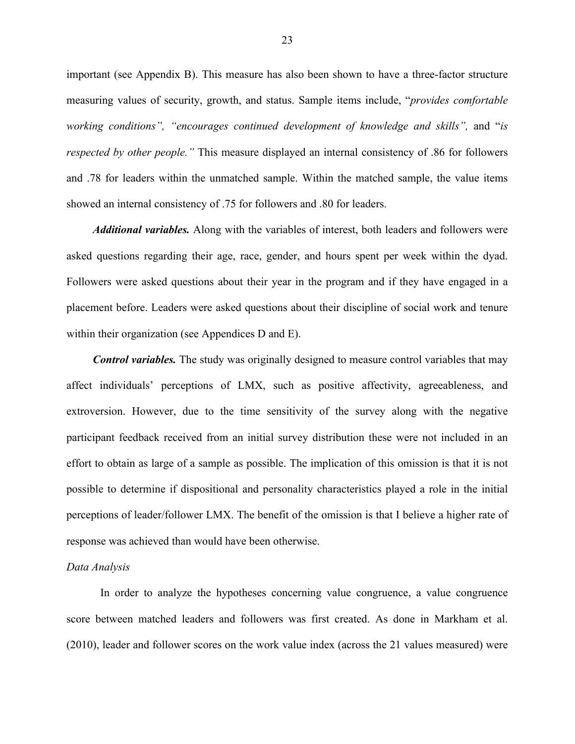important (see Appendix B). This measure has also been shown to have a three-factor structure measuring values of security, growth, and status. Sample items include, "*provides comfortable working conditions", "encourages continued development of knowledge and skills",* and "*is respected by other people."* This measure displayed an internal consistency of .86 for followers and .78 for leaders within the unmatched sample. Within the matched sample, the value items showed an internal consistency of .75 for followers and .80 for leaders.

***Additional variables.*** Along with the variables of interest, both leaders and followers were asked questions regarding their age, race, gender, and hours spent per week within the dyad. Followers were asked questions about their year in the program and if they have engaged in a placement before. Leaders were asked questions about their discipline of social work and tenure within their organization (see Appendices D and E).

***Control variables.*** The study was originally designed to measure control variables that may affect individuals' perceptions of LMX, such as positive affectivity, agreeableness, and extroversion. However, due to the time sensitivity of the survey along with the negative participant feedback received from an initial survey distribution these were not included in an effort to obtain as large of a sample as possible. The implication of this omission is that it is not possible to determine if dispositional and personality characteristics played a role in the initial perceptions of leader/follower LMX. The benefit of the omission is that I believe a higher rate of response was achieved than would have been otherwise.

*Data Analysis*

In order to analyze the hypotheses concerning value congruence, a value congruence score between matched leaders and followers was first created. As done in Markham et al. (2010), leader and follower scores on the work value index (across the 21 values measured) were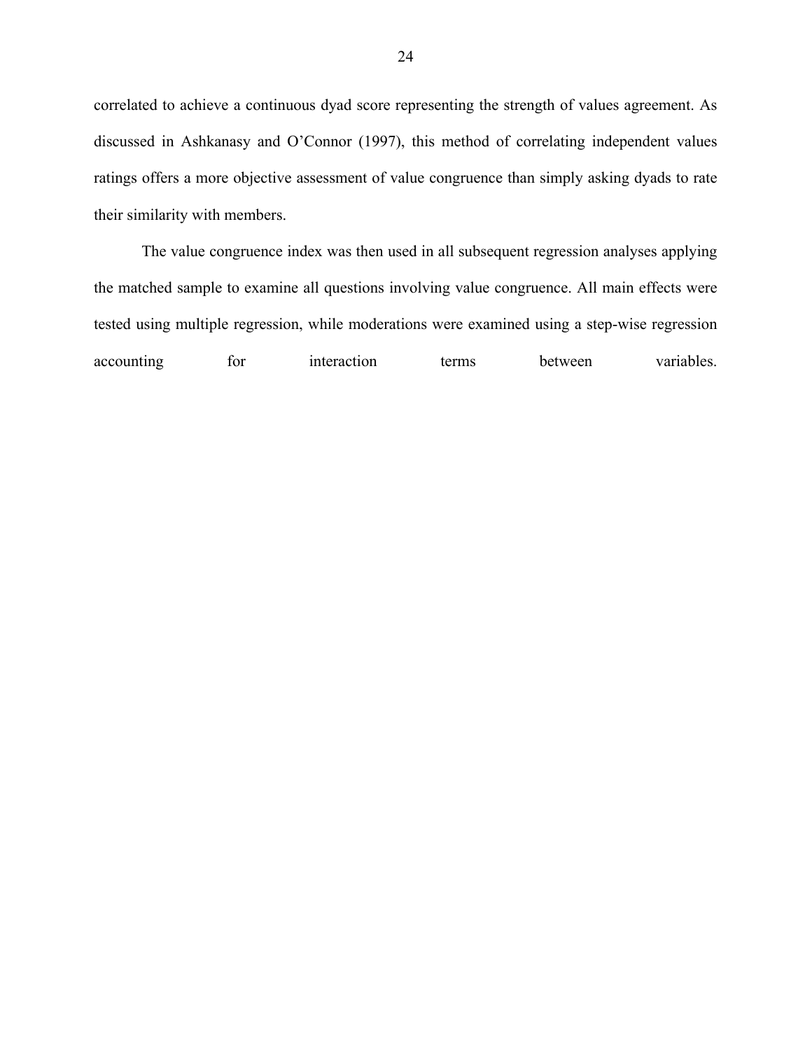correlated to achieve a continuous dyad score representing the strength of values agreement. As discussed in Ashkanasy and O'Connor (1997), this method of correlating independent values ratings offers a more objective assessment of value congruence than simply asking dyads to rate their similarity with members.

The value congruence index was then used in all subsequent regression analyses applying the matched sample to examine all questions involving value congruence. All main effects were tested using multiple regression, while moderations were examined using a step-wise regression accounting for interaction terms between variables.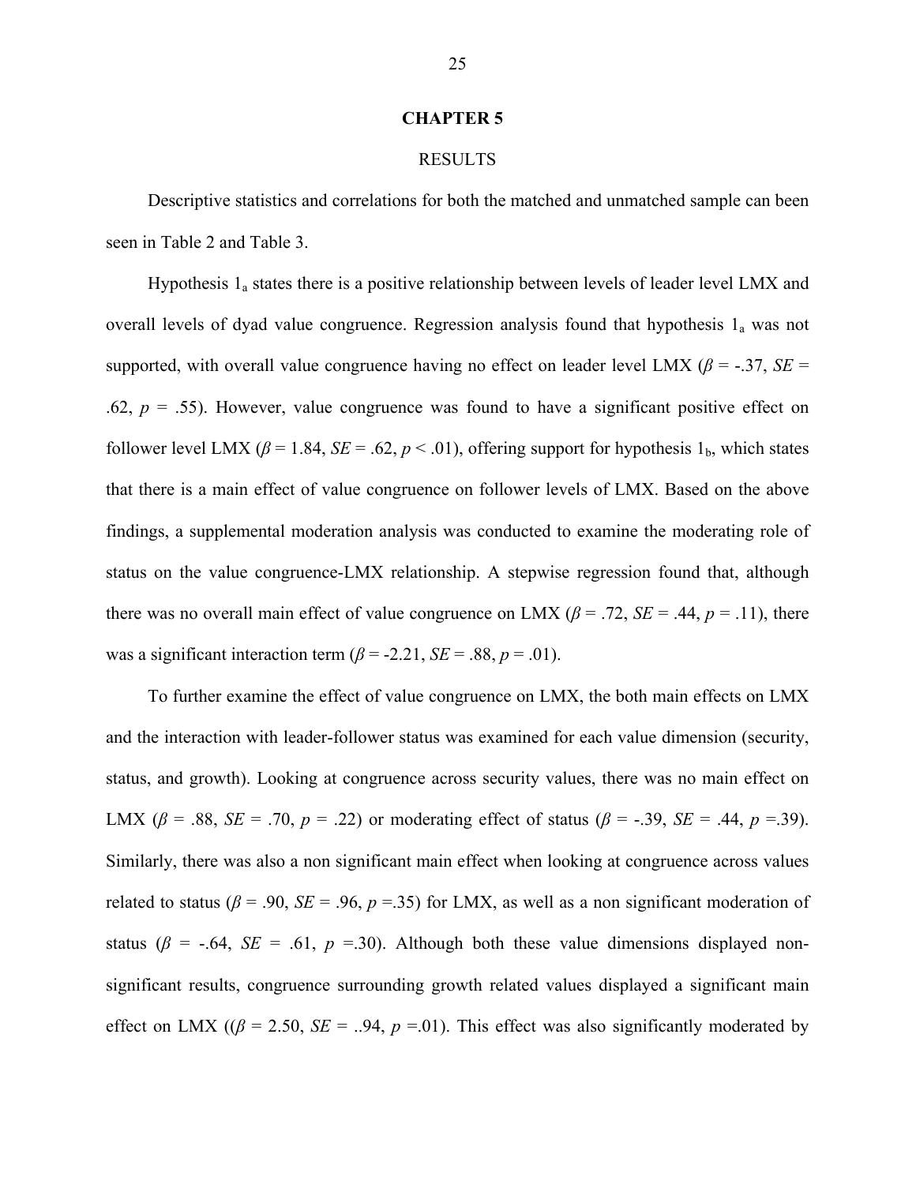# CHAPTER 5

## RESULTS

Descriptive statistics and correlations for both the matched and unmatched sample can been seen in Table 2 and Table 3.

Hypothesis $1_a$ states there is a positive relationship between levels of leader level LMX and overall levels of dyad value congruence. Regression analysis found that hypothesis $1_a$ was not supported, with overall value congruence having no effect on leader level LMX ($\beta$ = -.37, *SE* = .62, *p* = .55). However, value congruence was found to have a significant positive effect on follower level LMX ($\beta$ = 1.84, *SE* = .62, $p$ < .01), offering support for hypothesis $1_b$, which states that there is a main effect of value congruence on follower levels of LMX. Based on the above findings, a supplemental moderation analysis was conducted to examine the moderating role of status on the value congruence-LMX relationship. A stepwise regression found that, although there was no overall main effect of value congruence on LMX ($\beta$ = .72, *SE* = .44, *p* = .11), there was a significant interaction term ($\beta$ = -2.21, *SE* = .88, *p* = .01).

To further examine the effect of value congruence on LMX, the both main effects on LMX and the interaction with leader-follower status was examined for each value dimension (security, status, and growth). Looking at congruence across security values, there was no main effect on LMX ($\beta$ = .88, *SE* = .70, *p* = .22) or moderating effect of status ($\beta$ = -.39, *SE* = .44, *p* =.39). Similarly, there was also a non significant main effect when looking at congruence across values related to status ($\beta$ = .90, *SE* = .96, *p* =.35) for LMX, as well as a non significant moderation of status ($\beta$ = -.64, *SE* = .61, *p* =.30). Although both these value dimensions displayed non-significant results, congruence surrounding growth related values displayed a significant main effect on LMX (($\beta$ = 2.50, *SE* = ..94, *p* =.01). This effect was also significantly moderated by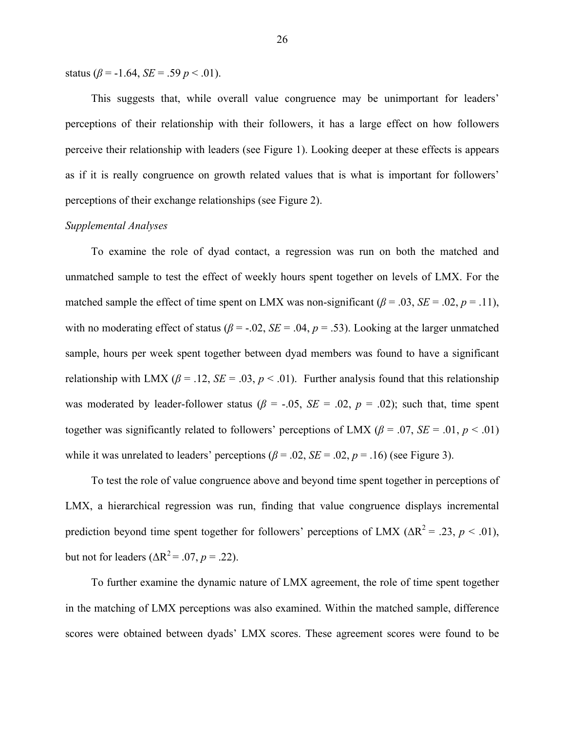status ($\beta$ = -1.64, *SE* = .59 $p < .01$).

This suggests that, while overall value congruence may be unimportant for leaders' perceptions of their relationship with their followers, it has a large effect on how followers perceive their relationship with leaders (see Figure 1). Looking deeper at these effects is appears as if it is really congruence on growth related values that is what is important for followers' perceptions of their exchange relationships (see Figure 2).

*Supplemental Analyses*

To examine the role of dyad contact, a regression was run on both the matched and unmatched sample to test the effect of weekly hours spent together on levels of LMX. For the matched sample the effect of time spent on LMX was non-significant ($\beta$ = .03, *SE* = .02, $p$ = .11), with no moderating effect of status ($\beta$ = -.02, *SE* = .04, $p$ = .53). Looking at the larger unmatched sample, hours per week spent together between dyad members was found to have a significant relationship with LMX ($\beta$ = .12, *SE* = .03, $p < .01$). Further analysis found that this relationship was moderated by leader-follower status ($\beta$ = -.05, *SE* = .02, $p$ = .02); such that, time spent together was significantly related to followers' perceptions of LMX ($\beta$ = .07, *SE* = .01, $p < .01$) while it was unrelated to leaders' perceptions ($\beta$ = .02, *SE* = .02, $p$ = .16) (see Figure 3).

To test the role of value congruence above and beyond time spent together in perceptions of LMX, a hierarchical regression was run, finding that value congruence displays incremental prediction beyond time spent together for followers' perceptions of LMX ($\Delta R^2$ = .23, $p < .01$), but not for leaders ($\Delta R^2$ = .07, $p$ = .22).

To further examine the dynamic nature of LMX agreement, the role of time spent together in the matching of LMX perceptions was also examined. Within the matched sample, difference scores were obtained between dyads' LMX scores. These agreement scores were found to be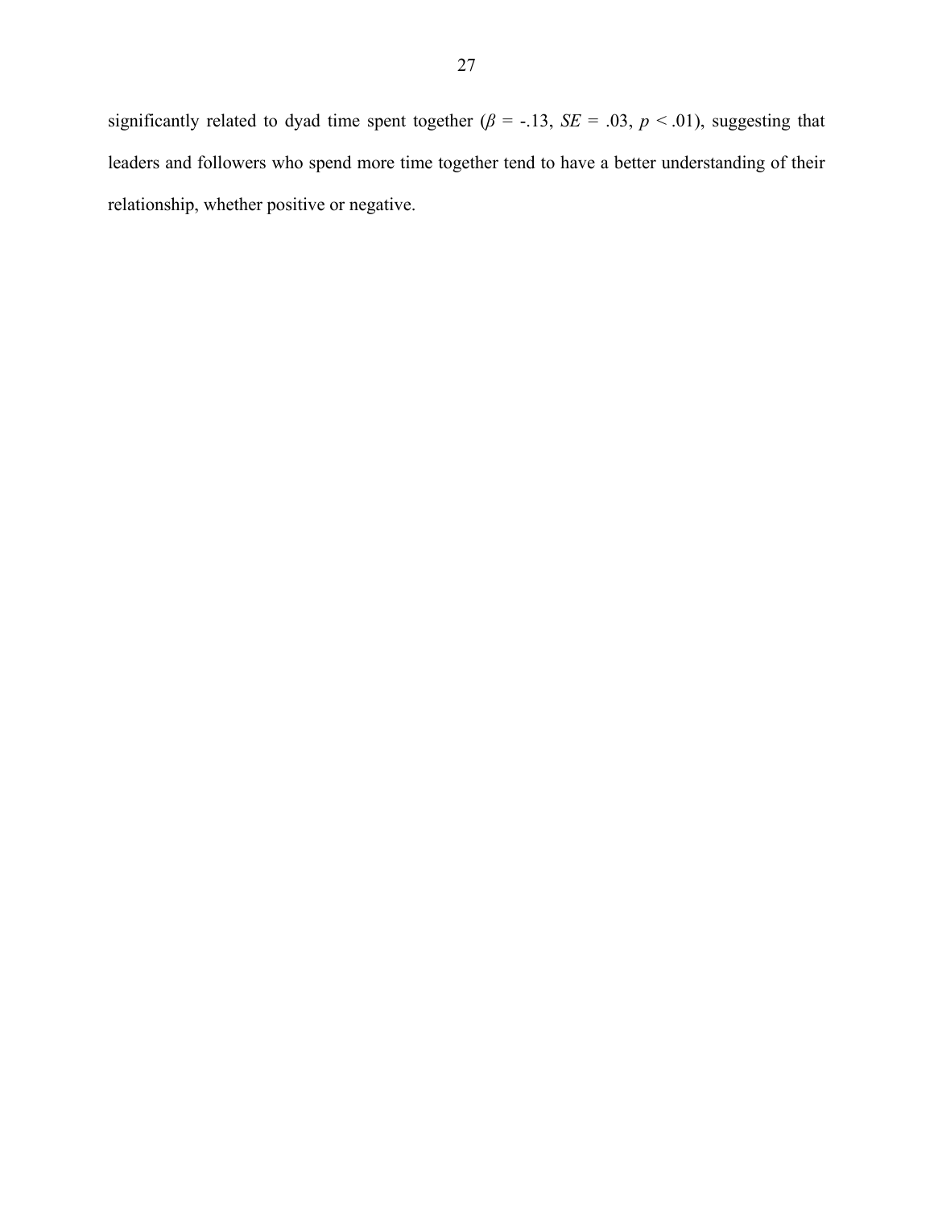significantly related to dyad time spent together ($\beta$ = -.13, *SE* = .03, $p$ < .01), suggesting that leaders and followers who spend more time together tend to have a better understanding of their relationship, whether positive or negative.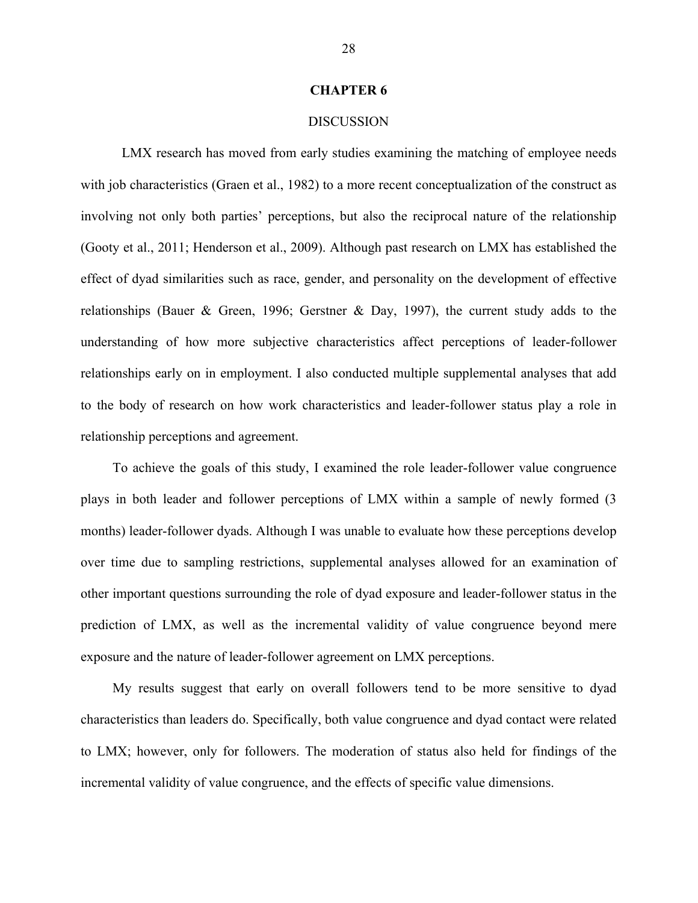# CHAPTER 6

## DISCUSSION

LMX research has moved from early studies examining the matching of employee needs with job characteristics (Graen et al., 1982) to a more recent conceptualization of the construct as involving not only both parties' perceptions, but also the reciprocal nature of the relationship (Gooty et al., 2011; Henderson et al., 2009). Although past research on LMX has established the effect of dyad similarities such as race, gender, and personality on the development of effective relationships (Bauer & Green, 1996; Gerstner & Day, 1997), the current study adds to the understanding of how more subjective characteristics affect perceptions of leader-follower relationships early on in employment. I also conducted multiple supplemental analyses that add to the body of research on how work characteristics and leader-follower status play a role in relationship perceptions and agreement.

To achieve the goals of this study, I examined the role leader-follower value congruence plays in both leader and follower perceptions of LMX within a sample of newly formed (3 months) leader-follower dyads. Although I was unable to evaluate how these perceptions develop over time due to sampling restrictions, supplemental analyses allowed for an examination of other important questions surrounding the role of dyad exposure and leader-follower status in the prediction of LMX, as well as the incremental validity of value congruence beyond mere exposure and the nature of leader-follower agreement on LMX perceptions.

My results suggest that early on overall followers tend to be more sensitive to dyad characteristics than leaders do. Specifically, both value congruence and dyad contact were related to LMX; however, only for followers. The moderation of status also held for findings of the incremental validity of value congruence, and the effects of specific value dimensions.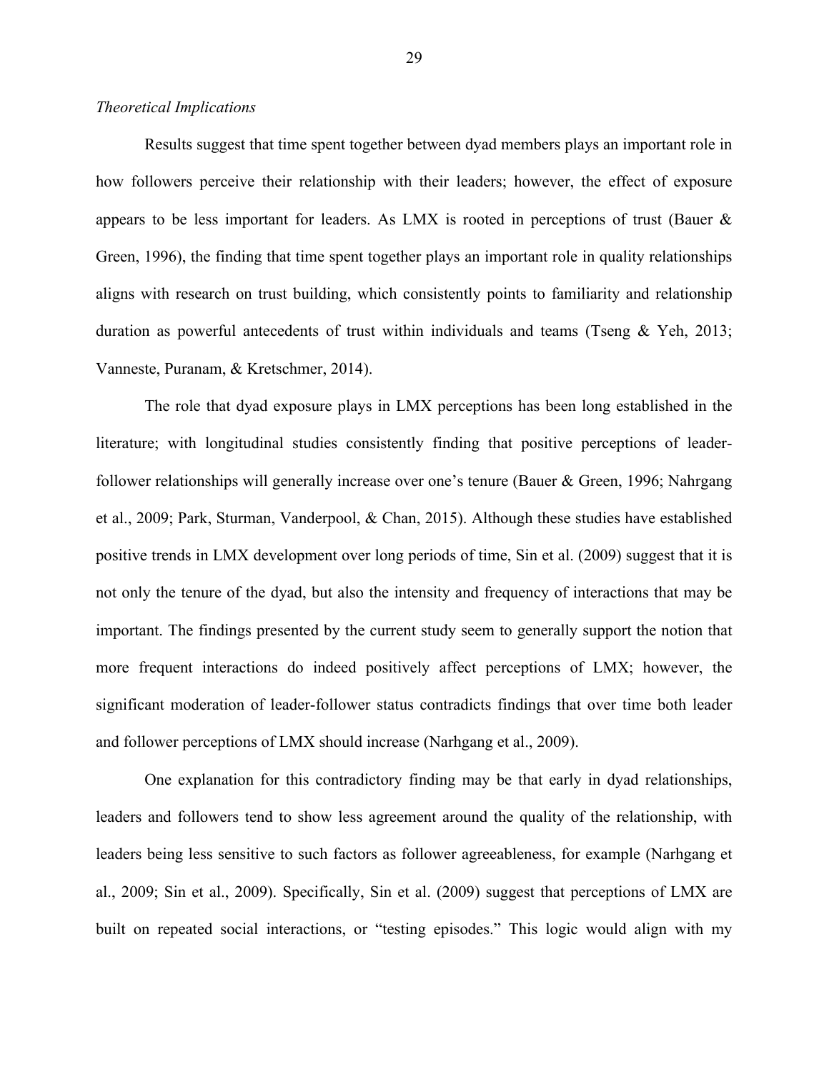*Theoretical Implications*

Results suggest that time spent together between dyad members plays an important role in how followers perceive their relationship with their leaders; however, the effect of exposure appears to be less important for leaders. As LMX is rooted in perceptions of trust (Bauer & Green, 1996), the finding that time spent together plays an important role in quality relationships aligns with research on trust building, which consistently points to familiarity and relationship duration as powerful antecedents of trust within individuals and teams (Tseng & Yeh, 2013; Vanneste, Puranam, & Kretschmer, 2014).

The role that dyad exposure plays in LMX perceptions has been long established in the literature; with longitudinal studies consistently finding that positive perceptions of leader-follower relationships will generally increase over one's tenure (Bauer & Green, 1996; Nahrgang et al., 2009; Park, Sturman, Vanderpool, & Chan, 2015). Although these studies have established positive trends in LMX development over long periods of time, Sin et al. (2009) suggest that it is not only the tenure of the dyad, but also the intensity and frequency of interactions that may be important. The findings presented by the current study seem to generally support the notion that more frequent interactions do indeed positively affect perceptions of LMX; however, the significant moderation of leader-follower status contradicts findings that over time both leader and follower perceptions of LMX should increase (Narhgang et al., 2009).

One explanation for this contradictory finding may be that early in dyad relationships, leaders and followers tend to show less agreement around the quality of the relationship, with leaders being less sensitive to such factors as follower agreeableness, for example (Narhgang et al., 2009; Sin et al., 2009). Specifically, Sin et al. (2009) suggest that perceptions of LMX are built on repeated social interactions, or "testing episodes." This logic would align with my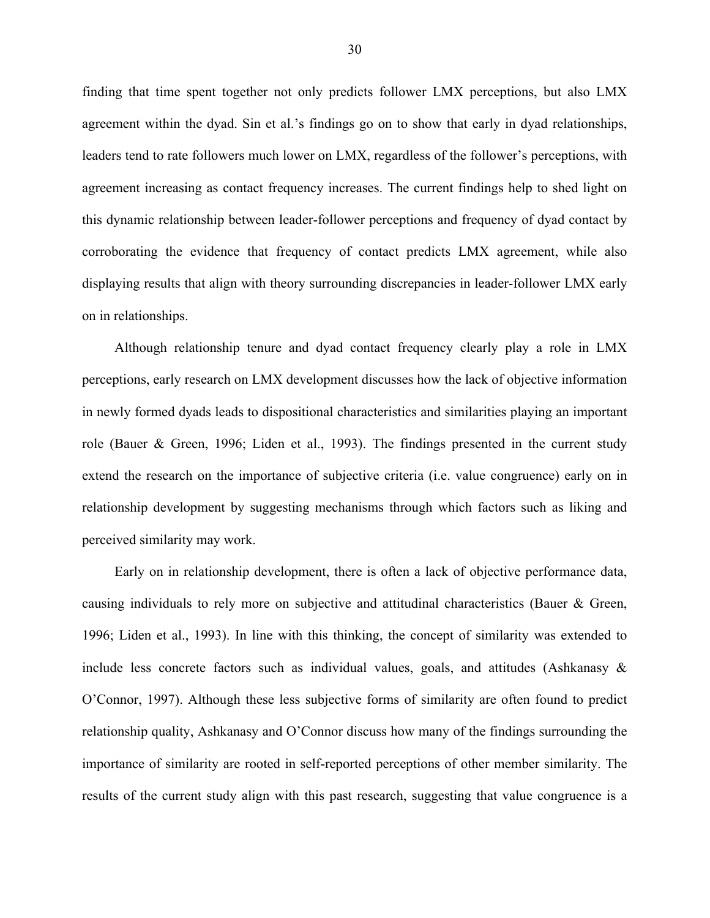finding that time spent together not only predicts follower LMX perceptions, but also LMX agreement within the dyad. Sin et al.'s findings go on to show that early in dyad relationships, leaders tend to rate followers much lower on LMX, regardless of the follower's perceptions, with agreement increasing as contact frequency increases. The current findings help to shed light on this dynamic relationship between leader-follower perceptions and frequency of dyad contact by corroborating the evidence that frequency of contact predicts LMX agreement, while also displaying results that align with theory surrounding discrepancies in leader-follower LMX early on in relationships.

Although relationship tenure and dyad contact frequency clearly play a role in LMX perceptions, early research on LMX development discusses how the lack of objective information in newly formed dyads leads to dispositional characteristics and similarities playing an important role (Bauer & Green, 1996; Liden et al., 1993). The findings presented in the current study extend the research on the importance of subjective criteria (i.e. value congruence) early on in relationship development by suggesting mechanisms through which factors such as liking and perceived similarity may work.

Early on in relationship development, there is often a lack of objective performance data, causing individuals to rely more on subjective and attitudinal characteristics (Bauer & Green, 1996; Liden et al., 1993). In line with this thinking, the concept of similarity was extended to include less concrete factors such as individual values, goals, and attitudes (Ashkanasy & O'Connor, 1997). Although these less subjective forms of similarity are often found to predict relationship quality, Ashkanasy and O'Connor discuss how many of the findings surrounding the importance of similarity are rooted in self-reported perceptions of other member similarity. The results of the current study align with this past research, suggesting that value congruence is a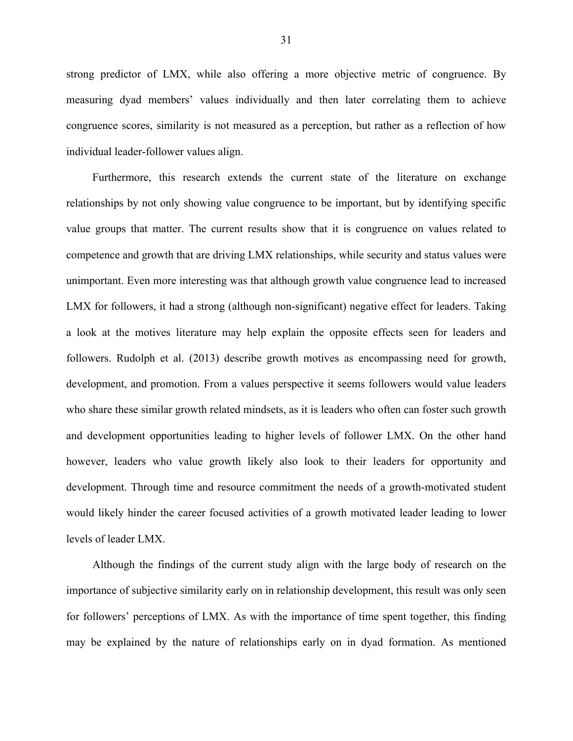strong predictor of LMX, while also offering a more objective metric of congruence. By measuring dyad members' values individually and then later correlating them to achieve congruence scores, similarity is not measured as a perception, but rather as a reflection of how individual leader-follower values align.

Furthermore, this research extends the current state of the literature on exchange relationships by not only showing value congruence to be important, but by identifying specific value groups that matter. The current results show that it is congruence on values related to competence and growth that are driving LMX relationships, while security and status values were unimportant. Even more interesting was that although growth value congruence lead to increased LMX for followers, it had a strong (although non-significant) negative effect for leaders. Taking a look at the motives literature may help explain the opposite effects seen for leaders and followers. Rudolph et al. (2013) describe growth motives as encompassing need for growth, development, and promotion. From a values perspective it seems followers would value leaders who share these similar growth related mindsets, as it is leaders who often can foster such growth and development opportunities leading to higher levels of follower LMX. On the other hand however, leaders who value growth likely also look to their leaders for opportunity and development. Through time and resource commitment the needs of a growth-motivated student would likely hinder the career focused activities of a growth motivated leader leading to lower levels of leader LMX.

Although the findings of the current study align with the large body of research on the importance of subjective similarity early on in relationship development, this result was only seen for followers' perceptions of LMX. As with the importance of time spent together, this finding may be explained by the nature of relationships early on in dyad formation. As mentioned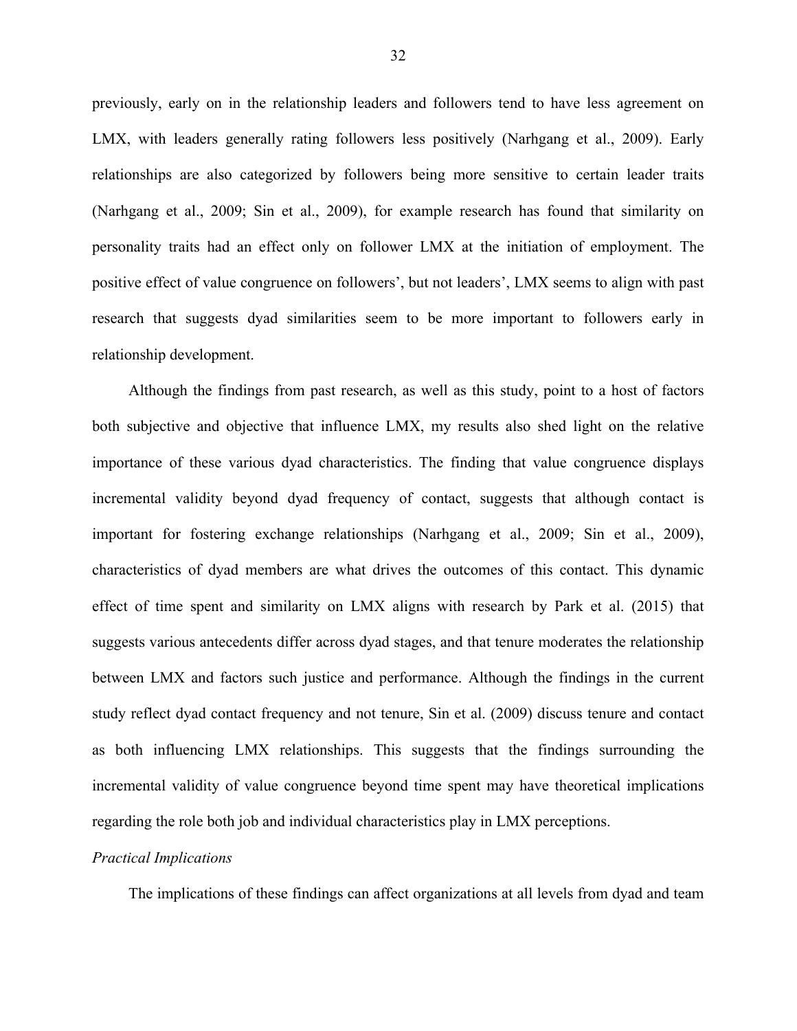previously, early on in the relationship leaders and followers tend to have less agreement on LMX, with leaders generally rating followers less positively (Narhgang et al., 2009). Early relationships are also categorized by followers being more sensitive to certain leader traits (Narhgang et al., 2009; Sin et al., 2009), for example research has found that similarity on personality traits had an effect only on follower LMX at the initiation of employment. The positive effect of value congruence on followers', but not leaders', LMX seems to align with past research that suggests dyad similarities seem to be more important to followers early in relationship development.

Although the findings from past research, as well as this study, point to a host of factors both subjective and objective that influence LMX, my results also shed light on the relative importance of these various dyad characteristics. The finding that value congruence displays incremental validity beyond dyad frequency of contact, suggests that although contact is important for fostering exchange relationships (Narhgang et al., 2009; Sin et al., 2009), characteristics of dyad members are what drives the outcomes of this contact. This dynamic effect of time spent and similarity on LMX aligns with research by Park et al. (2015) that suggests various antecedents differ across dyad stages, and that tenure moderates the relationship between LMX and factors such justice and performance. Although the findings in the current study reflect dyad contact frequency and not tenure, Sin et al. (2009) discuss tenure and contact as both influencing LMX relationships. This suggests that the findings surrounding the incremental validity of value congruence beyond time spent may have theoretical implications regarding the role both job and individual characteristics play in LMX perceptions.

### *Practical Implications*

The implications of these findings can affect organizations at all levels from dyad and team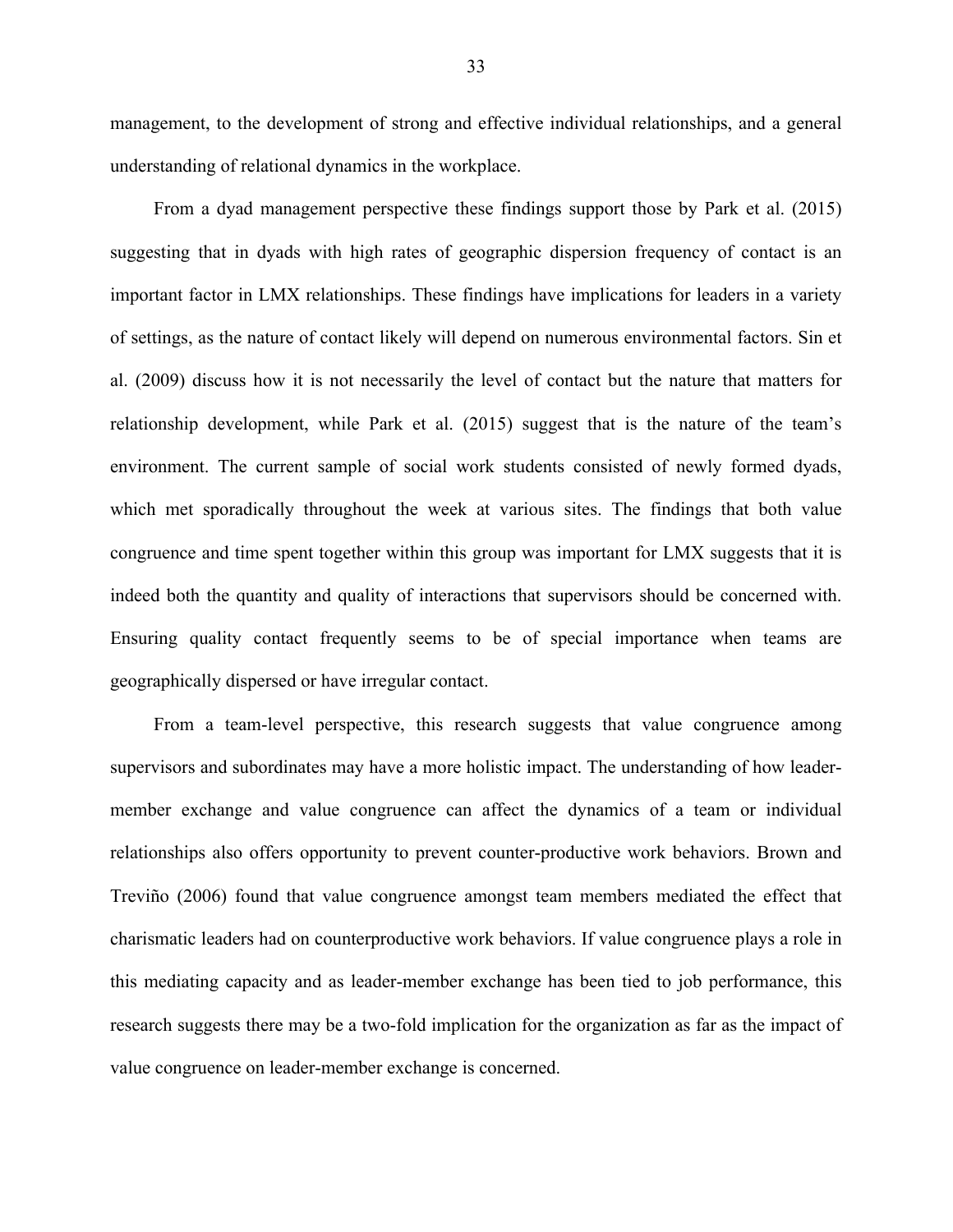management, to the development of strong and effective individual relationships, and a general understanding of relational dynamics in the workplace.

From a dyad management perspective these findings support those by Park et al. (2015) suggesting that in dyads with high rates of geographic dispersion frequency of contact is an important factor in LMX relationships. These findings have implications for leaders in a variety of settings, as the nature of contact likely will depend on numerous environmental factors. Sin et al. (2009) discuss how it is not necessarily the level of contact but the nature that matters for relationship development, while Park et al. (2015) suggest that is the nature of the team's environment. The current sample of social work students consisted of newly formed dyads, which met sporadically throughout the week at various sites. The findings that both value congruence and time spent together within this group was important for LMX suggests that it is indeed both the quantity and quality of interactions that supervisors should be concerned with. Ensuring quality contact frequently seems to be of special importance when teams are geographically dispersed or have irregular contact.

From a team-level perspective, this research suggests that value congruence among supervisors and subordinates may have a more holistic impact. The understanding of how leader-member exchange and value congruence can affect the dynamics of a team or individual relationships also offers opportunity to prevent counter-productive work behaviors. Brown and Treviño (2006) found that value congruence amongst team members mediated the effect that charismatic leaders had on counterproductive work behaviors. If value congruence plays a role in this mediating capacity and as leader-member exchange has been tied to job performance, this research suggests there may be a two-fold implication for the organization as far as the impact of value congruence on leader-member exchange is concerned.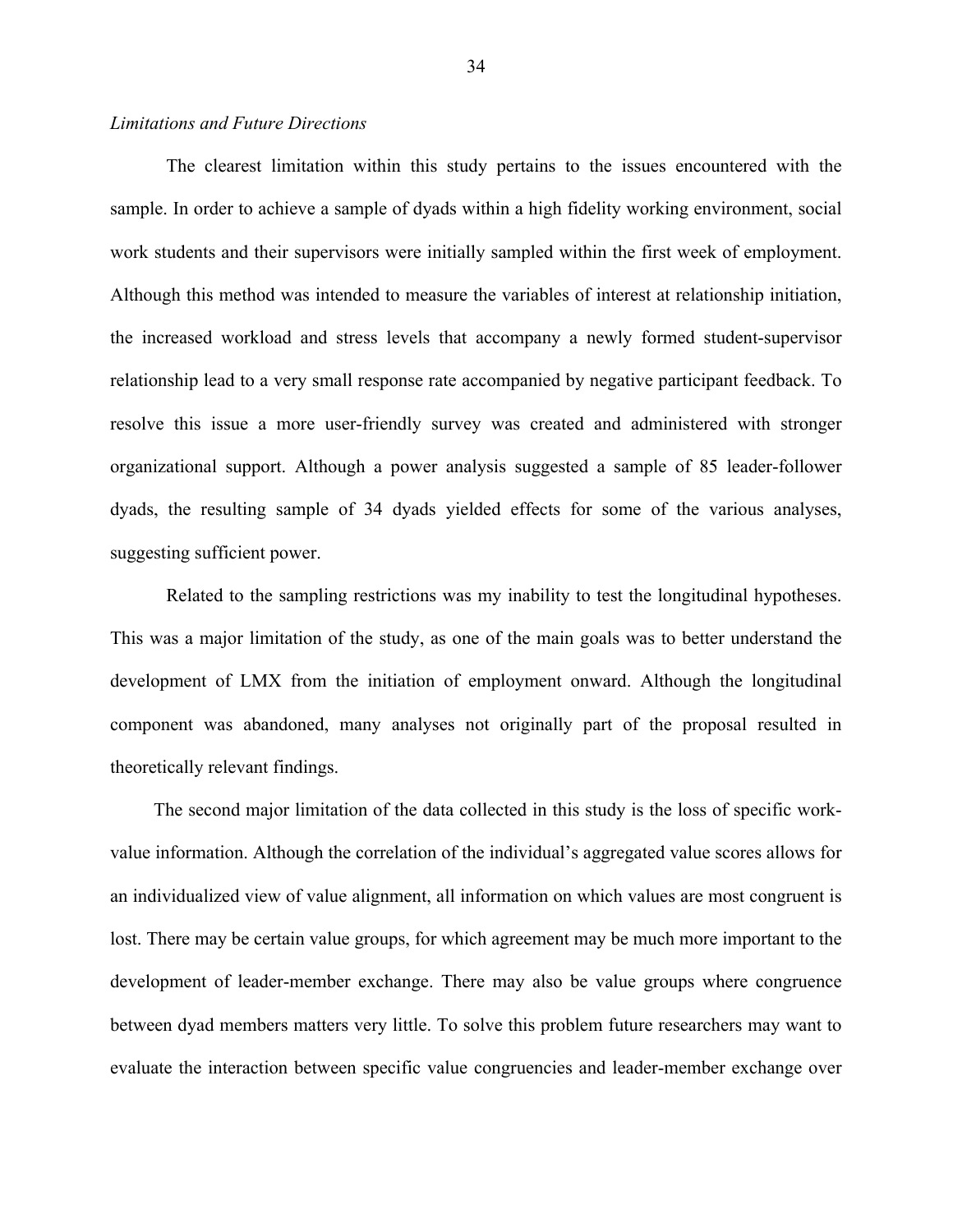*Limitations and Future Directions*

The clearest limitation within this study pertains to the issues encountered with the sample. In order to achieve a sample of dyads within a high fidelity working environment, social work students and their supervisors were initially sampled within the first week of employment. Although this method was intended to measure the variables of interest at relationship initiation, the increased workload and stress levels that accompany a newly formed student-supervisor relationship lead to a very small response rate accompanied by negative participant feedback. To resolve this issue a more user-friendly survey was created and administered with stronger organizational support. Although a power analysis suggested a sample of 85 leader-follower dyads, the resulting sample of 34 dyads yielded effects for some of the various analyses, suggesting sufficient power.

Related to the sampling restrictions was my inability to test the longitudinal hypotheses. This was a major limitation of the study, as one of the main goals was to better understand the development of LMX from the initiation of employment onward. Although the longitudinal component was abandoned, many analyses not originally part of the proposal resulted in theoretically relevant findings.

The second major limitation of the data collected in this study is the loss of specific work-value information. Although the correlation of the individual's aggregated value scores allows for an individualized view of value alignment, all information on which values are most congruent is lost. There may be certain value groups, for which agreement may be much more important to the development of leader-member exchange. There may also be value groups where congruence between dyad members matters very little. To solve this problem future researchers may want to evaluate the interaction between specific value congruencies and leader-member exchange over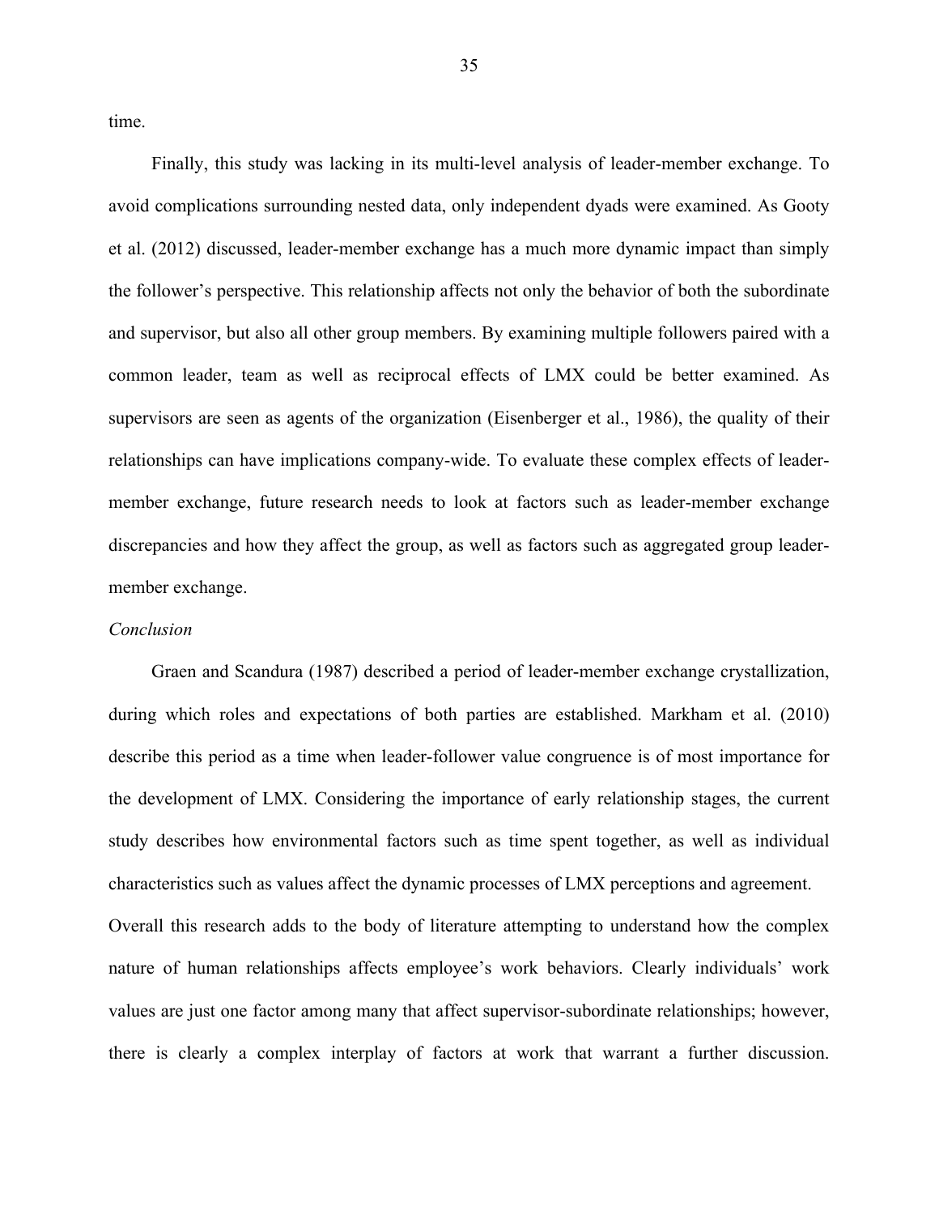time.

Finally, this study was lacking in its multi-level analysis of leader-member exchange. To avoid complications surrounding nested data, only independent dyads were examined. As Gooty et al. (2012) discussed, leader-member exchange has a much more dynamic impact than simply the follower's perspective. This relationship affects not only the behavior of both the subordinate and supervisor, but also all other group members. By examining multiple followers paired with a common leader, team as well as reciprocal effects of LMX could be better examined. As supervisors are seen as agents of the organization (Eisenberger et al., 1986), the quality of their relationships can have implications company-wide. To evaluate these complex effects of leader-member exchange, future research needs to look at factors such as leader-member exchange discrepancies and how they affect the group, as well as factors such as aggregated group leader-member exchange.

*Conclusion*

Graen and Scandura (1987) described a period of leader-member exchange crystallization, during which roles and expectations of both parties are established. Markham et al. (2010) describe this period as a time when leader-follower value congruence is of most importance for the development of LMX. Considering the importance of early relationship stages, the current study describes how environmental factors such as time spent together, as well as individual characteristics such as values affect the dynamic processes of LMX perceptions and agreement. Overall this research adds to the body of literature attempting to understand how the complex nature of human relationships affects employee's work behaviors. Clearly individuals' work values are just one factor among many that affect supervisor-subordinate relationships; however, there is clearly a complex interplay of factors at work that warrant a further discussion.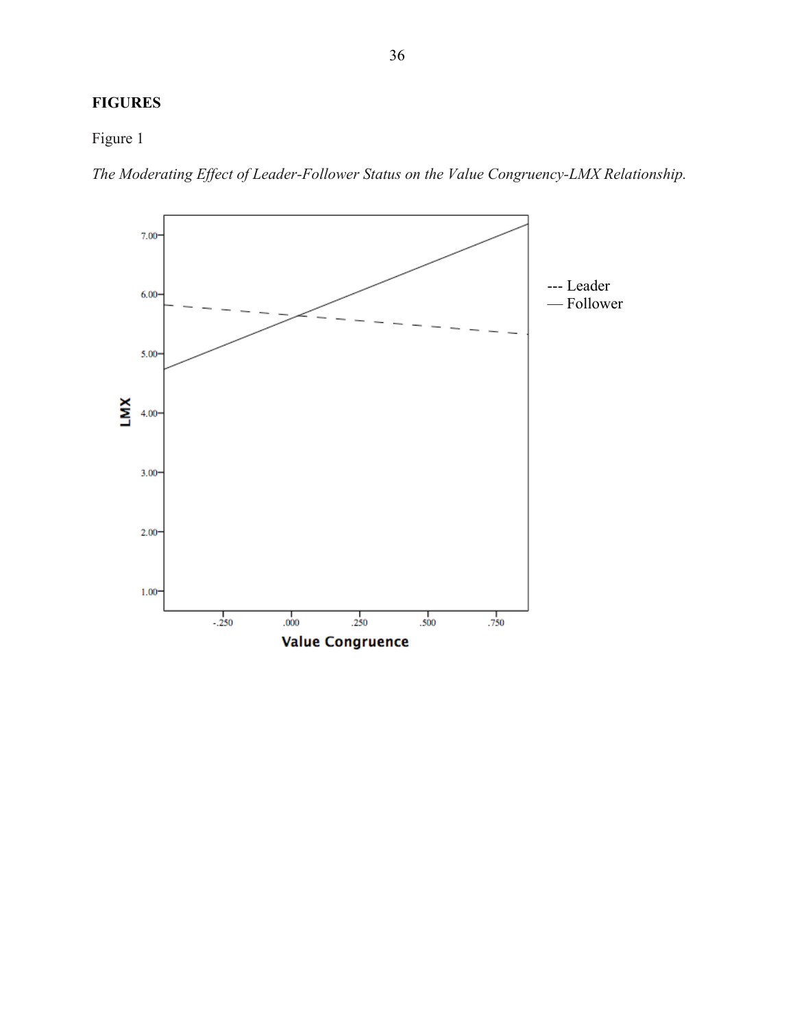## FIGURES

Figure 1

*The Moderating Effect of Leader-Follower Status on the Value Congruency-LMX Relationship.*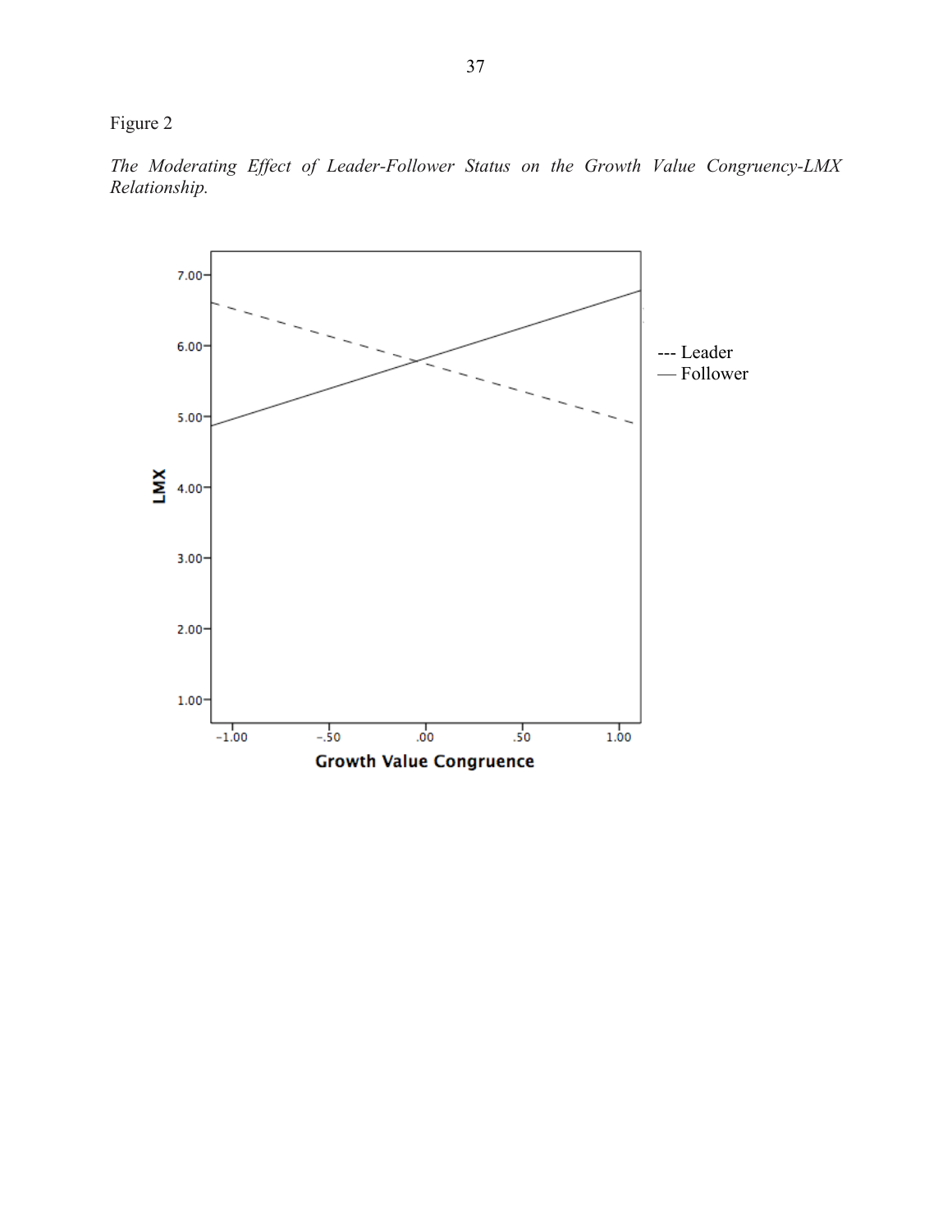Figure 2

*The Moderating Effect of Leader-Follower Status on the Growth Value Congruency-LMX Relationship.*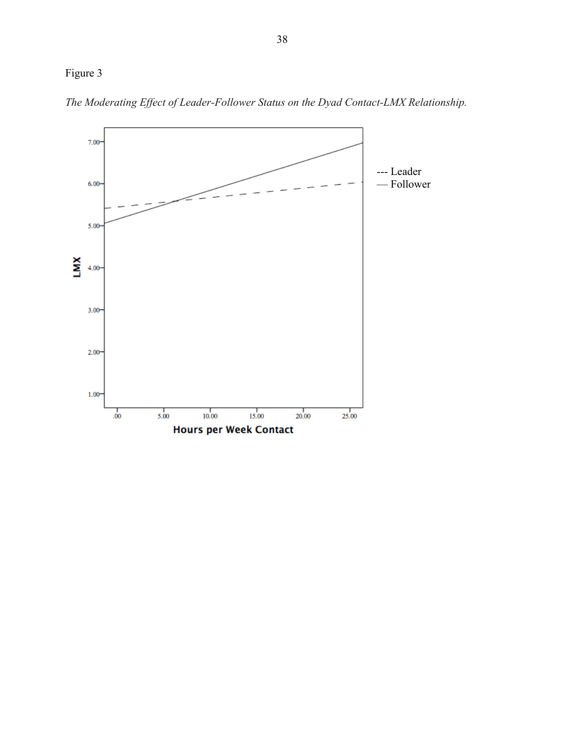Figure 3

*The Moderating Effect of Leader-Follower Status on the Dyad Contact-LMX Relationship.*

--- Leader
— Follower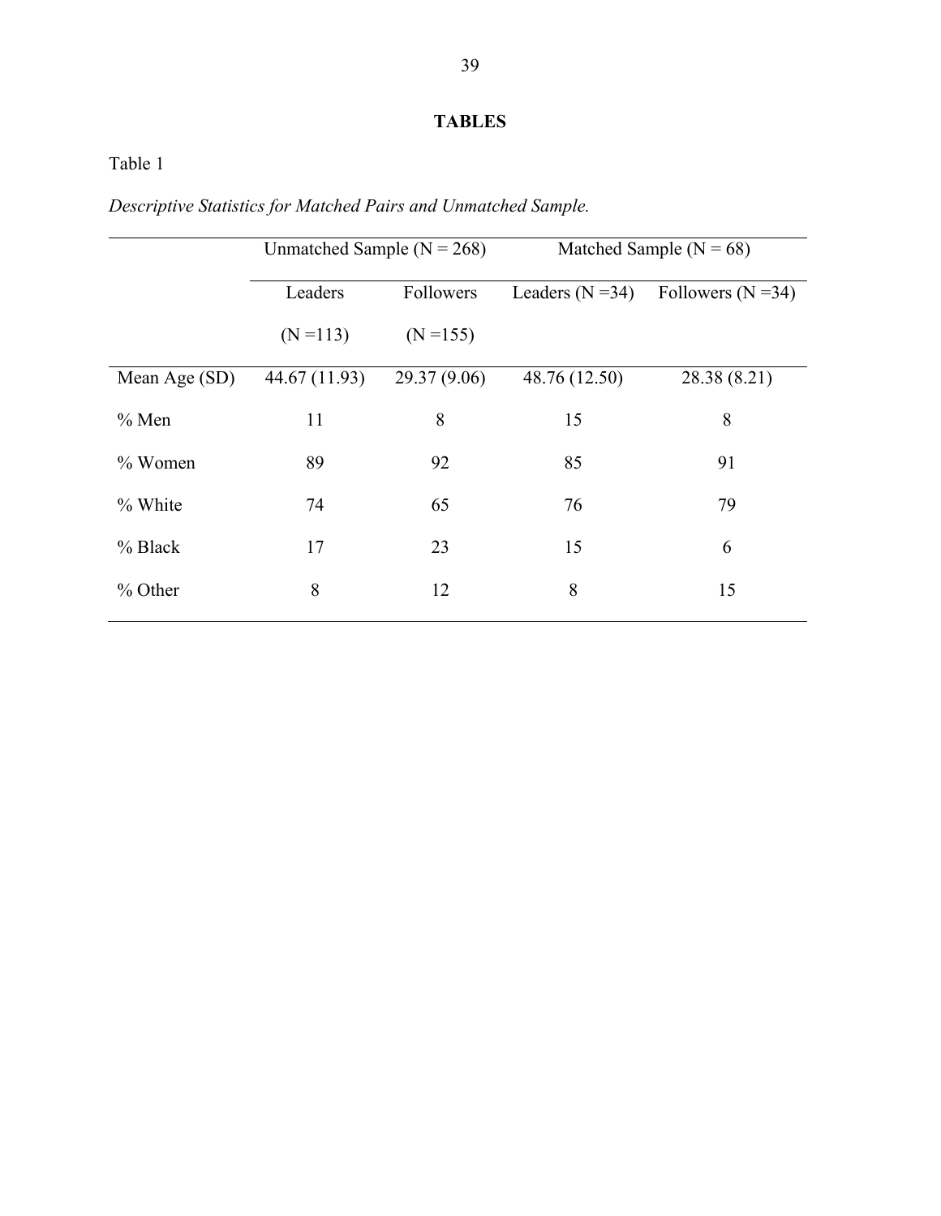**TABLES**

Table 1

*Descriptive Statistics for Matched Pairs and Unmatched Sample.*

| | Unmatched Sample (N = 268) | | Matched Sample (N = 68) | |
|---|---|---|---|---|
| | Leaders (N =113) | Followers (N =155) | Leaders (N =34) | Followers (N =34) |
| Mean Age (SD) | 44.67 (11.93) | 29.37 (9.06) | 48.76 (12.50) | 28.38 (8.21) |
| % Men | 11 | 8 | 15 | 8 |
| % Women | 89 | 92 | 85 | 91 |
| % White | 74 | 65 | 76 | 79 |
| % Black | 17 | 23 | 15 | 6 |
| % Other | 8 | 12 | 8 | 15 |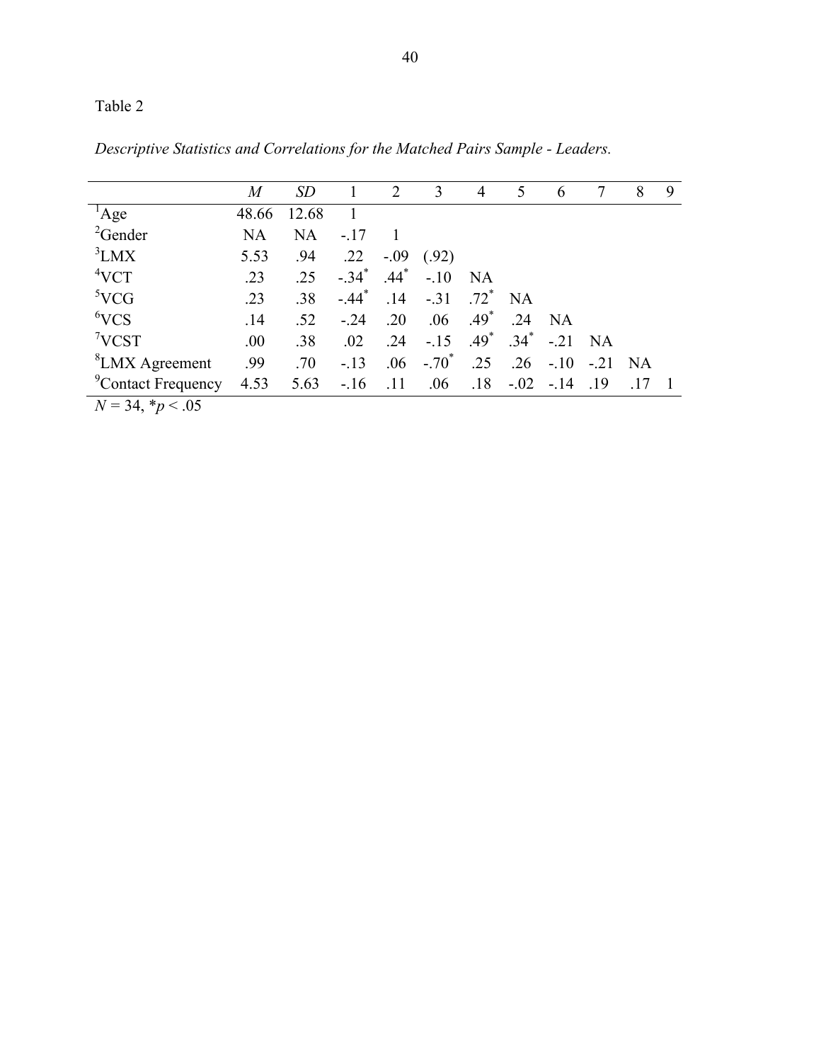Table 2

*Descriptive Statistics and Correlations for the Matched Pairs Sample - Leaders.*

| | *M* | *SD* | 1 | 2 | 3 | 4 | 5 | 6 | 7 | 8 | 9 |
|---|---|---|---|---|---|---|---|---|---|---|---|
| [1]Age | 48.66 | 12.68 | 1 | | | | | | | | |
| [2]Gender | NA | NA | -.17 | 1 | | | | | | | |
| [3]LMX | 5.53 | .94 | .22 | -.09 | (.92) | | | | | | |
| [4]VCT | .23 | .25 | -.34* | .44* | -.10 | NA | | | | | |
| [5]VCG | .23 | .38 | -.44* | .14 | -.31 | .72* | NA | | | | |
| [6]VCS | .14 | .52 | -.24 | .20 | .06 | .49* | .24 | NA | | | |
| [7]VCST | .00 | .38 | .02 | .24 | -.15 | .49* | .34* | -.21 | NA | | |
| [8]LMX Agreement | .99 | .70 | -.13 | .06 | -.70* | .25 | .26 | -.10 | -.21 | NA | |
| [9]Contact Frequency | 4.53 | 5.63 | -.16 | .11 | .06 | .18 | -.02 | -.14 | .19 | .17 | 1 |

*N* = 34, \**p* < .05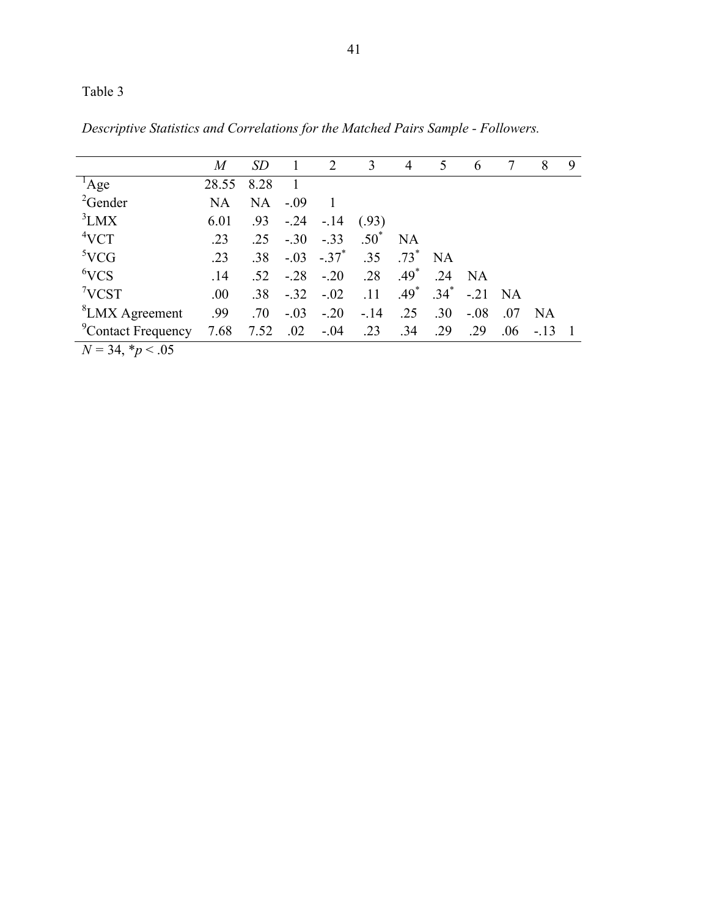Table 3

*Descriptive Statistics and Correlations for the Matched Pairs Sample - Followers.*

| | *M* | *SD* | 1 | 2 | 3 | 4 | 5 | 6 | 7 | 8 | 9 |
|---|---|---|---|---|---|---|---|---|---|---|---|
| [1]Age | 28.55 | 8.28 | 1 | | | | | | | | |
| [2]Gender | NA | NA | -.09 | 1 | | | | | | | |
| [3]LMX | 6.01 | .93 | -.24 | -.14 | (.93) | | | | | | |
| [4]VCT | .23 | .25 | -.30 | -.33 | .50* | NA | | | | | |
| [5]VCG | .23 | .38 | -.03 | -.37* | .35 | .73* | NA | | | | |
| [6]VCS | .14 | .52 | -.28 | -.20 | .28 | .49* | .24 | NA | | | |
| [7]VCST | .00 | .38 | -.32 | -.02 | .11 | .49* | .34* | -.21 | NA | | |
| [8]LMX Agreement | .99 | .70 | -.03 | -.20 | -.14 | .25 | .30 | -.08 | .07 | NA | |
| [9]Contact Frequency | 7.68 | 7.52 | .02 | -.04 | .23 | .34 | .29 | .29 | .06 | -.13 | 1 |

$N = 34$, $*p < .05$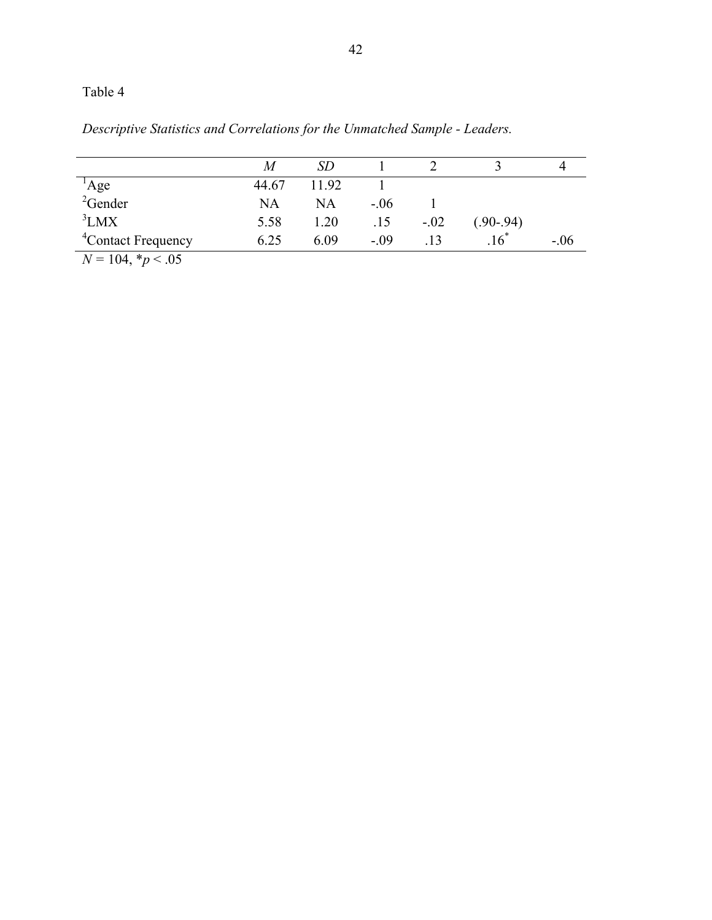Table 4

*Descriptive Statistics and Correlations for the Unmatched Sample - Leaders.*

| | *M* | *SD* | 1 | 2 | 3 | 4 |
|---|---|---|---|---|---|---|
| [1]Age | 44.67 | 11.92 | 1 | | | |
| [2]Gender | NA | NA | -.06 | 1 | | |
| [3]LMX | 5.58 | 1.20 | .15 | -.02 | (.90-.94) | |
| [4]Contact Frequency | 6.25 | 6.09 | -.09 | .13 | .16* | -.06 |

*N* = 104, \**p* < .05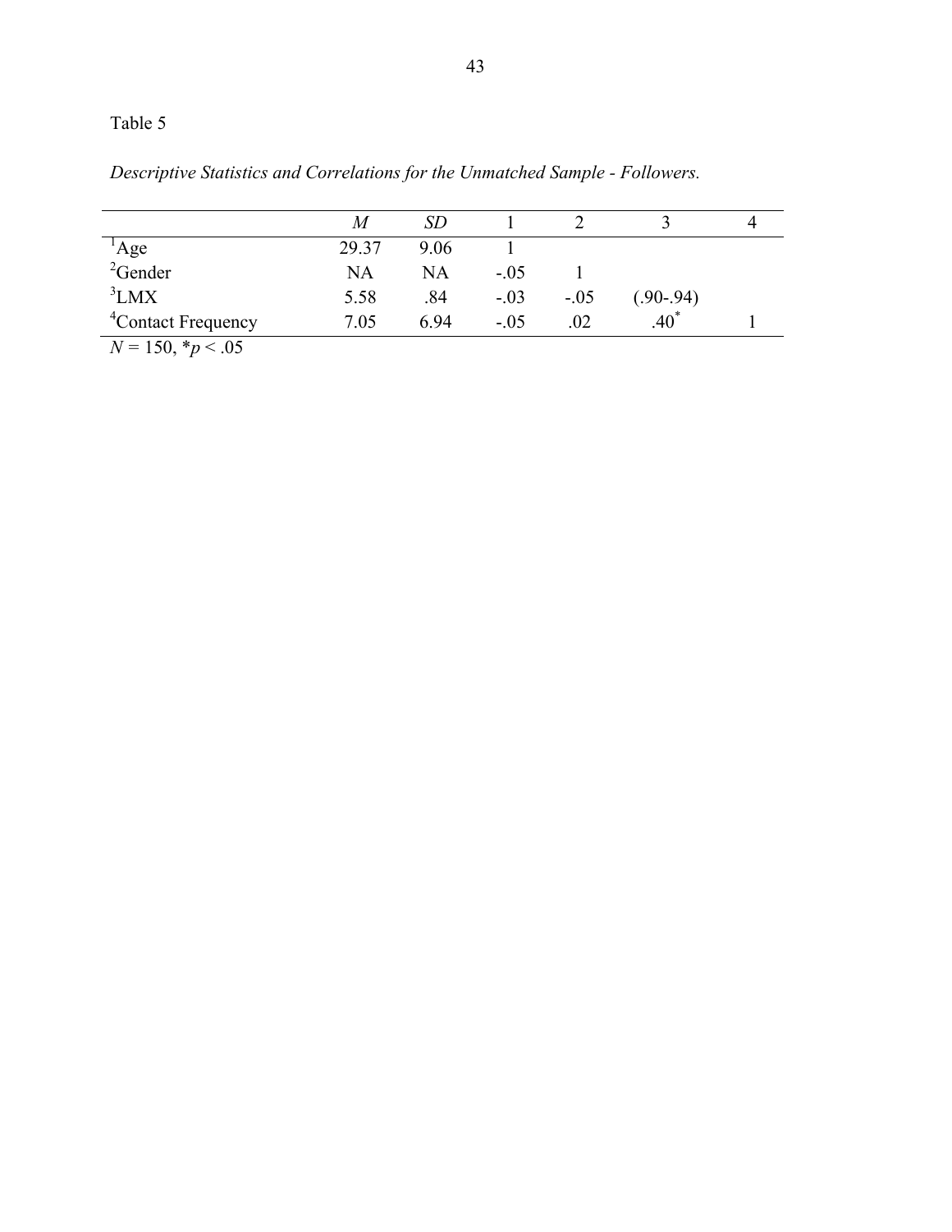Table 5

*Descriptive Statistics and Correlations for the Unmatched Sample - Followers.*

| | *M* | *SD* | 1 | 2 | 3 | 4 |
|---|---|---|---|---|---|---|
| [1]Age | 29.37 | 9.06 | 1 | | | |
| [2]Gender | NA | NA | -.05 | 1 | | |
| [3]LMX | 5.58 | .84 | -.03 | -.05 | (.90-.94) | |
| [4]Contact Frequency | 7.05 | 6.94 | -.05 | .02 | .40* | 1 |

*N* = 150, \**p* < .05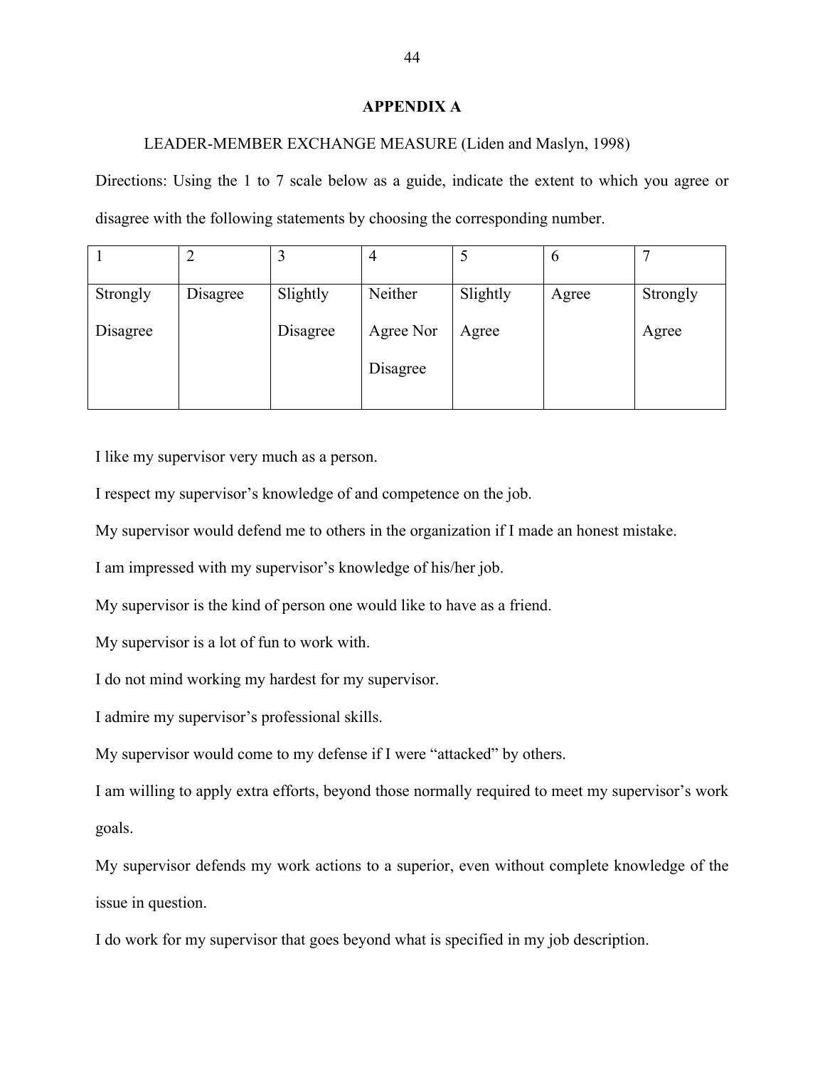## APPENDIX A

LEADER-MEMBER EXCHANGE MEASURE (Liden and Maslyn, 1998)

Directions: Using the 1 to 7 scale below as a guide, indicate the extent to which you agree or disagree with the following statements by choosing the corresponding number.

| 1 | 2 | 3 | 4 | 5 | 6 | 7 |
|---|---|---|---|---|---|---|
| Strongly Disagree | Disagree | Slightly Disagree | Neither Agree Nor Disagree | Slightly Agree | Agree | Strongly Agree |

I like my supervisor very much as a person.

I respect my supervisor's knowledge of and competence on the job.

My supervisor would defend me to others in the organization if I made an honest mistake.

I am impressed with my supervisor's knowledge of his/her job.

My supervisor is the kind of person one would like to have as a friend.

My supervisor is a lot of fun to work with.

I do not mind working my hardest for my supervisor.

I admire my supervisor's professional skills.

My supervisor would come to my defense if I were "attacked" by others.

I am willing to apply extra efforts, beyond those normally required to meet my supervisor's work goals.

My supervisor defends my work actions to a superior, even without complete knowledge of the issue in question.

I do work for my supervisor that goes beyond what is specified in my job description.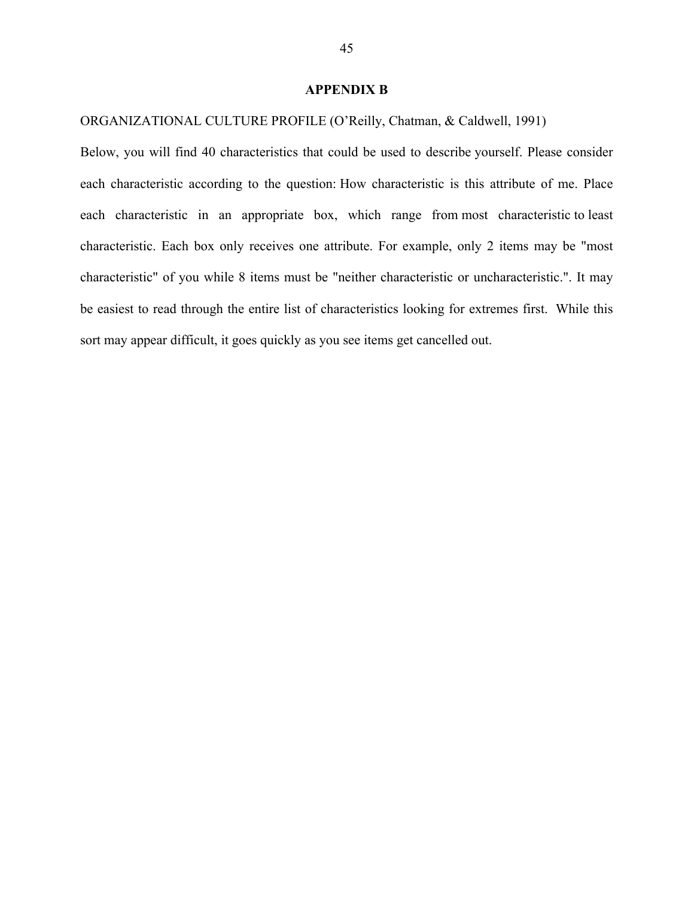# APPENDIX B

ORGANIZATIONAL CULTURE PROFILE (O'Reilly, Chatman, & Caldwell, 1991)

Below, you will find 40 characteristics that could be used to describe yourself. Please consider each characteristic according to the question: How characteristic is this attribute of me. Place each characteristic in an appropriate box, which range from most characteristic to least characteristic. Each box only receives one attribute. For example, only 2 items may be "most characteristic" of you while 8 items must be "neither characteristic or uncharacteristic.". It may be easiest to read through the entire list of characteristics looking for extremes first. While this sort may appear difficult, it goes quickly as you see items get cancelled out.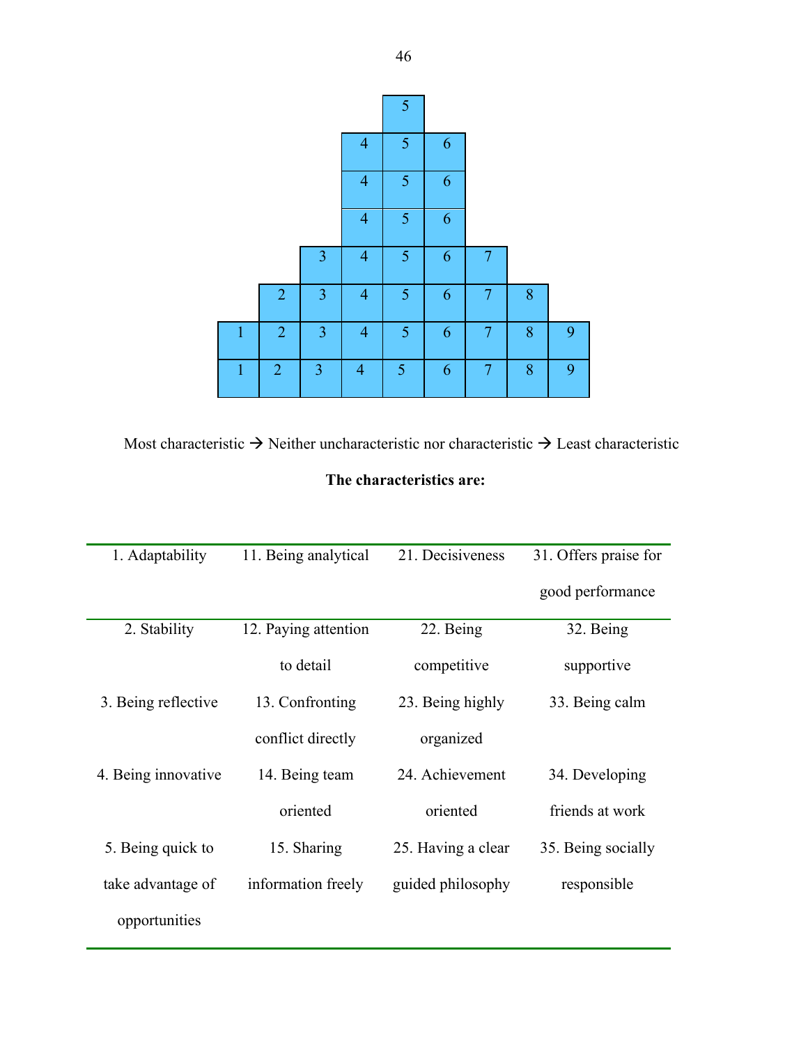|  |  |  |  | 5 |  |  |  |  |
|---|---|---|---|---|---|---|---|---|
|  |  |  | 4 | 5 | 6 |  |  |  |
|  |  |  | 4 | 5 | 6 |  |  |  |
|  |  |  | 4 | 5 | 6 |  |  |  |
|  |  | 3 | 4 | 5 | 6 | 7 |  |  |
|  | 2 | 3 | 4 | 5 | 6 | 7 | 8 |  |
| 1 | 2 | 3 | 4 | 5 | 6 | 7 | 8 | 9 |
| 1 | 2 | 3 | 4 | 5 | 6 | 7 | 8 | 9 |

Most characteristic → Neither uncharacteristic nor characteristic → Least characteristic

**The characteristics are:**

| 1. Adaptability | 11. Being analytical | 21. Decisiveness | 31. Offers praise for good performance |
|---|---|---|---|
| 2. Stability | 12. Paying attention to detail | 22. Being competitive | 32. Being supportive |
| 3. Being reflective | 13. Confronting conflict directly | 23. Being highly organized | 33. Being calm |
| 4. Being innovative | 14. Being team oriented | 24. Achievement oriented | 34. Developing friends at work |
| 5. Being quick to take advantage of opportunities | 15. Sharing information freely | 25. Having a clear guided philosophy | 35. Being socially responsible |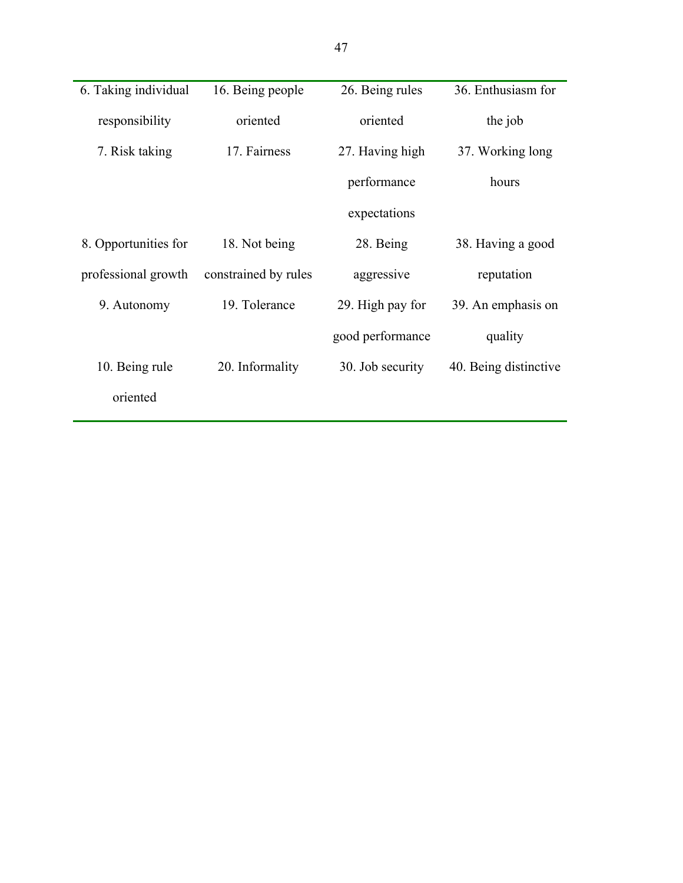| | | | |
|---|---|---|---|
| 6. Taking individual responsibility | 16. Being people oriented | 26. Being rules oriented | 36. Enthusiasm for the job |
| 7. Risk taking | 17. Fairness | 27. Having high performance expectations | 37. Working long hours |
| 8. Opportunities for professional growth | 18. Not being constrained by rules | 28. Being aggressive | 38. Having a good reputation |
| 9. Autonomy | 19. Tolerance | 29. High pay for good performance | 39. An emphasis on quality |
| 10. Being rule oriented | 20. Informality | 30. Job security | 40. Being distinctive |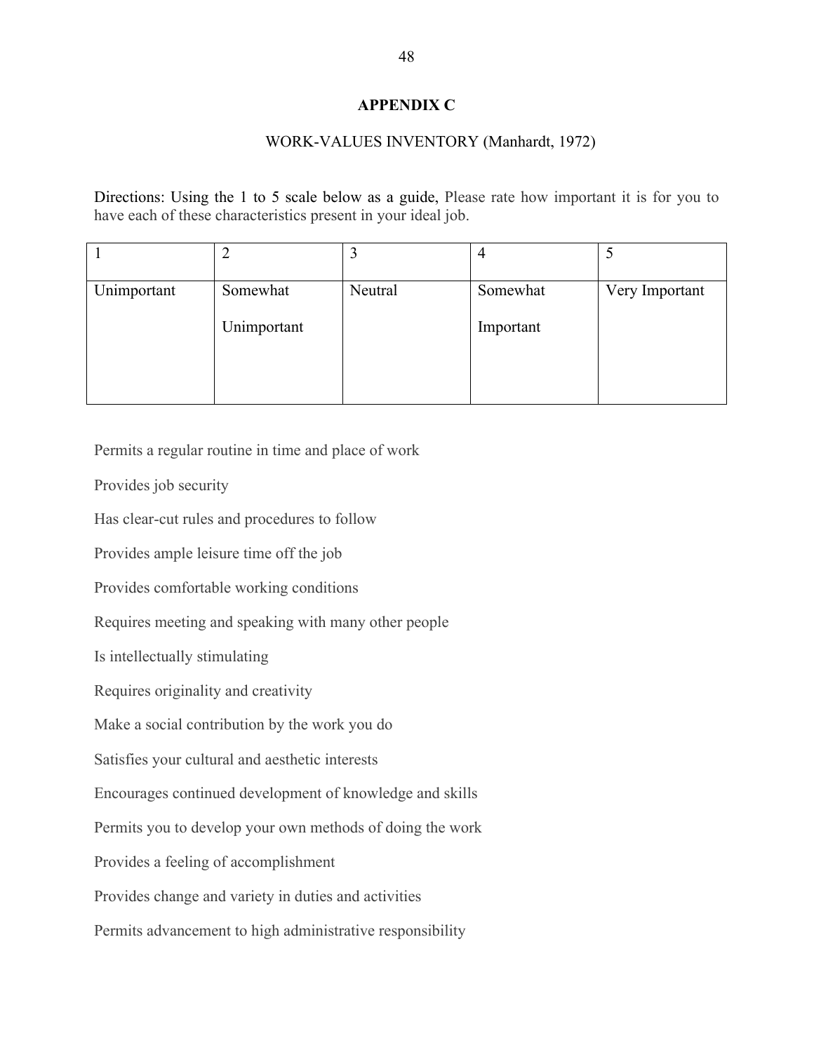## APPENDIX C

WORK-VALUES INVENTORY (Manhardt, 1972)

Directions: Using the 1 to 5 scale below as a guide, Please rate how important it is for you to have each of these characteristics present in your ideal job.

| 1 | 2 | 3 | 4 | 5 |
|---|---|---|---|---|
| Unimportant | Somewhat Unimportant | Neutral | Somewhat Important | Very Important |

Permits a regular routine in time and place of work

Provides job security

Has clear-cut rules and procedures to follow

Provides ample leisure time off the job

Provides comfortable working conditions

Requires meeting and speaking with many other people

Is intellectually stimulating

Requires originality and creativity

Make a social contribution by the work you do

Satisfies your cultural and aesthetic interests

Encourages continued development of knowledge and skills

Permits you to develop your own methods of doing the work

Provides a feeling of accomplishment

Provides change and variety in duties and activities

Permits advancement to high administrative responsibility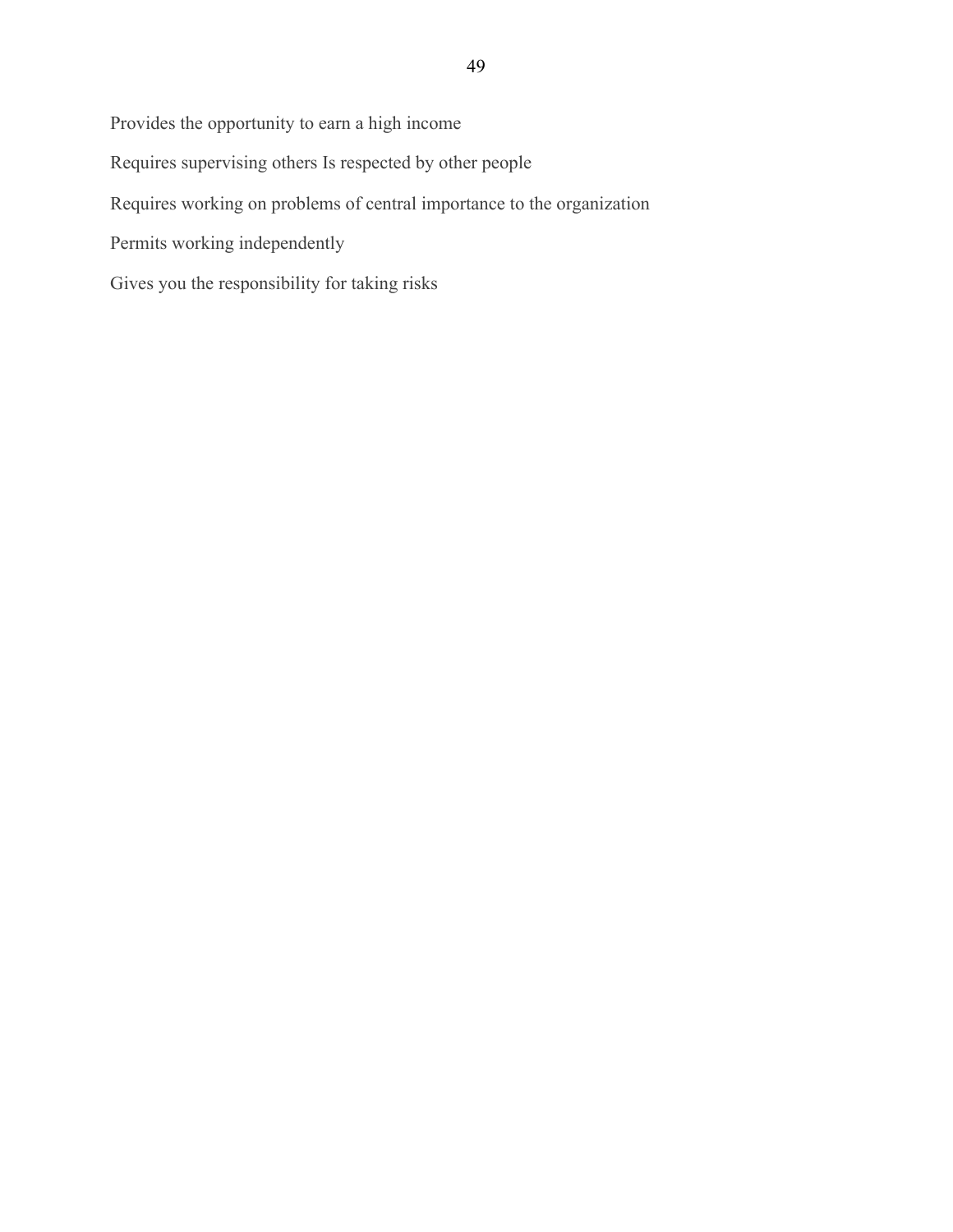Provides the opportunity to earn a high income

Requires supervising others Is respected by other people

Requires working on problems of central importance to the organization

Permits working independently

Gives you the responsibility for taking risks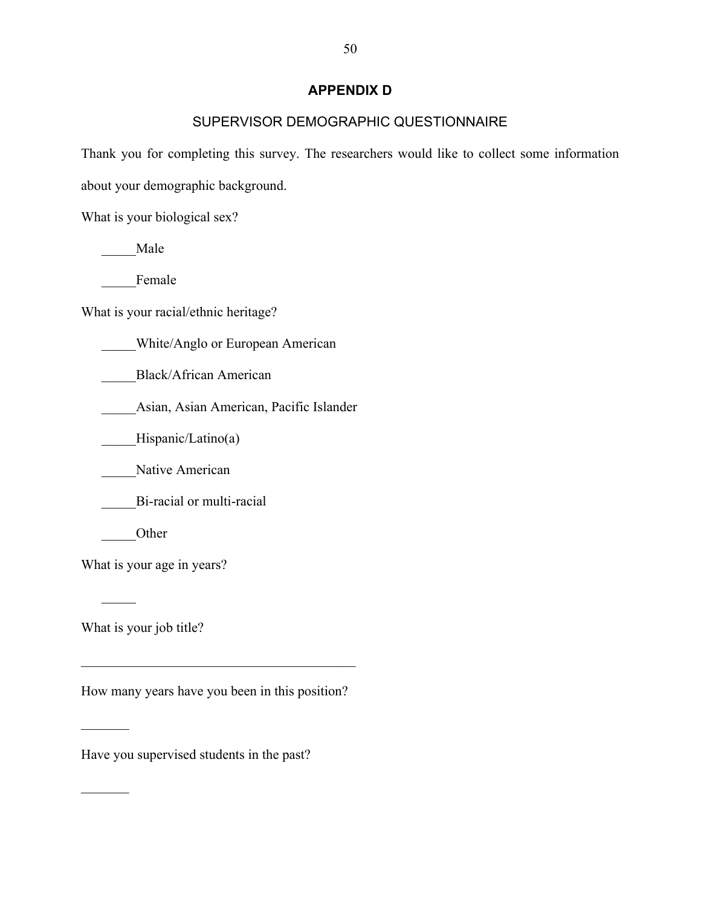# APPENDIX D

## SUPERVISOR DEMOGRAPHIC QUESTIONNAIRE

Thank you for completing this survey. The researchers would like to collect some information about your demographic background.

What is your biological sex?

_____Male

_____Female

What is your racial/ethnic heritage?

_____White/Anglo or European American

_____Black/African American

_____Asian, Asian American, Pacific Islander

_____Hispanic/Latino(a)

_____Native American

_____Bi-racial or multi-racial

_____Other

What is your age in years?

_____

What is your job title?

________________________________________

How many years have you been in this position?

_______

Have you supervised students in the past?

_______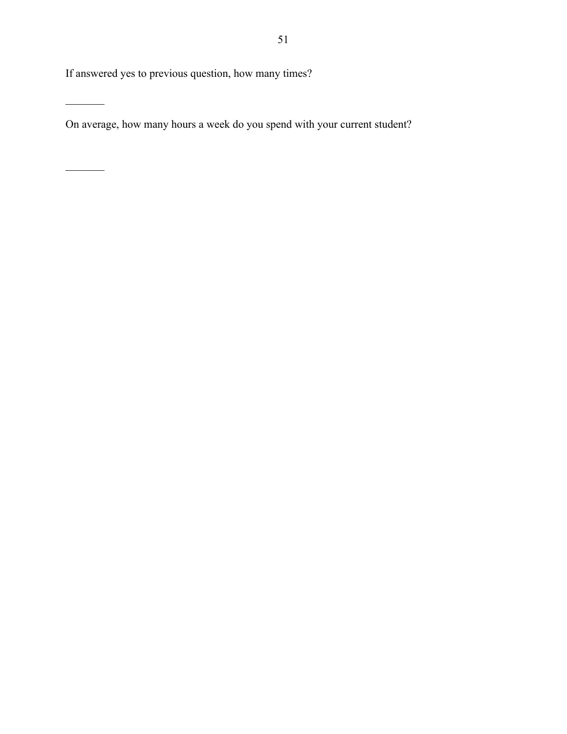If answered yes to previous question, how many times?

_______

On average, how many hours a week do you spend with your current student?

_______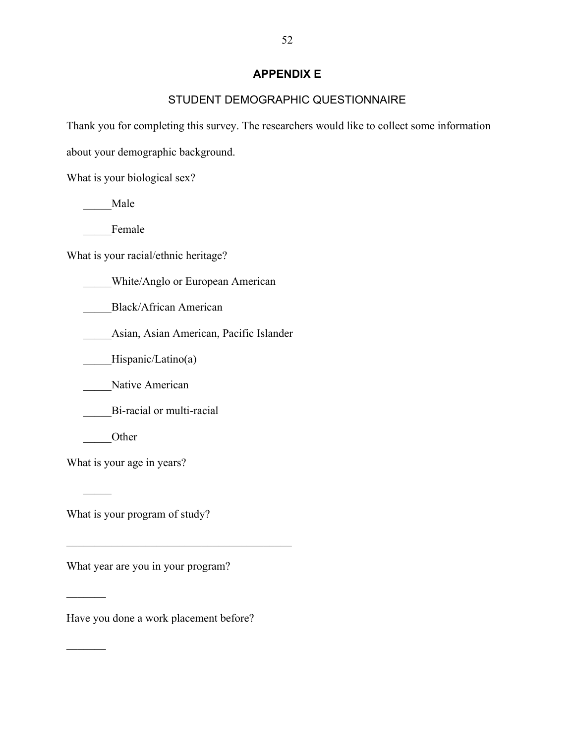# APPENDIX E

## STUDENT DEMOGRAPHIC QUESTIONNAIRE

Thank you for completing this survey. The researchers would like to collect some information about your demographic background.

What is your biological sex?

_____Male

_____Female

What is your racial/ethnic heritage?

_____White/Anglo or European American

_____Black/African American

_____Asian, Asian American, Pacific Islander

_____Hispanic/Latino(a)

_____Native American

_____Bi-racial or multi-racial

_____Other

What is your age in years?

_____

What is your program of study?

________________________________________

What year are you in your program?

_______

Have you done a work placement before?

_______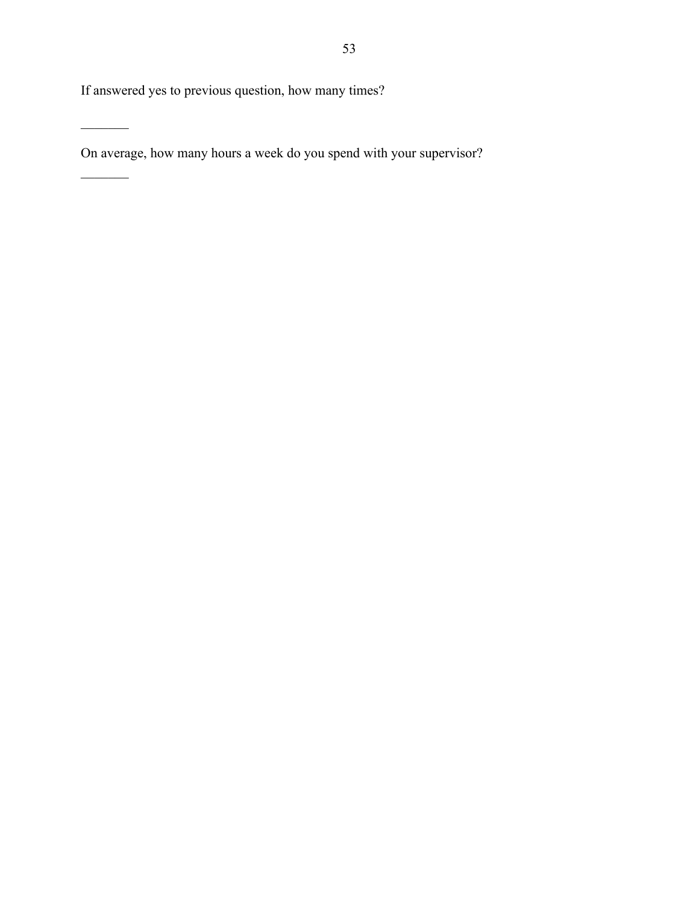If answered yes to previous question, how many times?

_______

On average, how many hours a week do you spend with your supervisor?

_______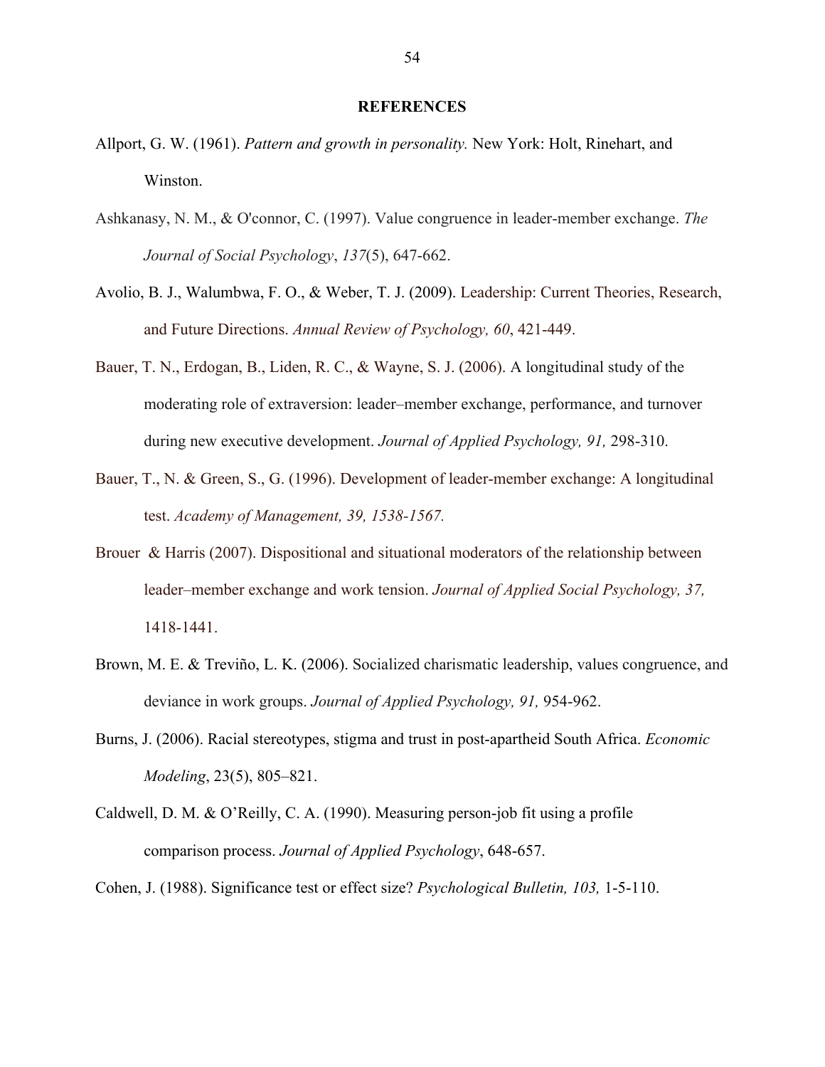# REFERENCES

Allport, G. W. (1961). *Pattern and growth in personality.* New York: Holt, Rinehart, and Winston.

Ashkanasy, N. M., & O'connor, C. (1997). Value congruence in leader-member exchange. *The Journal of Social Psychology*, *137*(5), 647-662.

Avolio, B. J., Walumbwa, F. O., & Weber, T. J. (2009). Leadership: Current Theories, Research, and Future Directions. *Annual Review of Psychology, 60*, 421-449.

Bauer, T. N., Erdogan, B., Liden, R. C., & Wayne, S. J. (2006). A longitudinal study of the moderating role of extraversion: leader–member exchange, performance, and turnover during new executive development. *Journal of Applied Psychology, 91,* 298-310.

Bauer, T., N. & Green, S., G. (1996). Development of leader-member exchange: A longitudinal test. *Academy of Management, 39, 1538-1567.*

Brouer & Harris (2007). Dispositional and situational moderators of the relationship between leader–member exchange and work tension. *Journal of Applied Social Psychology, 37,* 1418-1441.

Brown, M. E. & Treviño, L. K. (2006). Socialized charismatic leadership, values congruence, and deviance in work groups. *Journal of Applied Psychology, 91,* 954-962.

Burns, J. (2006). Racial stereotypes, stigma and trust in post-apartheid South Africa. *Economic Modeling*, 23(5), 805–821.

Caldwell, D. M. & O'Reilly, C. A. (1990). Measuring person-job fit using a profile comparison process. *Journal of Applied Psychology*, 648-657.

Cohen, J. (1988). Significance test or effect size? *Psychological Bulletin, 103,* 1-5-110.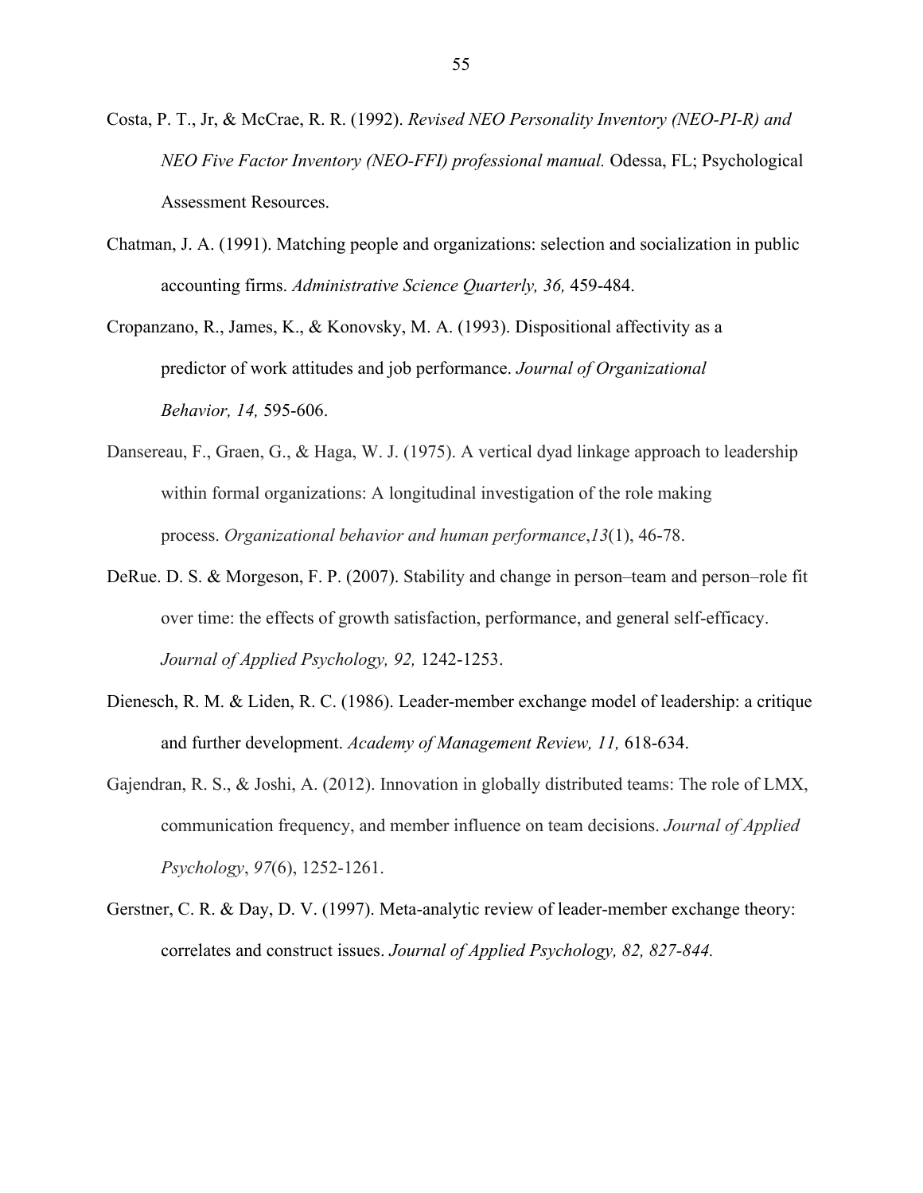Costa, P. T., Jr, & McCrae, R. R. (1992). *Revised NEO Personality Inventory (NEO-PI-R) and NEO Five Factor Inventory (NEO-FFI) professional manual.* Odessa, FL; Psychological Assessment Resources.

Chatman, J. A. (1991). Matching people and organizations: selection and socialization in public accounting firms. *Administrative Science Quarterly, 36,* 459-484.

Cropanzano, R., James, K., & Konovsky, M. A. (1993). Dispositional affectivity as a predictor of work attitudes and job performance. *Journal of Organizational Behavior, 14,* 595-606.

Dansereau, F., Graen, G., & Haga, W. J. (1975). A vertical dyad linkage approach to leadership within formal organizations: A longitudinal investigation of the role making process. *Organizational behavior and human performance*,*13*(1), 46-78.

DeRue. D. S. & Morgeson, F. P. (2007). Stability and change in person–team and person–role fit over time: the effects of growth satisfaction, performance, and general self-efficacy. *Journal of Applied Psychology, 92,* 1242-1253.

Dienesch, R. M. & Liden, R. C. (1986). Leader-member exchange model of leadership: a critique and further development. *Academy of Management Review, 11,* 618-634.

Gajendran, R. S., & Joshi, A. (2012). Innovation in globally distributed teams: The role of LMX, communication frequency, and member influence on team decisions. *Journal of Applied Psychology*, *97*(6), 1252-1261.

Gerstner, C. R. & Day, D. V. (1997). Meta-analytic review of leader-member exchange theory: correlates and construct issues. *Journal of Applied Psychology, 82, 827-844.*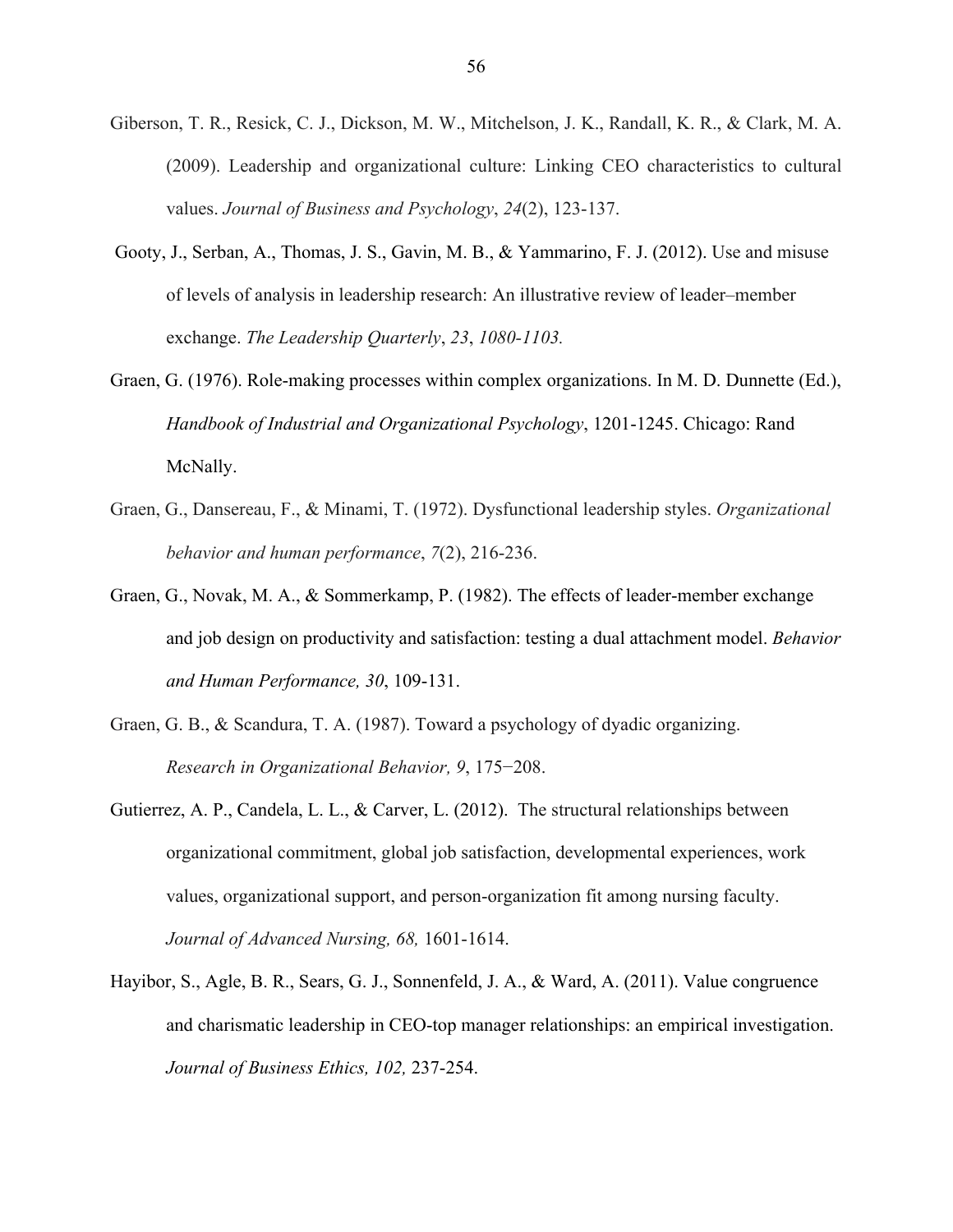Giberson, T. R., Resick, C. J., Dickson, M. W., Mitchelson, J. K., Randall, K. R., & Clark, M. A. (2009). Leadership and organizational culture: Linking CEO characteristics to cultural values. *Journal of Business and Psychology*, *24*(2), 123-137.

Gooty, J., Serban, A., Thomas, J. S., Gavin, M. B., & Yammarino, F. J. (2012). Use and misuse of levels of analysis in leadership research: An illustrative review of leader–member exchange. *The Leadership Quarterly*, *23*, *1080-1103.*

Graen, G. (1976). Role-making processes within complex organizations. In M. D. Dunnette (Ed.), *Handbook of Industrial and Organizational Psychology*, 1201-1245. Chicago: Rand McNally.

Graen, G., Dansereau, F., & Minami, T. (1972). Dysfunctional leadership styles. *Organizational behavior and human performance*, *7*(2), 216-236.

Graen, G., Novak, M. A., & Sommerkamp, P. (1982). The effects of leader-member exchange and job design on productivity and satisfaction: testing a dual attachment model. *Behavior and Human Performance, 30*, 109-131.

Graen, G. B., & Scandura, T. A. (1987). Toward a psychology of dyadic organizing. *Research in Organizational Behavior, 9*, 175−208.

Gutierrez, A. P., Candela, L. L., & Carver, L. (2012). The structural relationships between organizational commitment, global job satisfaction, developmental experiences, work values, organizational support, and person-organization fit among nursing faculty. *Journal of Advanced Nursing, 68,* 1601-1614.

Hayibor, S., Agle, B. R., Sears, G. J., Sonnenfeld, J. A., & Ward, A. (2011). Value congruence and charismatic leadership in CEO-top manager relationships: an empirical investigation. *Journal of Business Ethics, 102,* 237-254.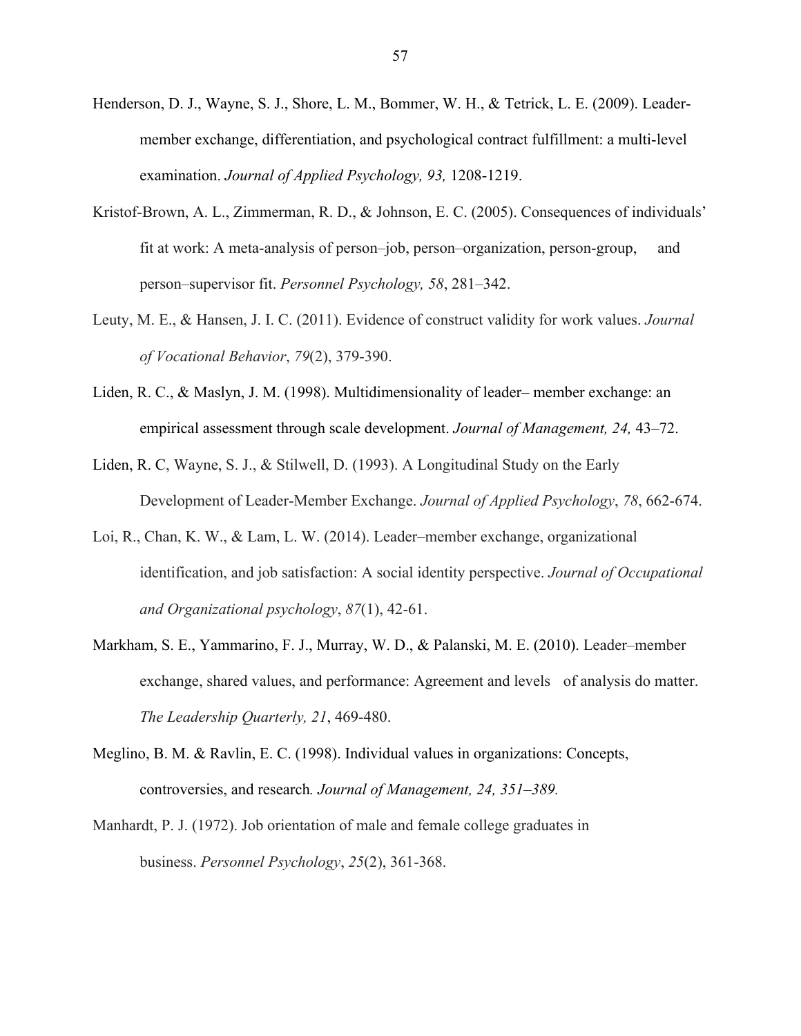Henderson, D. J., Wayne, S. J., Shore, L. M., Bommer, W. H., & Tetrick, L. E. (2009). Leader-member exchange, differentiation, and psychological contract fulfillment: a multi-level examination. *Journal of Applied Psychology, 93,* 1208-1219.

Kristof-Brown, A. L., Zimmerman, R. D., & Johnson, E. C. (2005). Consequences of individuals' fit at work: A meta-analysis of person–job, person–organization, person-group, and person–supervisor fit. *Personnel Psychology, 58*, 281–342.

Leuty, M. E., & Hansen, J. I. C. (2011). Evidence of construct validity for work values. *Journal of Vocational Behavior*, *79*(2), 379-390.

Liden, R. C., & Maslyn, J. M. (1998). Multidimensionality of leader– member exchange: an empirical assessment through scale development. *Journal of Management, 24,* 43–72.

Liden, R. C, Wayne, S. J., & Stilwell, D. (1993). A Longitudinal Study on the Early Development of Leader-Member Exchange. *Journal of Applied Psychology*, *78*, 662-674.

Loi, R., Chan, K. W., & Lam, L. W. (2014). Leader–member exchange, organizational identification, and job satisfaction: A social identity perspective. *Journal of Occupational and Organizational psychology*, *87*(1), 42-61.

Markham, S. E., Yammarino, F. J., Murray, W. D., & Palanski, M. E. (2010). Leader–member exchange, shared values, and performance: Agreement and levels of analysis do matter. *The Leadership Quarterly, 21*, 469-480.

Meglino, B. M. & Ravlin, E. C. (1998). Individual values in organizations: Concepts, controversies, and research*. Journal of Management, 24, 351–389.*

Manhardt, P. J. (1972). Job orientation of male and female college graduates in business. *Personnel Psychology*, *25*(2), 361-368.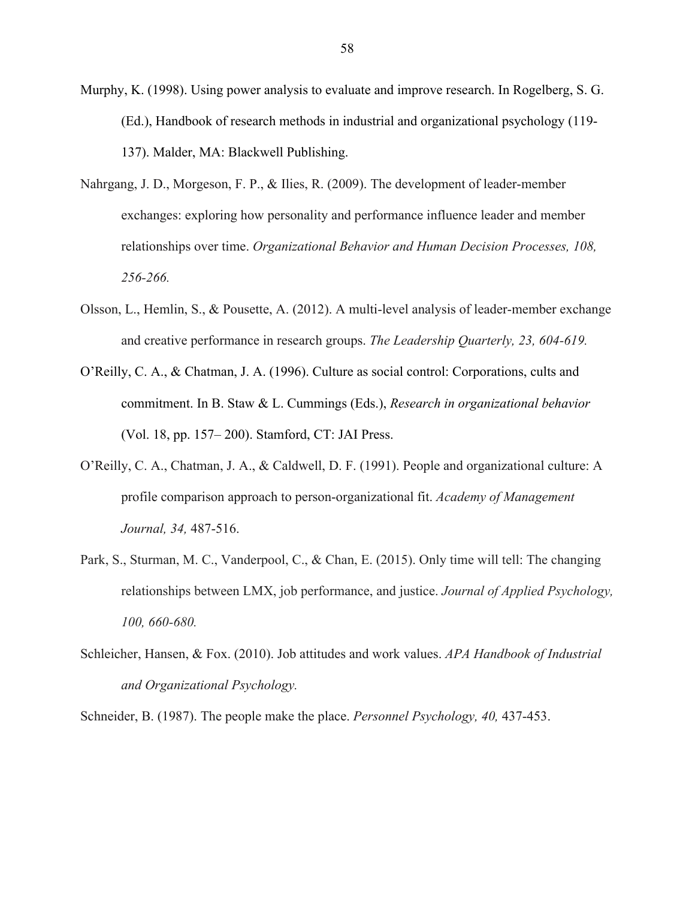Murphy, K. (1998). Using power analysis to evaluate and improve research. In Rogelberg, S. G. (Ed.), Handbook of research methods in industrial and organizational psychology (119-137). Malder, MA: Blackwell Publishing.

Nahrgang, J. D., Morgeson, F. P., & Ilies, R. (2009). The development of leader-member exchanges: exploring how personality and performance influence leader and member relationships over time. *Organizational Behavior and Human Decision Processes, 108, 256-266.*

Olsson, L., Hemlin, S., & Pousette, A. (2012). A multi-level analysis of leader-member exchange and creative performance in research groups. *The Leadership Quarterly, 23, 604-619.*

O'Reilly, C. A., & Chatman, J. A. (1996). Culture as social control: Corporations, cults and commitment. In B. Staw & L. Cummings (Eds.), *Research in organizational behavior* (Vol. 18, pp. 157– 200). Stamford, CT: JAI Press.

O'Reilly, C. A., Chatman, J. A., & Caldwell, D. F. (1991). People and organizational culture: A profile comparison approach to person-organizational fit. *Academy of Management Journal, 34,* 487-516.

Park, S., Sturman, M. C., Vanderpool, C., & Chan, E. (2015). Only time will tell: The changing relationships between LMX, job performance, and justice. *Journal of Applied Psychology, 100, 660-680.*

Schleicher, Hansen, & Fox. (2010). Job attitudes and work values. *APA Handbook of Industrial and Organizational Psychology.*

Schneider, B. (1987). The people make the place. *Personnel Psychology, 40,* 437-453.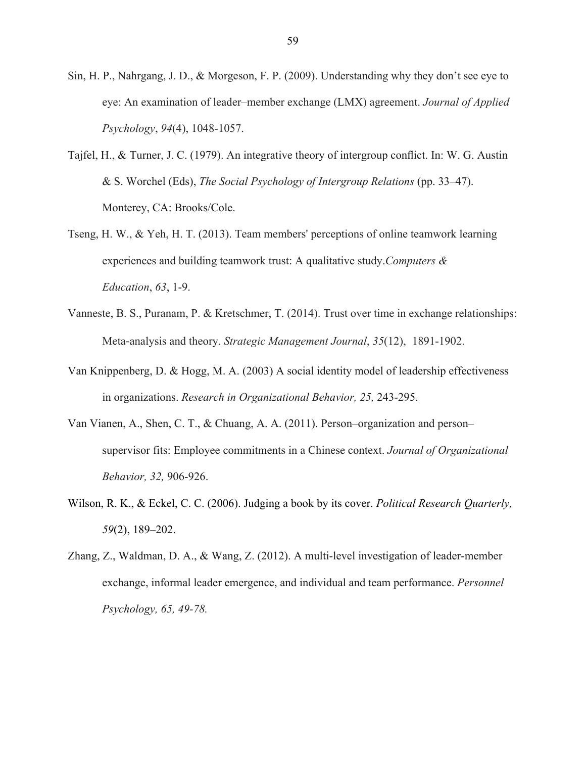Sin, H. P., Nahrgang, J. D., & Morgeson, F. P. (2009). Understanding why they don't see eye to eye: An examination of leader–member exchange (LMX) agreement. *Journal of Applied Psychology*, *94*(4), 1048-1057.

Tajfel, H., & Turner, J. C. (1979). An integrative theory of intergroup conflict. In: W. G. Austin & S. Worchel (Eds), *The Social Psychology of Intergroup Relations* (pp. 33–47). Monterey, CA: Brooks/Cole.

Tseng, H. W., & Yeh, H. T. (2013). Team members' perceptions of online teamwork learning experiences and building teamwork trust: A qualitative study.*Computers & Education*, *63*, 1-9.

Vanneste, B. S., Puranam, P. & Kretschmer, T. (2014). Trust over time in exchange relationships: Meta-analysis and theory. *Strategic Management Journal*, *35*(12), 1891-1902.

Van Knippenberg, D. & Hogg, M. A. (2003) A social identity model of leadership effectiveness in organizations. *Research in Organizational Behavior, 25,* 243-295.

Van Vianen, A., Shen, C. T., & Chuang, A. A. (2011). Person–organization and person–supervisor fits: Employee commitments in a Chinese context. *Journal of Organizational Behavior, 32,* 906-926.

Wilson, R. K., & Eckel, C. C. (2006). Judging a book by its cover. *Political Research Quarterly, 59*(2), 189–202.

Zhang, Z., Waldman, D. A., & Wang, Z. (2012). A multi-level investigation of leader-member exchange, informal leader emergence, and individual and team performance. *Personnel Psychology, 65, 49-78.*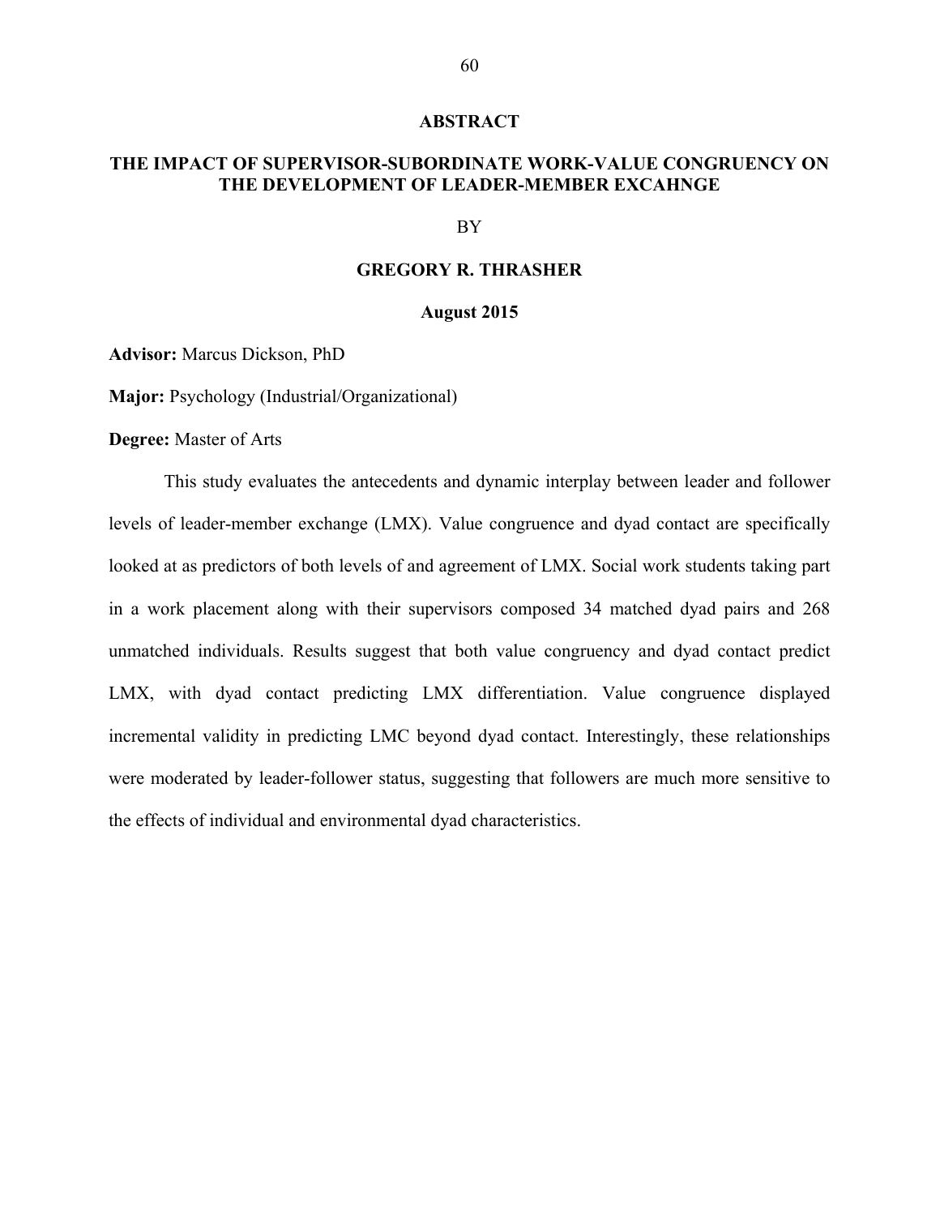# ABSTRACT

## THE IMPACT OF SUPERVISOR-SUBORDINATE WORK-VALUE CONGRUENCY ON THE DEVELOPMENT OF LEADER-MEMBER EXCAHNGE

BY

**GREGORY R. THRASHER**

**August 2015**

**Advisor:** Marcus Dickson, PhD

**Major:** Psychology (Industrial/Organizational)

**Degree:** Master of Arts

This study evaluates the antecedents and dynamic interplay between leader and follower levels of leader-member exchange (LMX). Value congruence and dyad contact are specifically looked at as predictors of both levels of and agreement of LMX. Social work students taking part in a work placement along with their supervisors composed 34 matched dyad pairs and 268 unmatched individuals. Results suggest that both value congruency and dyad contact predict LMX, with dyad contact predicting LMX differentiation. Value congruence displayed incremental validity in predicting LMC beyond dyad contact. Interestingly, these relationships were moderated by leader-follower status, suggesting that followers are much more sensitive to the effects of individual and environmental dyad characteristics.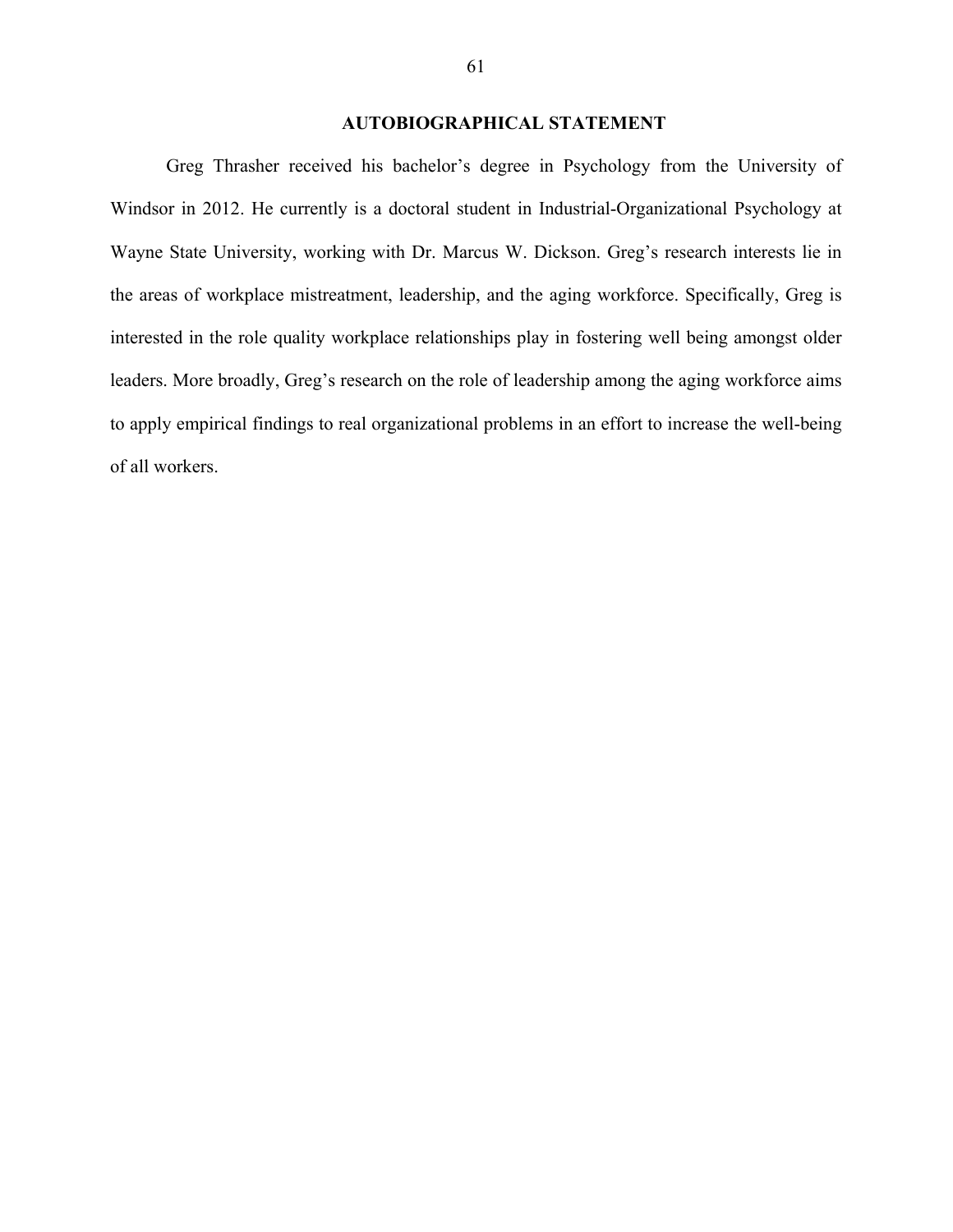## AUTOBIOGRAPHICAL STATEMENT

Greg Thrasher received his bachelor’s degree in Psychology from the University of Windsor in 2012. He currently is a doctoral student in Industrial-Organizational Psychology at Wayne State University, working with Dr. Marcus W. Dickson. Greg’s research interests lie in the areas of workplace mistreatment, leadership, and the aging workforce. Specifically, Greg is interested in the role quality workplace relationships play in fostering well being amongst older leaders. More broadly, Greg’s research on the role of leadership among the aging workforce aims to apply empirical findings to real organizational problems in an effort to increase the well-being of all workers.